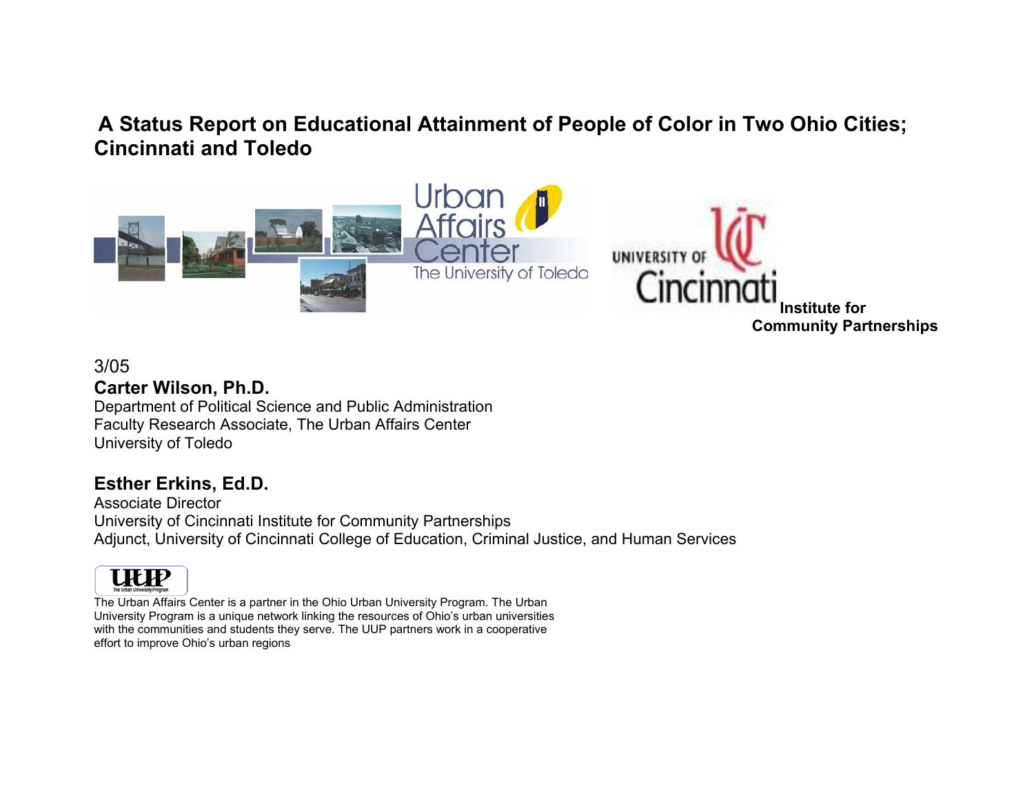# A Status Report on Educational Attainment of People of Color in Two Ohio Cities; Cincinnati and Toledo

Urban Affairs Center
The University of Toledo

University of Cincinnati
**Institute for Community Partnerships**

3/05

**Carter Wilson, Ph.D.**
Department of Political Science and Public Administration
Faculty Research Associate, The Urban Affairs Center
University of Toledo

**Esther Erkins, Ed.D.**
Associate Director
University of Cincinnati Institute for Community Partnerships
Adjunct, University of Cincinnati College of Education, Criminal Justice, and Human Services

UUP
The Urban University Program

The Urban Affairs Center is a partner in the Ohio Urban University Program. The Urban University Program is a unique network linking the resources of Ohio's urban universities with the communities and students they serve. The UUP partners work in a cooperative effort to improve Ohio's urban regions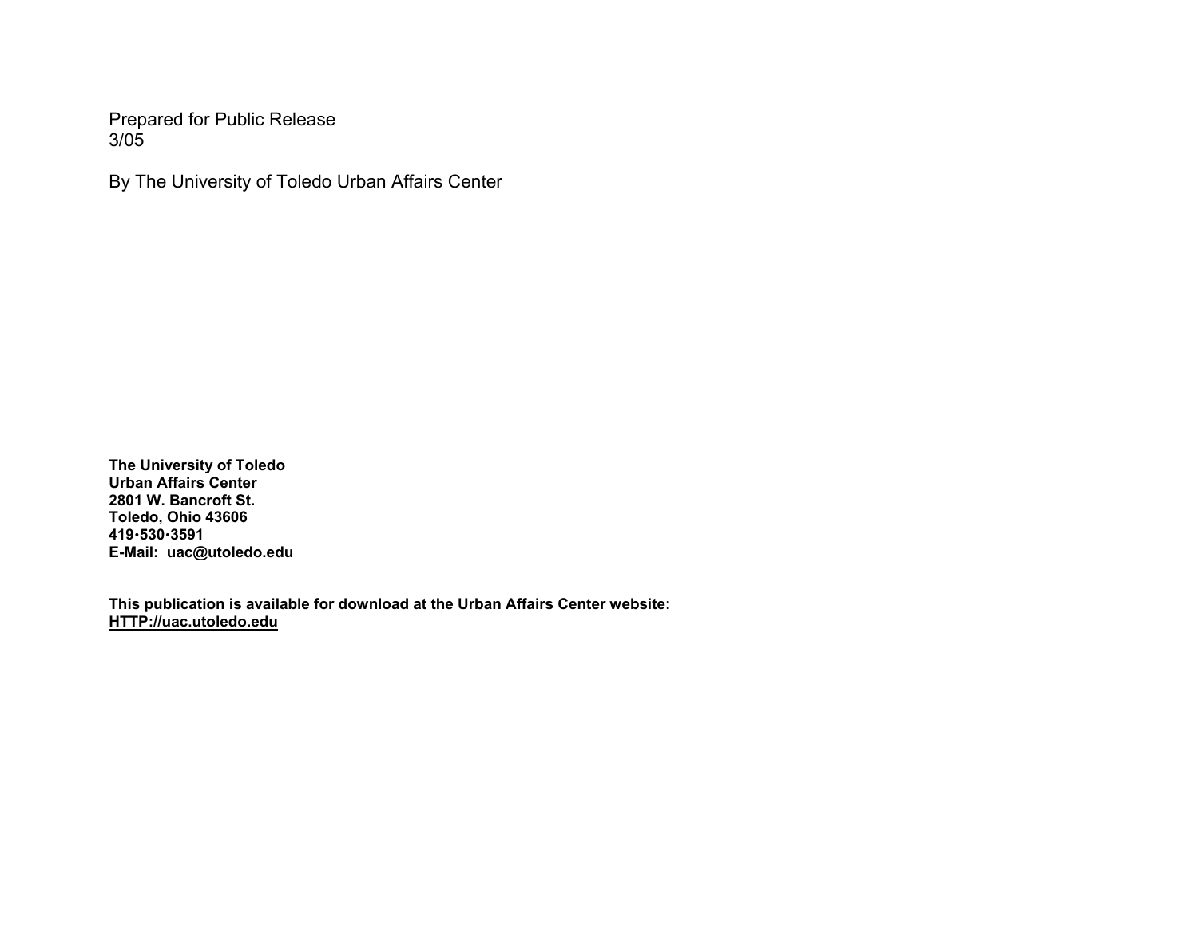Prepared for Public Release
3/05

By The University of Toledo Urban Affairs Center

**The University of Toledo**
**Urban Affairs Center**
**2801 W. Bancroft St.**
**Toledo, Ohio 43606**
**419•530•3591**
**E-Mail: uac@utoledo.edu**

**This publication is available for download at the Urban Affairs Center website:**
**HTTP://uac.utoledo.edu**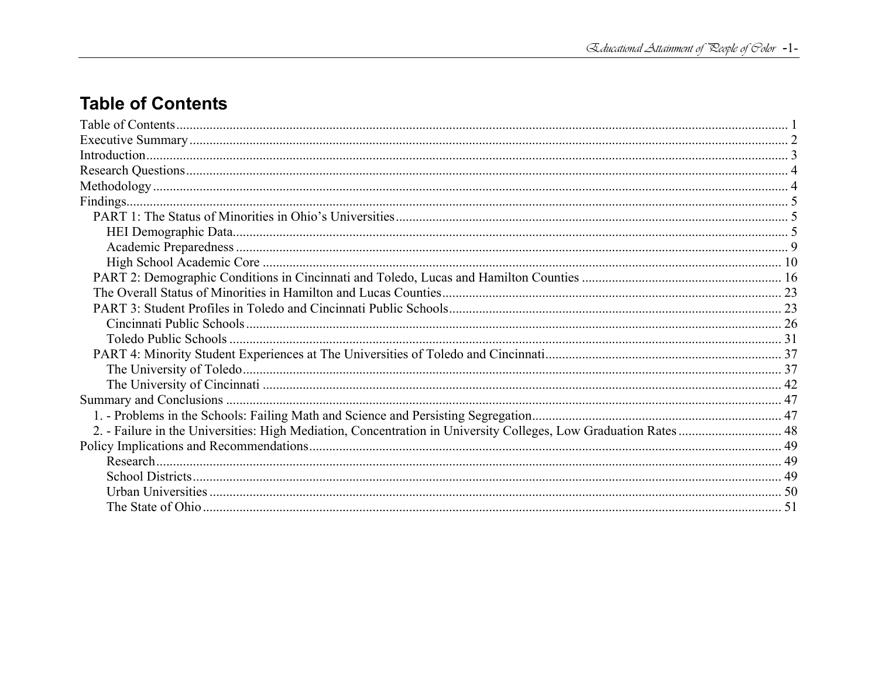# Table of Contents

Table of Contents ........ 1
Executive Summary ........ 2
Introduction ........ 3
Research Questions ........ 4
Methodology ........ 4
Findings ........ 5
- PART 1: The Status of Minorities in Ohio's Universities ........ 5
  - HEI Demographic Data ........ 5
  - Academic Preparedness ........ 9
  - High School Academic Core ........ 10
- PART 2: Demographic Conditions in Cincinnati and Toledo, Lucas and Hamilton Counties ........ 16
- The Overall Status of Minorities in Hamilton and Lucas Counties ........ 23
- PART 3: Student Profiles in Toledo and Cincinnati Public Schools ........ 23
  - Cincinnati Public Schools ........ 26
  - Toledo Public Schools ........ 31
- PART 4: Minority Student Experiences at The Universities of Toledo and Cincinnati ........ 37
  - The University of Toledo ........ 37
  - The University of Cincinnati ........ 42

Summary and Conclusions ........ 47
- 1. - Problems in the Schools: Failing Math and Science and Persisting Segregation ........ 47
- 2. - Failure in the Universities: High Mediation, Concentration in University Colleges, Low Graduation Rates ........ 48

Policy Implications and Recommendations ........ 49
- Research ........ 49
- School Districts ........ 49
- Urban Universities ........ 50
- The State of Ohio ........ 51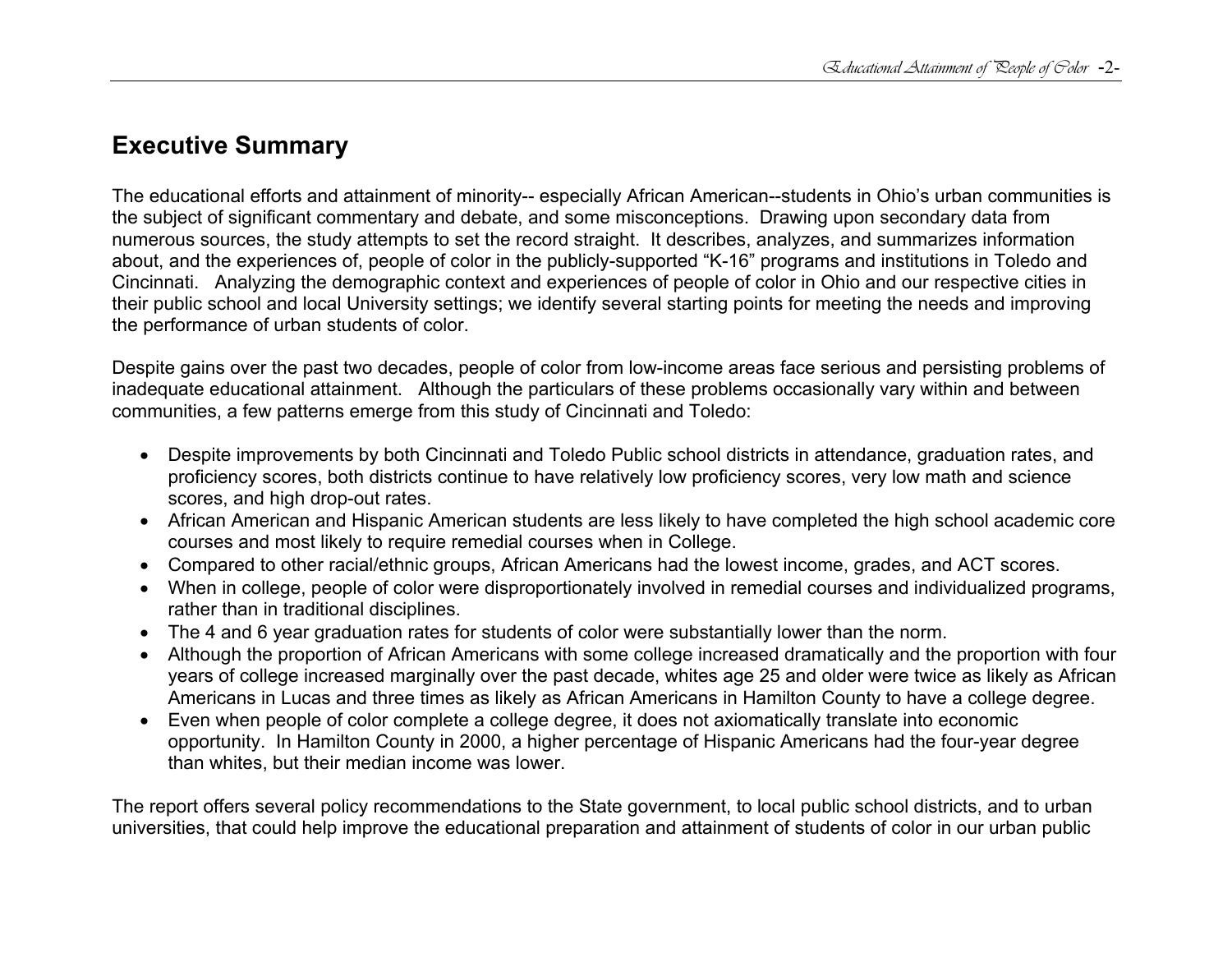## Executive Summary

The educational efforts and attainment of minority-- especially African American--students in Ohio's urban communities is the subject of significant commentary and debate, and some misconceptions. Drawing upon secondary data from numerous sources, the study attempts to set the record straight. It describes, analyzes, and summarizes information about, and the experiences of, people of color in the publicly-supported "K-16" programs and institutions in Toledo and Cincinnati. Analyzing the demographic context and experiences of people of color in Ohio and our respective cities in their public school and local University settings; we identify several starting points for meeting the needs and improving the performance of urban students of color.

Despite gains over the past two decades, people of color from low-income areas face serious and persisting problems of inadequate educational attainment. Although the particulars of these problems occasionally vary within and between communities, a few patterns emerge from this study of Cincinnati and Toledo:

- Despite improvements by both Cincinnati and Toledo Public school districts in attendance, graduation rates, and proficiency scores, both districts continue to have relatively low proficiency scores, very low math and science scores, and high drop-out rates.
- African American and Hispanic American students are less likely to have completed the high school academic core courses and most likely to require remedial courses when in College.
- Compared to other racial/ethnic groups, African Americans had the lowest income, grades, and ACT scores.
- When in college, people of color were disproportionately involved in remedial courses and individualized programs, rather than in traditional disciplines.
- The 4 and 6 year graduation rates for students of color were substantially lower than the norm.
- Although the proportion of African Americans with some college increased dramatically and the proportion with four years of college increased marginally over the past decade, whites age 25 and older were twice as likely as African Americans in Lucas and three times as likely as African Americans in Hamilton County to have a college degree.
- Even when people of color complete a college degree, it does not axiomatically translate into economic opportunity. In Hamilton County in 2000, a higher percentage of Hispanic Americans had the four-year degree than whites, but their median income was lower.

The report offers several policy recommendations to the State government, to local public school districts, and to urban universities, that could help improve the educational preparation and attainment of students of color in our urban public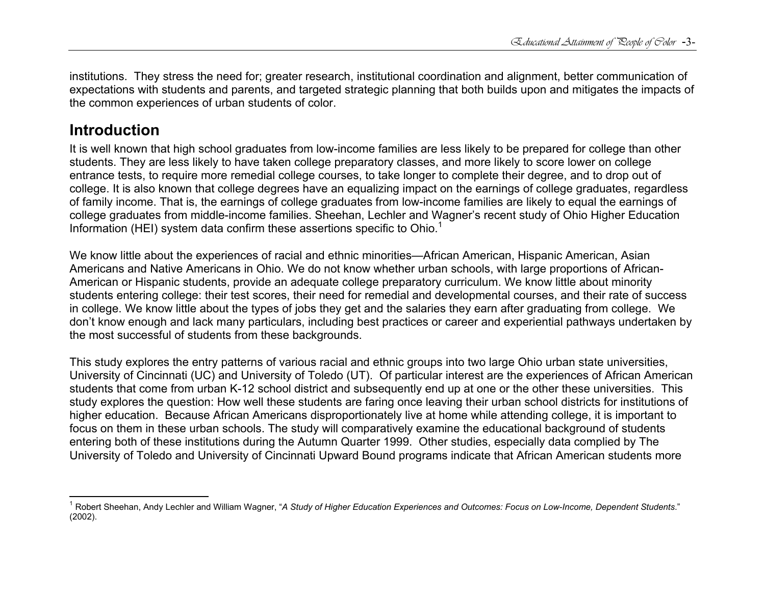institutions. They stress the need for; greater research, institutional coordination and alignment, better communication of expectations with students and parents, and targeted strategic planning that both builds upon and mitigates the impacts of the common experiences of urban students of color.

## Introduction

It is well known that high school graduates from low-income families are less likely to be prepared for college than other students. They are less likely to have taken college preparatory classes, and more likely to score lower on college entrance tests, to require more remedial college courses, to take longer to complete their degree, and to drop out of college. It is also known that college degrees have an equalizing impact on the earnings of college graduates, regardless of family income. That is, the earnings of college graduates from low-income families are likely to equal the earnings of college graduates from middle-income families. Sheehan, Lechler and Wagner's recent study of Ohio Higher Education Information (HEI) system data confirm these assertions specific to Ohio.[1]

We know little about the experiences of racial and ethnic minorities—African American, Hispanic American, Asian Americans and Native Americans in Ohio. We do not know whether urban schools, with large proportions of African-American or Hispanic students, provide an adequate college preparatory curriculum. We know little about minority students entering college: their test scores, their need for remedial and developmental courses, and their rate of success in college. We know little about the types of jobs they get and the salaries they earn after graduating from college. We don't know enough and lack many particulars, including best practices or career and experiential pathways undertaken by the most successful of students from these backgrounds.

This study explores the entry patterns of various racial and ethnic groups into two large Ohio urban state universities, University of Cincinnati (UC) and University of Toledo (UT). Of particular interest are the experiences of African American students that come from urban K-12 school district and subsequently end up at one or the other these universities. This study explores the question: How well these students are faring once leaving their urban school districts for institutions of higher education. Because African Americans disproportionately live at home while attending college, it is important to focus on them in these urban schools. The study will comparatively examine the educational background of students entering both of these institutions during the Autumn Quarter 1999. Other studies, especially data complied by The University of Toledo and University of Cincinnati Upward Bound programs indicate that African American students more

---

[1] Robert Sheehan, Andy Lechler and William Wagner, "*A Study of Higher Education Experiences and Outcomes: Focus on Low-Income, Dependent Students*." (2002).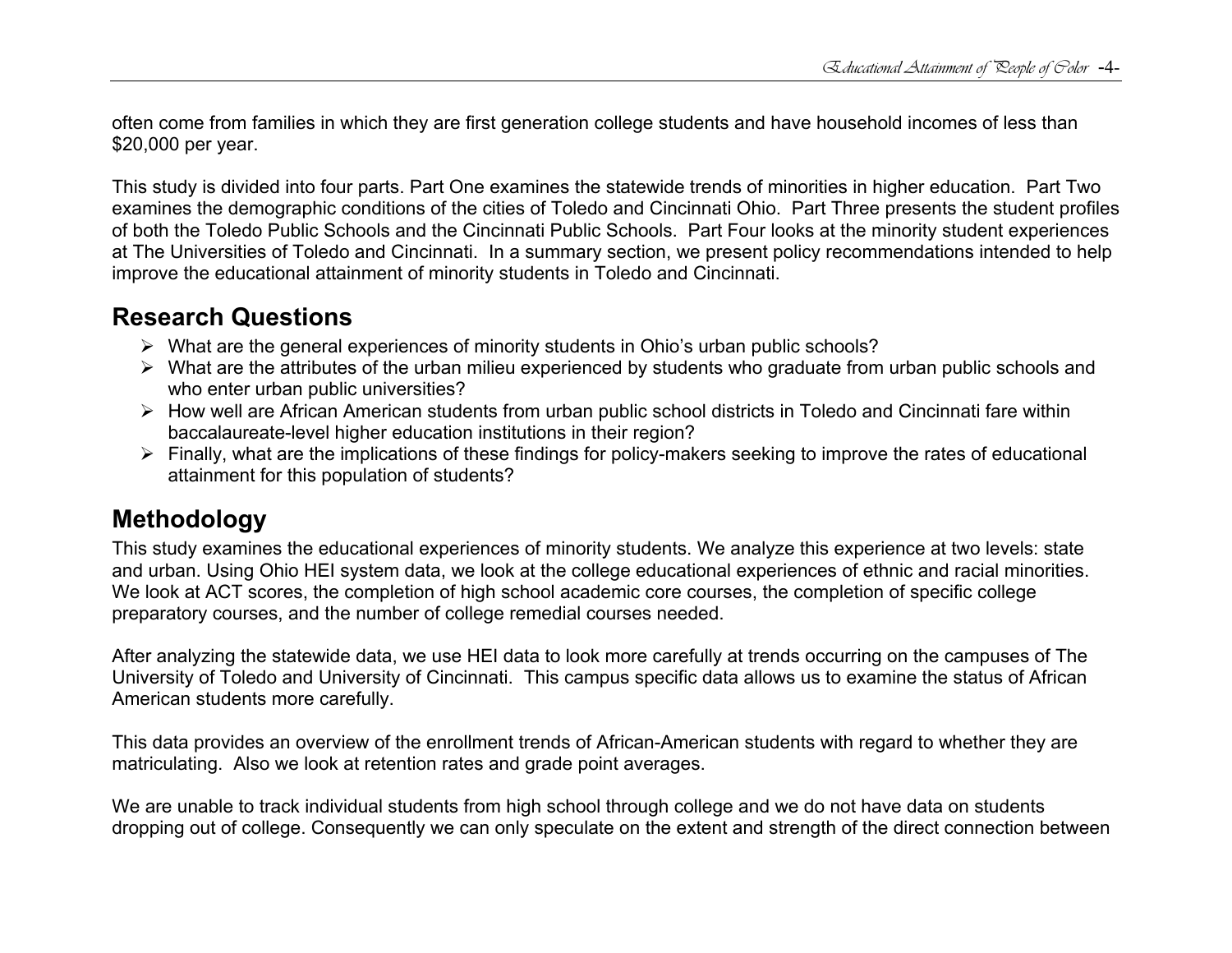often come from families in which they are first generation college students and have household incomes of less than $20,000 per year.

This study is divided into four parts. Part One examines the statewide trends of minorities in higher education. Part Two examines the demographic conditions of the cities of Toledo and Cincinnati Ohio. Part Three presents the student profiles of both the Toledo Public Schools and the Cincinnati Public Schools. Part Four looks at the minority student experiences at The Universities of Toledo and Cincinnati. In a summary section, we present policy recommendations intended to help improve the educational attainment of minority students in Toledo and Cincinnati.

## Research Questions

- What are the general experiences of minority students in Ohio's urban public schools?
- What are the attributes of the urban milieu experienced by students who graduate from urban public schools and who enter urban public universities?
- How well are African American students from urban public school districts in Toledo and Cincinnati fare within baccalaureate-level higher education institutions in their region?
- Finally, what are the implications of these findings for policy-makers seeking to improve the rates of educational attainment for this population of students?

## Methodology

This study examines the educational experiences of minority students. We analyze this experience at two levels: state and urban. Using Ohio HEI system data, we look at the college educational experiences of ethnic and racial minorities. We look at ACT scores, the completion of high school academic core courses, the completion of specific college preparatory courses, and the number of college remedial courses needed.

After analyzing the statewide data, we use HEI data to look more carefully at trends occurring on the campuses of The University of Toledo and University of Cincinnati. This campus specific data allows us to examine the status of African American students more carefully.

This data provides an overview of the enrollment trends of African-American students with regard to whether they are matriculating. Also we look at retention rates and grade point averages.

We are unable to track individual students from high school through college and we do not have data on students dropping out of college. Consequently we can only speculate on the extent and strength of the direct connection between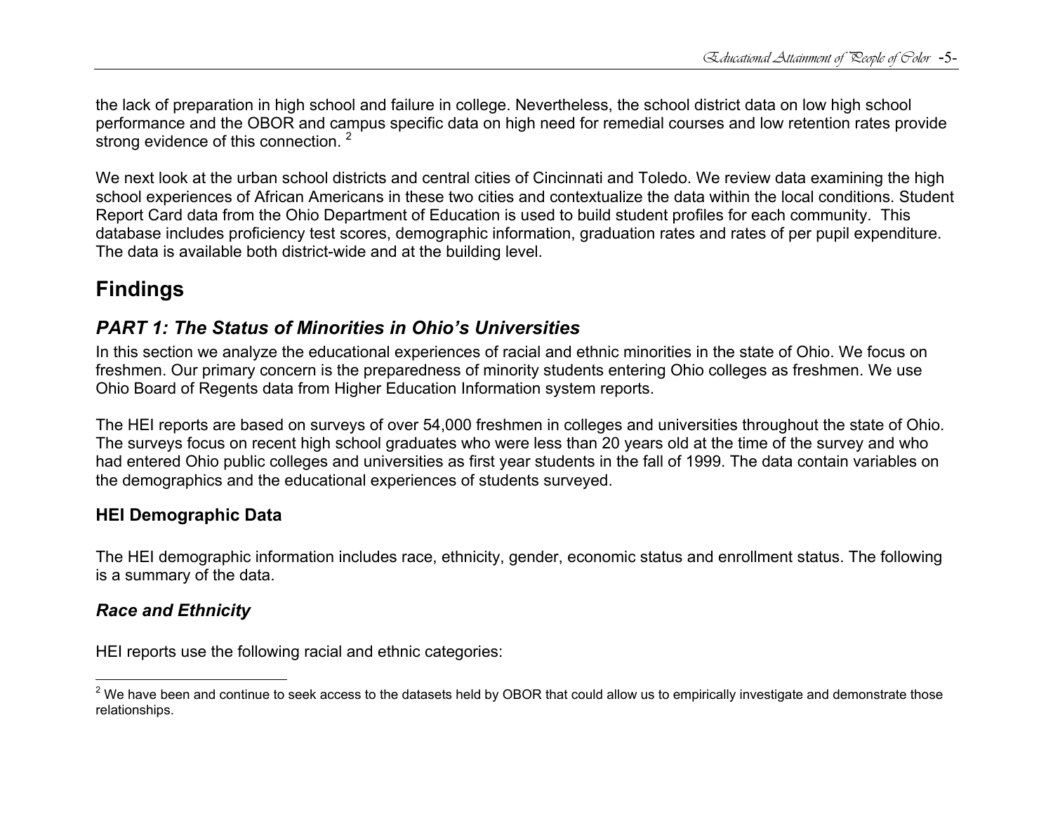the lack of preparation in high school and failure in college. Nevertheless, the school district data on low high school performance and the OBOR and campus specific data on high need for remedial courses and low retention rates provide strong evidence of this connection. [2]

We next look at the urban school districts and central cities of Cincinnati and Toledo. We review data examining the high school experiences of African Americans in these two cities and contextualize the data within the local conditions. Student Report Card data from the Ohio Department of Education is used to build student profiles for each community. This database includes proficiency test scores, demographic information, graduation rates and rates of per pupil expenditure. The data is available both district-wide and at the building level.

# Findings

## *PART 1: The Status of Minorities in Ohio's Universities*

In this section we analyze the educational experiences of racial and ethnic minorities in the state of Ohio. We focus on freshmen. Our primary concern is the preparedness of minority students entering Ohio colleges as freshmen. We use Ohio Board of Regents data from Higher Education Information system reports.

The HEI reports are based on surveys of over 54,000 freshmen in colleges and universities throughout the state of Ohio. The surveys focus on recent high school graduates who were less than 20 years old at the time of the survey and who had entered Ohio public colleges and universities as first year students in the fall of 1999. The data contain variables on the demographics and the educational experiences of students surveyed.

### HEI Demographic Data

The HEI demographic information includes race, ethnicity, gender, economic status and enrollment status. The following is a summary of the data.

### *Race and Ethnicity*

HEI reports use the following racial and ethnic categories:

---

[2] We have been and continue to seek access to the datasets held by OBOR that could allow us to empirically investigate and demonstrate those relationships.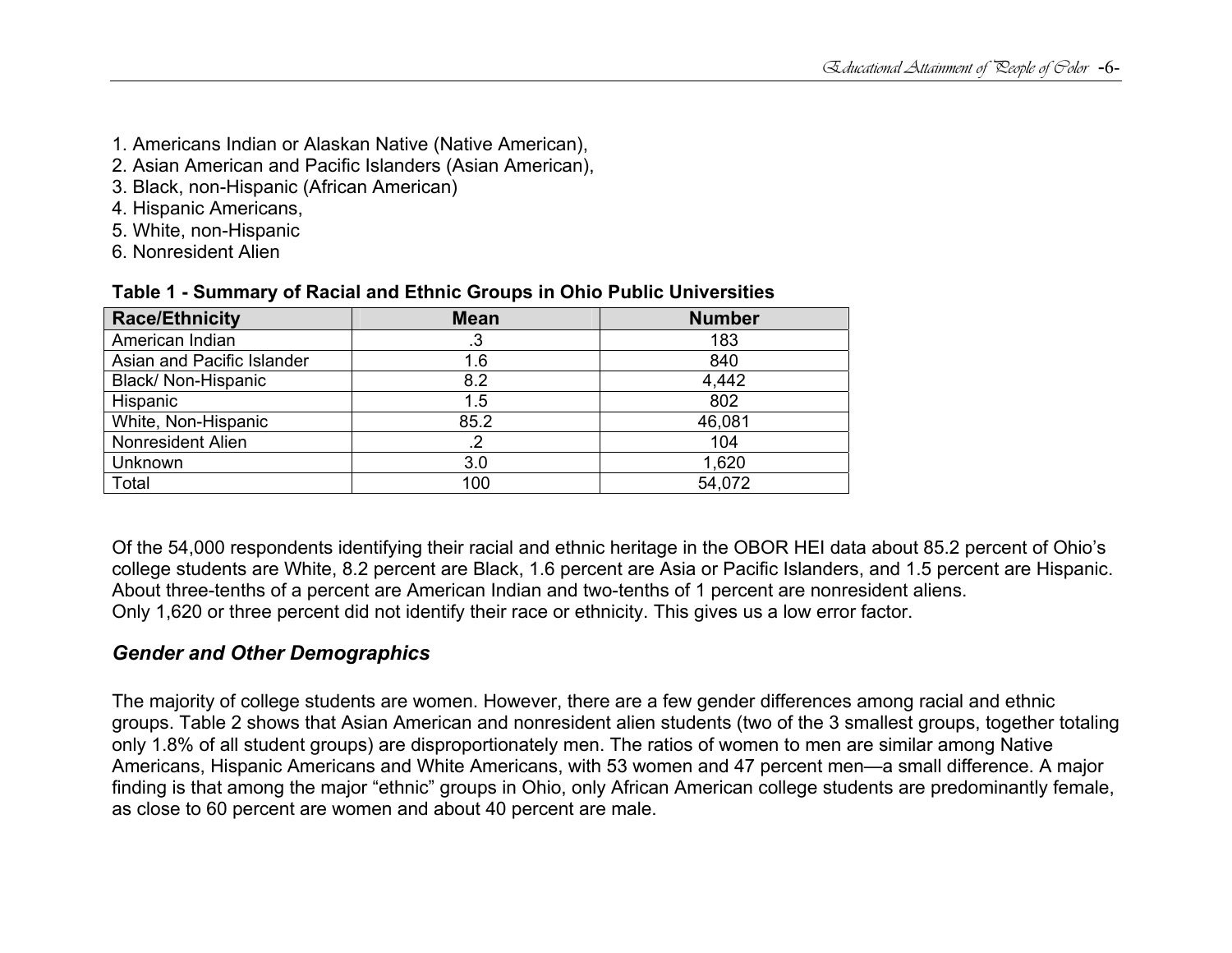1. Americans Indian or Alaskan Native (Native American),
2. Asian American and Pacific Islanders (Asian American),
3. Black, non-Hispanic (African American)
4. Hispanic Americans,
5. White, non-Hispanic
6. Nonresident Alien

**Table 1 - Summary of Racial and Ethnic Groups in Ohio Public Universities**

| Race/Ethnicity | Mean | Number |
|---|---|---|
| American Indian | .3 | 183 |
| Asian and Pacific Islander | 1.6 | 840 |
| Black/ Non-Hispanic | 8.2 | 4,442 |
| Hispanic | 1.5 | 802 |
| White, Non-Hispanic | 85.2 | 46,081 |
| Nonresident Alien | .2 | 104 |
| Unknown | 3.0 | 1,620 |
| Total | 100 | 54,072 |

Of the 54,000 respondents identifying their racial and ethnic heritage in the OBOR HEI data about 85.2 percent of Ohio's college students are White, 8.2 percent are Black, 1.6 percent are Asia or Pacific Islanders, and 1.5 percent are Hispanic. About three-tenths of a percent are American Indian and two-tenths of 1 percent are nonresident aliens.
Only 1,620 or three percent did not identify their race or ethnicity. This gives us a low error factor.

### *Gender and Other Demographics*

The majority of college students are women. However, there are a few gender differences among racial and ethnic groups. Table 2 shows that Asian American and nonresident alien students (two of the 3 smallest groups, together totaling only 1.8% of all student groups) are disproportionately men. The ratios of women to men are similar among Native Americans, Hispanic Americans and White Americans, with 53 women and 47 percent men—a small difference. A major finding is that among the major "ethnic" groups in Ohio, only African American college students are predominantly female, as close to 60 percent are women and about 40 percent are male.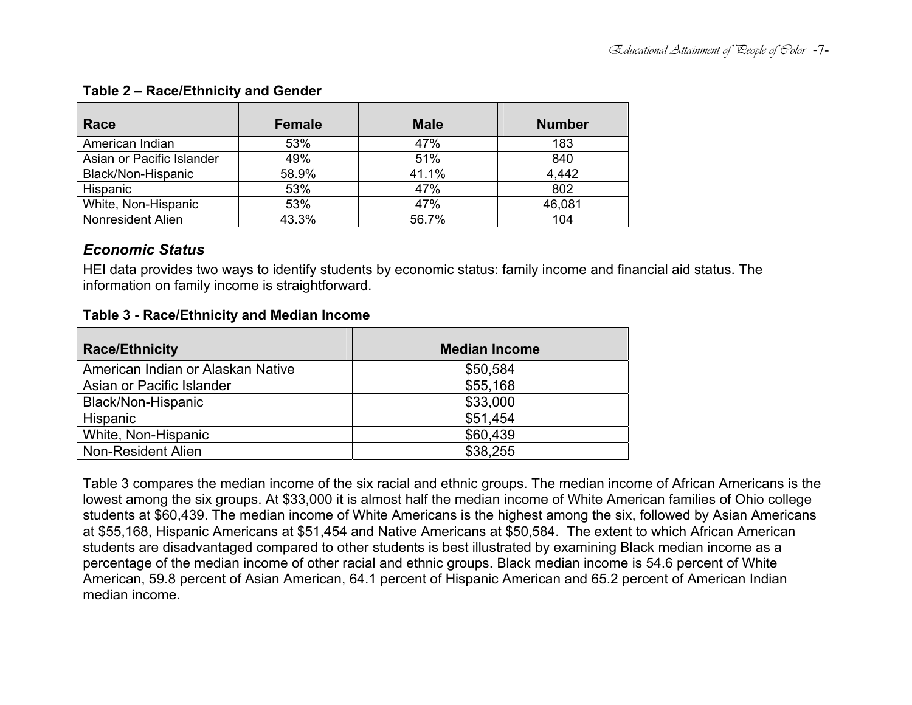**Table 2 – Race/Ethnicity and Gender**

| Race | Female | Male | Number |
|---|---|---|---|
| American Indian | 53% | 47% | 183 |
| Asian or Pacific Islander | 49% | 51% | 840 |
| Black/Non-Hispanic | 58.9% | 41.1% | 4,442 |
| Hispanic | 53% | 47% | 802 |
| White, Non-Hispanic | 53% | 47% | 46,081 |
| Nonresident Alien | 43.3% | 56.7% | 104 |

### *Economic Status*

HEI data provides two ways to identify students by economic status: family income and financial aid status. The information on family income is straightforward.

**Table 3 - Race/Ethnicity and Median Income**

| Race/Ethnicity | Median Income |
|---|---|
| American Indian or Alaskan Native | $50,584 |
| Asian or Pacific Islander | $55,168 |
| Black/Non-Hispanic | $33,000 |
| Hispanic | $51,454 |
| White, Non-Hispanic | $60,439 |
| Non-Resident Alien | $38,255 |

Table 3 compares the median income of the six racial and ethnic groups. The median income of African Americans is the lowest among the six groups. At $33,000 it is almost half the median income of White American families of Ohio college students at $60,439. The median income of White Americans is the highest among the six, followed by Asian Americans at $55,168, Hispanic Americans at $51,454 and Native Americans at $50,584. The extent to which African American students are disadvantaged compared to other students is best illustrated by examining Black median income as a percentage of the median income of other racial and ethnic groups. Black median income is 54.6 percent of White American, 59.8 percent of Asian American, 64.1 percent of Hispanic American and 65.2 percent of American Indian median income.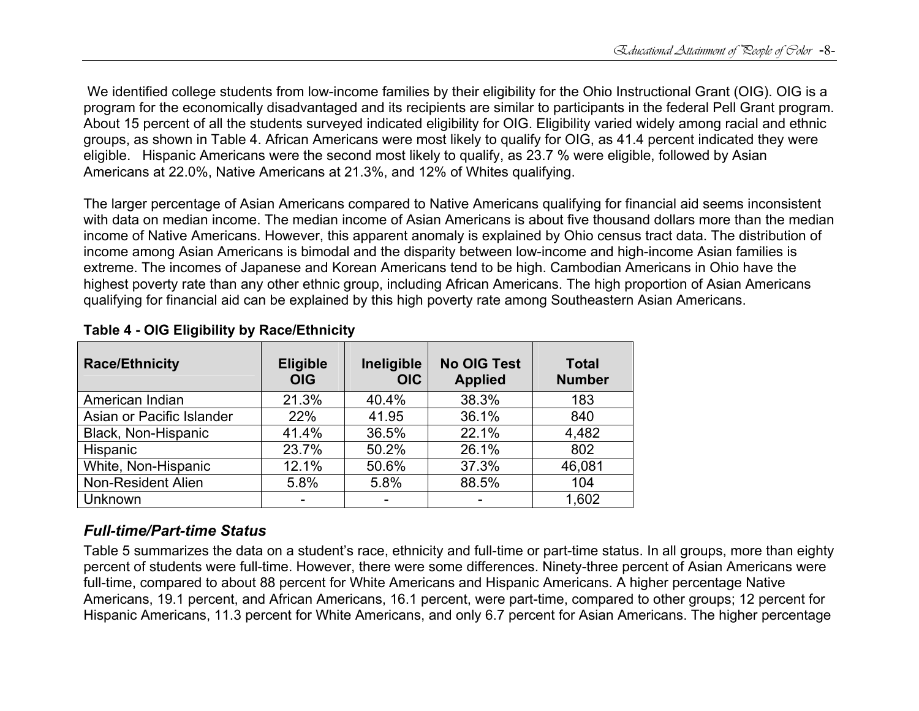We identified college students from low-income families by their eligibility for the Ohio Instructional Grant (OIG). OIG is a program for the economically disadvantaged and its recipients are similar to participants in the federal Pell Grant program. About 15 percent of all the students surveyed indicated eligibility for OIG. Eligibility varied widely among racial and ethnic groups, as shown in Table 4. African Americans were most likely to qualify for OIG, as 41.4 percent indicated they were eligible. Hispanic Americans were the second most likely to qualify, as 23.7 % were eligible, followed by Asian Americans at 22.0%, Native Americans at 21.3%, and 12% of Whites qualifying.

The larger percentage of Asian Americans compared to Native Americans qualifying for financial aid seems inconsistent with data on median income. The median income of Asian Americans is about five thousand dollars more than the median income of Native Americans. However, this apparent anomaly is explained by Ohio census tract data. The distribution of income among Asian Americans is bimodal and the disparity between low-income and high-income Asian families is extreme. The incomes of Japanese and Korean Americans tend to be high. Cambodian Americans in Ohio have the highest poverty rate than any other ethnic group, including African Americans. The high proportion of Asian Americans qualifying for financial aid can be explained by this high poverty rate among Southeastern Asian Americans.

**Table 4 - OIG Eligibility by Race/Ethnicity**

| Race/Ethnicity | Eligible OIG | Ineligible OIC | No OIG Test Applied | Total Number |
|---|---|---|---|---|
| American Indian | 21.3% | 40.4% | 38.3% | 183 |
| Asian or Pacific Islander | 22% | 41.95 | 36.1% | 840 |
| Black, Non-Hispanic | 41.4% | 36.5% | 22.1% | 4,482 |
| Hispanic | 23.7% | 50.2% | 26.1% | 802 |
| White, Non-Hispanic | 12.1% | 50.6% | 37.3% | 46,081 |
| Non-Resident Alien | 5.8% | 5.8% | 88.5% | 104 |
| Unknown | - | - | - | 1,602 |

### *Full-time/Part-time Status*

Table 5 summarizes the data on a student's race, ethnicity and full-time or part-time status. In all groups, more than eighty percent of students were full-time. However, there were some differences. Ninety-three percent of Asian Americans were full-time, compared to about 88 percent for White Americans and Hispanic Americans. A higher percentage Native Americans, 19.1 percent, and African Americans, 16.1 percent, were part-time, compared to other groups; 12 percent for Hispanic Americans, 11.3 percent for White Americans, and only 6.7 percent for Asian Americans. The higher percentage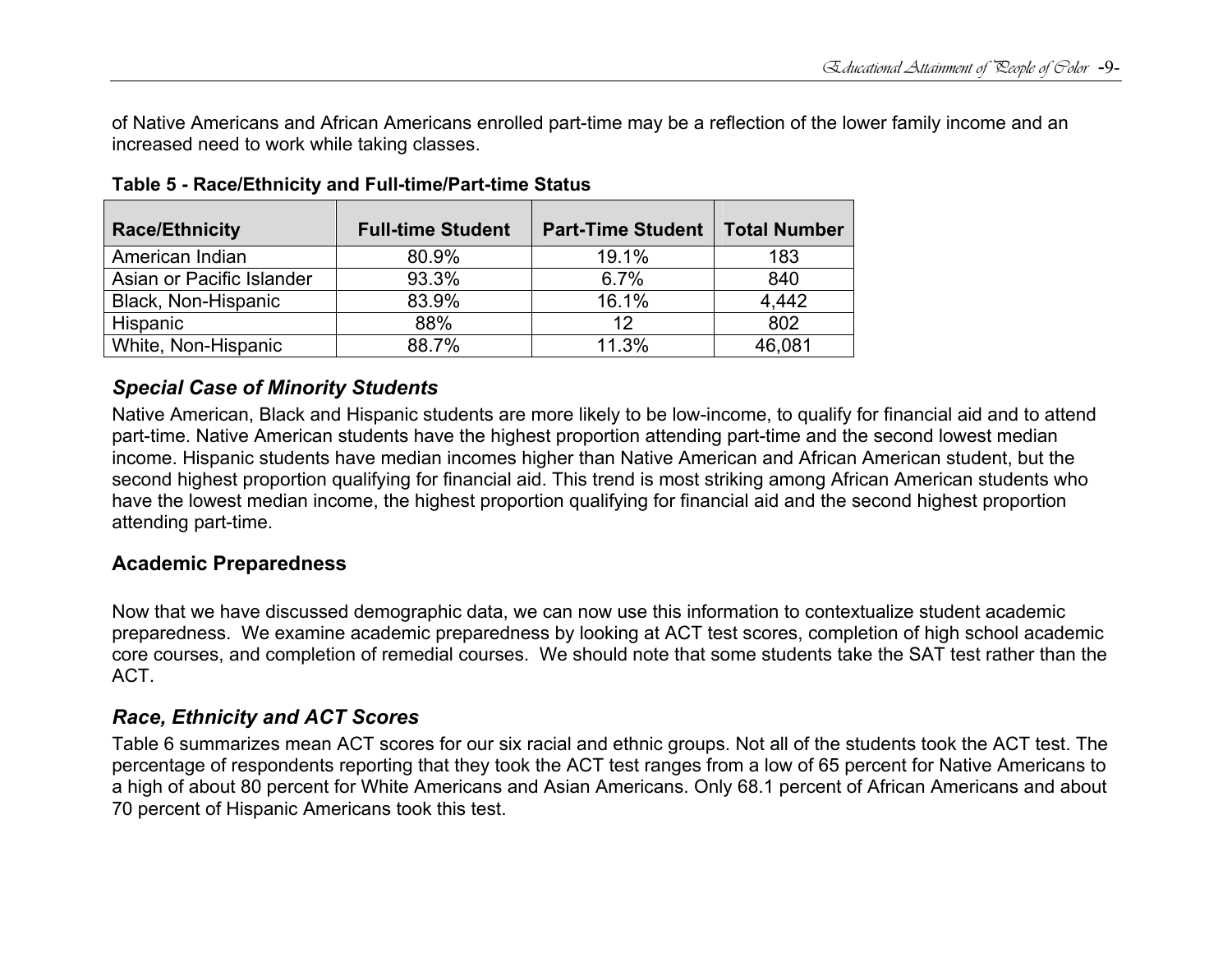of Native Americans and African Americans enrolled part-time may be a reflection of the lower family income and an increased need to work while taking classes.

**Table 5 - Race/Ethnicity and Full-time/Part-time Status**

| Race/Ethnicity | Full-time Student | Part-Time Student | Total Number |
|---|---|---|---|
| American Indian | 80.9% | 19.1% | 183 |
| Asian or Pacific Islander | 93.3% | 6.7% | 840 |
| Black, Non-Hispanic | 83.9% | 16.1% | 4,442 |
| Hispanic | 88% | 12 | 802 |
| White, Non-Hispanic | 88.7% | 11.3% | 46,081 |

### *Special Case of Minority Students*

Native American, Black and Hispanic students are more likely to be low-income, to qualify for financial aid and to attend part-time. Native American students have the highest proportion attending part-time and the second lowest median income. Hispanic students have median incomes higher than Native American and African American student, but the second highest proportion qualifying for financial aid. This trend is most striking among African American students who have the lowest median income, the highest proportion qualifying for financial aid and the second highest proportion attending part-time.

## Academic Preparedness

Now that we have discussed demographic data, we can now use this information to contextualize student academic preparedness. We examine academic preparedness by looking at ACT test scores, completion of high school academic core courses, and completion of remedial courses. We should note that some students take the SAT test rather than the ACT.

### *Race, Ethnicity and ACT Scores*

Table 6 summarizes mean ACT scores for our six racial and ethnic groups. Not all of the students took the ACT test. The percentage of respondents reporting that they took the ACT test ranges from a low of 65 percent for Native Americans to a high of about 80 percent for White Americans and Asian Americans. Only 68.1 percent of African Americans and about 70 percent of Hispanic Americans took this test.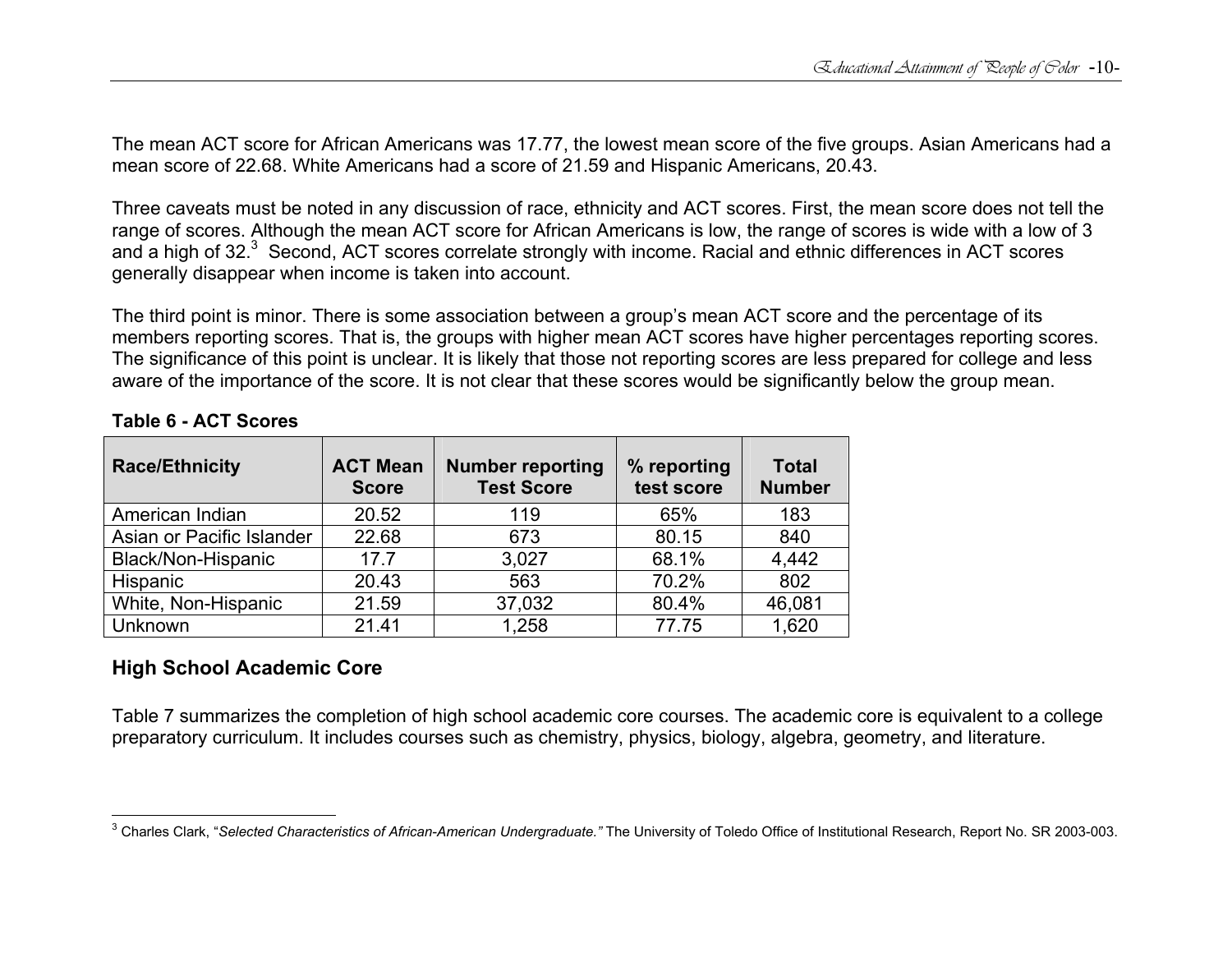The mean ACT score for African Americans was 17.77, the lowest mean score of the five groups. Asian Americans had a mean score of 22.68. White Americans had a score of 21.59 and Hispanic Americans, 20.43.

Three caveats must be noted in any discussion of race, ethnicity and ACT scores. First, the mean score does not tell the range of scores. Although the mean ACT score for African Americans is low, the range of scores is wide with a low of 3 and a high of 32.[3] Second, ACT scores correlate strongly with income. Racial and ethnic differences in ACT scores generally disappear when income is taken into account.

The third point is minor. There is some association between a group's mean ACT score and the percentage of its members reporting scores. That is, the groups with higher mean ACT scores have higher percentages reporting scores. The significance of this point is unclear. It is likely that those not reporting scores are less prepared for college and less aware of the importance of the score. It is not clear that these scores would be significantly below the group mean.

**Table 6 - ACT Scores**

| Race/Ethnicity | ACT Mean Score | Number reporting Test Score | % reporting test score | Total Number |
|---|---|---|---|---|
| American Indian | 20.52 | 119 | 65% | 183 |
| Asian or Pacific Islander | 22.68 | 673 | 80.15 | 840 |
| Black/Non-Hispanic | 17.7 | 3,027 | 68.1% | 4,442 |
| Hispanic | 20.43 | 563 | 70.2% | 802 |
| White, Non-Hispanic | 21.59 | 37,032 | 80.4% | 46,081 |
| Unknown | 21.41 | 1,258 | 77.75 | 1,620 |

## High School Academic Core

Table 7 summarizes the completion of high school academic core courses. The academic core is equivalent to a college preparatory curriculum. It includes courses such as chemistry, physics, biology, algebra, geometry, and literature.

---

[3] Charles Clark, "*Selected Characteristics of African-American Undergraduate.*" The University of Toledo Office of Institutional Research, Report No. SR 2003-003.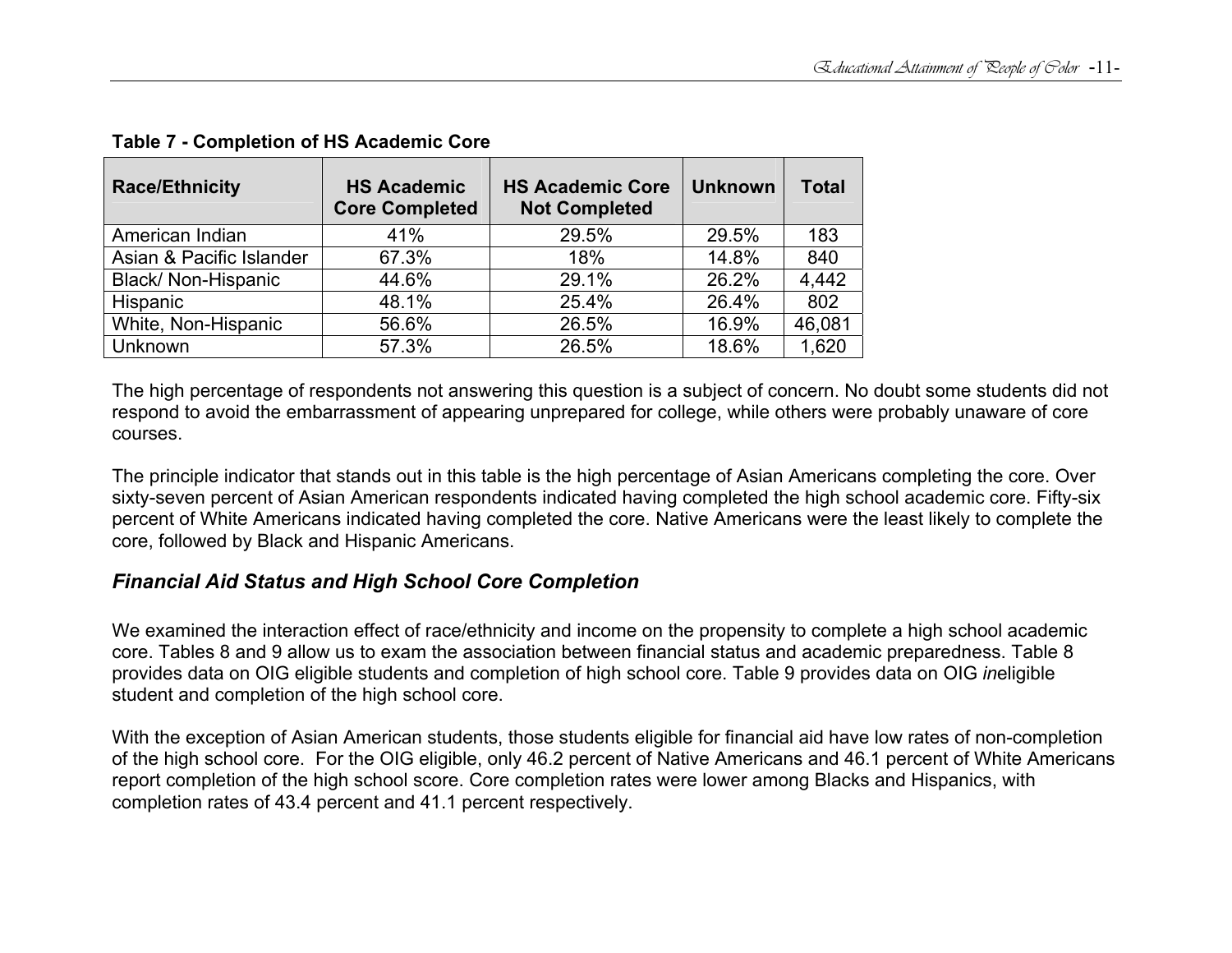**Table 7 - Completion of HS Academic Core**

| Race/Ethnicity | HS Academic Core Completed | HS Academic Core Not Completed | Unknown | Total |
|---|---|---|---|---|
| American Indian | 41% | 29.5% | 29.5% | 183 |
| Asian & Pacific Islander | 67.3% | 18% | 14.8% | 840 |
| Black/ Non-Hispanic | 44.6% | 29.1% | 26.2% | 4,442 |
| Hispanic | 48.1% | 25.4% | 26.4% | 802 |
| White, Non-Hispanic | 56.6% | 26.5% | 16.9% | 46,081 |
| Unknown | 57.3% | 26.5% | 18.6% | 1,620 |

The high percentage of respondents not answering this question is a subject of concern. No doubt some students did not respond to avoid the embarrassment of appearing unprepared for college, while others were probably unaware of core courses.

The principle indicator that stands out in this table is the high percentage of Asian Americans completing the core. Over sixty-seven percent of Asian American respondents indicated having completed the high school academic core. Fifty-six percent of White Americans indicated having completed the core. Native Americans were the least likely to complete the core, followed by Black and Hispanic Americans.

### *Financial Aid Status and High School Core Completion*

We examined the interaction effect of race/ethnicity and income on the propensity to complete a high school academic core. Tables 8 and 9 allow us to exam the association between financial status and academic preparedness. Table 8 provides data on OIG eligible students and completion of high school core. Table 9 provides data on OIG *in*eligible student and completion of the high school core.

With the exception of Asian American students, those students eligible for financial aid have low rates of non-completion of the high school core. For the OIG eligible, only 46.2 percent of Native Americans and 46.1 percent of White Americans report completion of the high school score. Core completion rates were lower among Blacks and Hispanics, with completion rates of 43.4 percent and 41.1 percent respectively.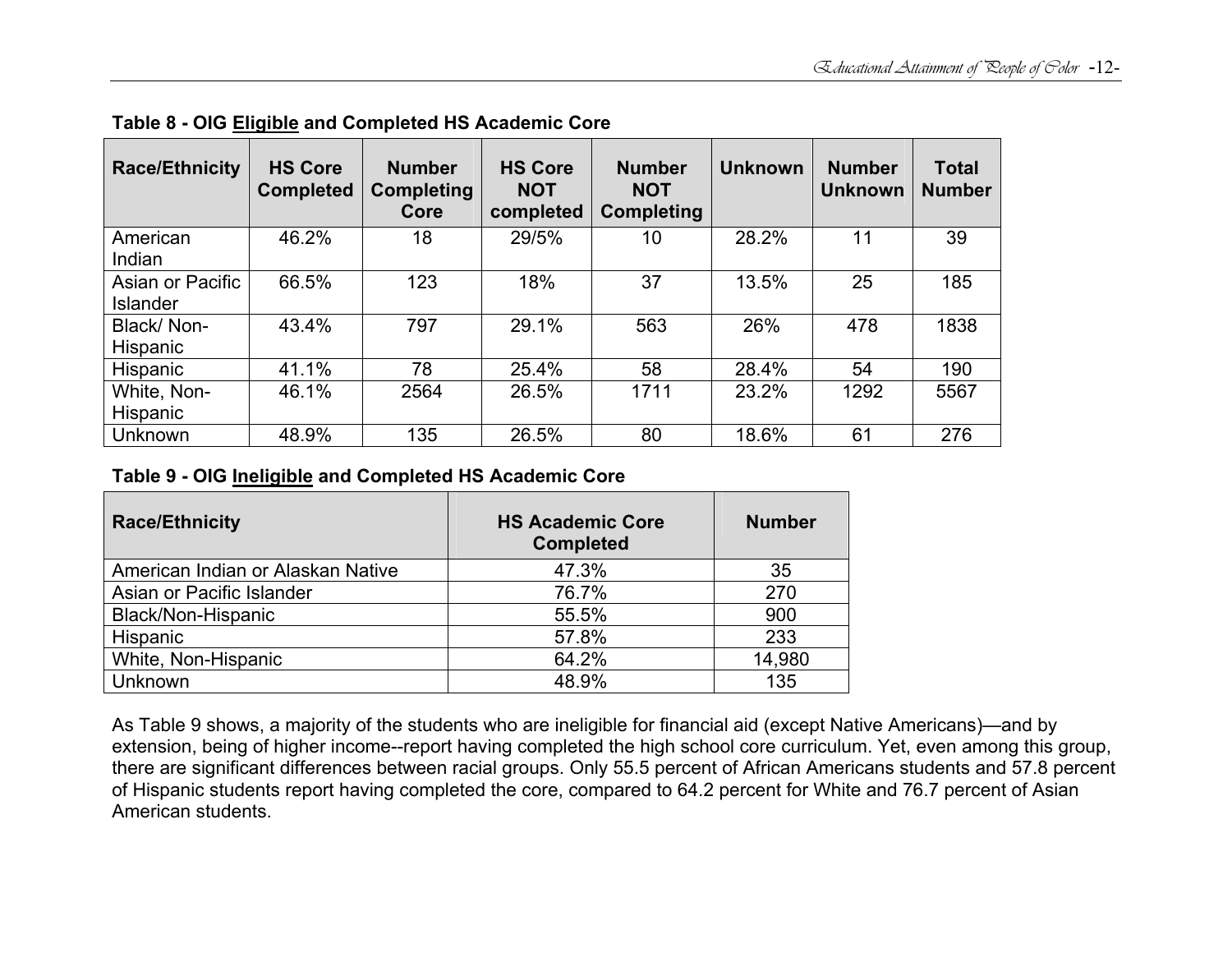**Table 8 - OIG Eligible and Completed HS Academic Core**

| Race/Ethnicity | HS Core Completed | Number Completing Core | HS Core NOT completed | Number NOT Completing | Unknown | Number Unknown | Total Number |
|---|---|---|---|---|---|---|---|
| American Indian | 46.2% | 18 | 29/5% | 10 | 28.2% | 11 | 39 |
| Asian or Pacific Islander | 66.5% | 123 | 18% | 37 | 13.5% | 25 | 185 |
| Black/ Non-Hispanic | 43.4% | 797 | 29.1% | 563 | 26% | 478 | 1838 |
| Hispanic | 41.1% | 78 | 25.4% | 58 | 28.4% | 54 | 190 |
| White, Non-Hispanic | 46.1% | 2564 | 26.5% | 1711 | 23.2% | 1292 | 5567 |
| Unknown | 48.9% | 135 | 26.5% | 80 | 18.6% | 61 | 276 |

**Table 9 - OIG Ineligible and Completed HS Academic Core**

| Race/Ethnicity | HS Academic Core Completed | Number |
|---|---|---|
| American Indian or Alaskan Native | 47.3% | 35 |
| Asian or Pacific Islander | 76.7% | 270 |
| Black/Non-Hispanic | 55.5% | 900 |
| Hispanic | 57.8% | 233 |
| White, Non-Hispanic | 64.2% | 14,980 |
| Unknown | 48.9% | 135 |

As Table 9 shows, a majority of the students who are ineligible for financial aid (except Native Americans)—and by extension, being of higher income--report having completed the high school core curriculum. Yet, even among this group, there are significant differences between racial groups. Only 55.5 percent of African Americans students and 57.8 percent of Hispanic students report having completed the core, compared to 64.2 percent for White and 76.7 percent of Asian American students.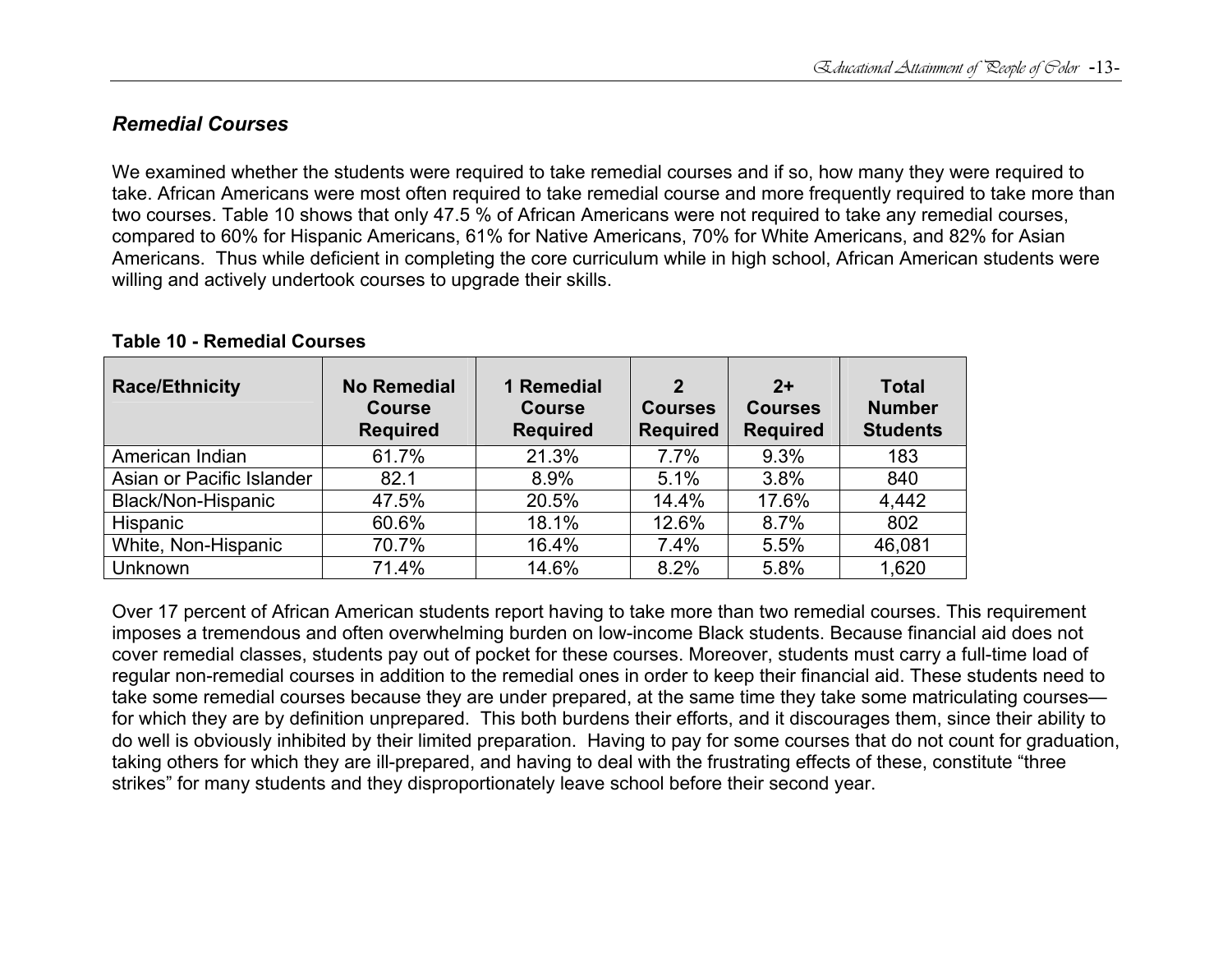## *Remedial Courses*

We examined whether the students were required to take remedial courses and if so, how many they were required to take. African Americans were most often required to take remedial course and more frequently required to take more than two courses. Table 10 shows that only 47.5 % of African Americans were not required to take any remedial courses, compared to 60% for Hispanic Americans, 61% for Native Americans, 70% for White Americans, and 82% for Asian Americans. Thus while deficient in completing the core curriculum while in high school, African American students were willing and actively undertook courses to upgrade their skills.

**Table 10 - Remedial Courses**

| Race/Ethnicity | No Remedial Course Required | 1 Remedial Course Required | 2 Courses Required | 2+ Courses Required | Total Number Students |
|---|---|---|---|---|---|
| American Indian | 61.7% | 21.3% | 7.7% | 9.3% | 183 |
| Asian or Pacific Islander | 82.1 | 8.9% | 5.1% | 3.8% | 840 |
| Black/Non-Hispanic | 47.5% | 20.5% | 14.4% | 17.6% | 4,442 |
| Hispanic | 60.6% | 18.1% | 12.6% | 8.7% | 802 |
| White, Non-Hispanic | 70.7% | 16.4% | 7.4% | 5.5% | 46,081 |
| Unknown | 71.4% | 14.6% | 8.2% | 5.8% | 1,620 |

Over 17 percent of African American students report having to take more than two remedial courses. This requirement imposes a tremendous and often overwhelming burden on low-income Black students. Because financial aid does not cover remedial classes, students pay out of pocket for these courses. Moreover, students must carry a full-time load of regular non-remedial courses in addition to the remedial ones in order to keep their financial aid. These students need to take some remedial courses because they are under prepared, at the same time they take some matriculating courses—for which they are by definition unprepared. This both burdens their efforts, and it discourages them, since their ability to do well is obviously inhibited by their limited preparation. Having to pay for some courses that do not count for graduation, taking others for which they are ill-prepared, and having to deal with the frustrating effects of these, constitute "three strikes" for many students and they disproportionately leave school before their second year.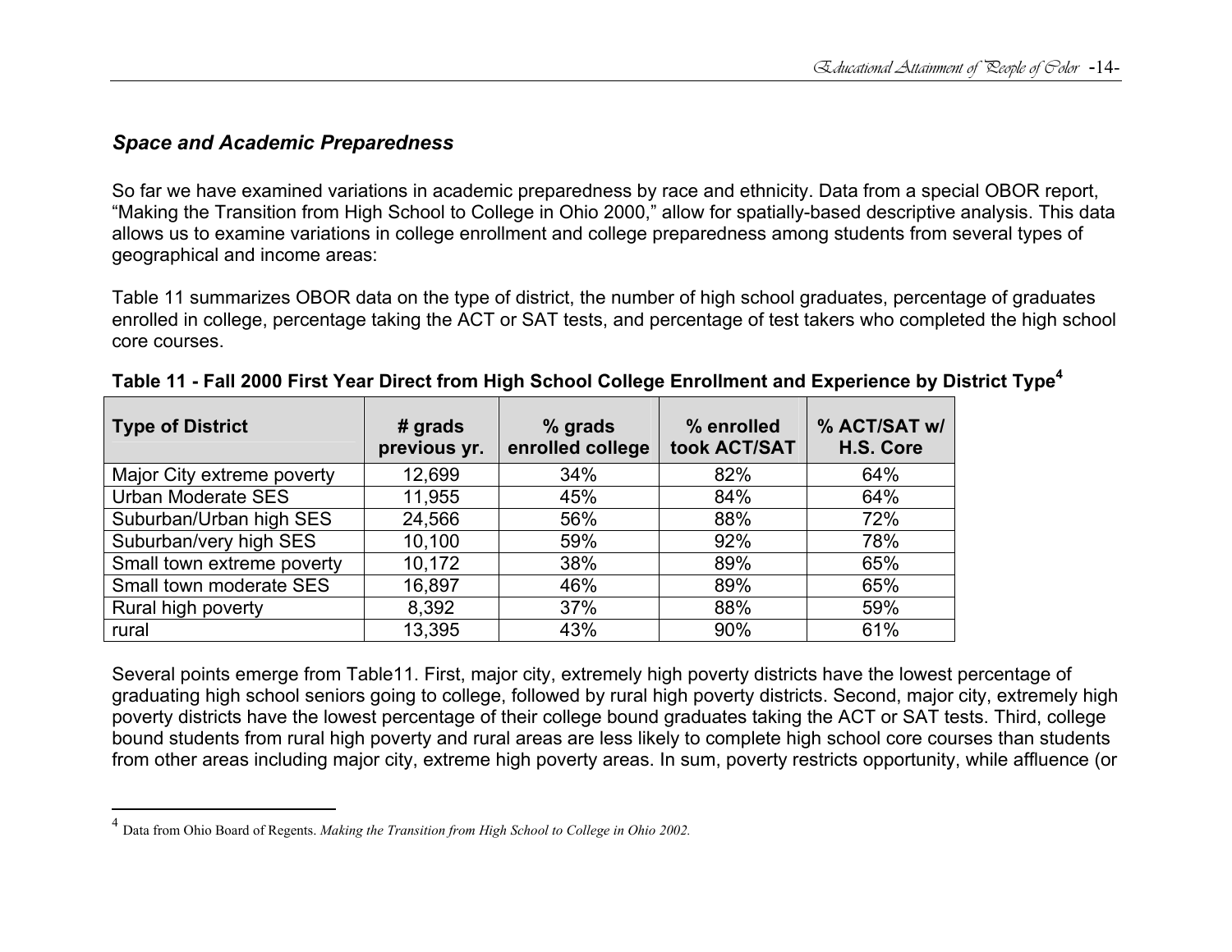### *Space and Academic Preparedness*

So far we have examined variations in academic preparedness by race and ethnicity. Data from a special OBOR report, "Making the Transition from High School to College in Ohio 2000," allow for spatially-based descriptive analysis. This data allows us to examine variations in college enrollment and college preparedness among students from several types of geographical and income areas:

Table 11 summarizes OBOR data on the type of district, the number of high school graduates, percentage of graduates enrolled in college, percentage taking the ACT or SAT tests, and percentage of test takers who completed the high school core courses.

**Table 11 - Fall 2000 First Year Direct from High School College Enrollment and Experience by District Type[4]**

| Type of District | # grads previous yr. | % grads enrolled college | % enrolled took ACT/SAT | % ACT/SAT w/ H.S. Core |
|---|---|---|---|---|
| Major City extreme poverty | 12,699 | 34% | 82% | 64% |
| Urban Moderate SES | 11,955 | 45% | 84% | 64% |
| Suburban/Urban high SES | 24,566 | 56% | 88% | 72% |
| Suburban/very high SES | 10,100 | 59% | 92% | 78% |
| Small town extreme poverty | 10,172 | 38% | 89% | 65% |
| Small town moderate SES | 16,897 | 46% | 89% | 65% |
| Rural high poverty | 8,392 | 37% | 88% | 59% |
| rural | 13,395 | 43% | 90% | 61% |

Several points emerge from Table11. First, major city, extremely high poverty districts have the lowest percentage of graduating high school seniors going to college, followed by rural high poverty districts. Second, major city, extremely high poverty districts have the lowest percentage of their college bound graduates taking the ACT or SAT tests. Third, college bound students from rural high poverty and rural areas are less likely to complete high school core courses than students from other areas including major city, extreme high poverty areas. In sum, poverty restricts opportunity, while affluence (or

[4] Data from Ohio Board of Regents. *Making the Transition from High School to College in Ohio 2002.*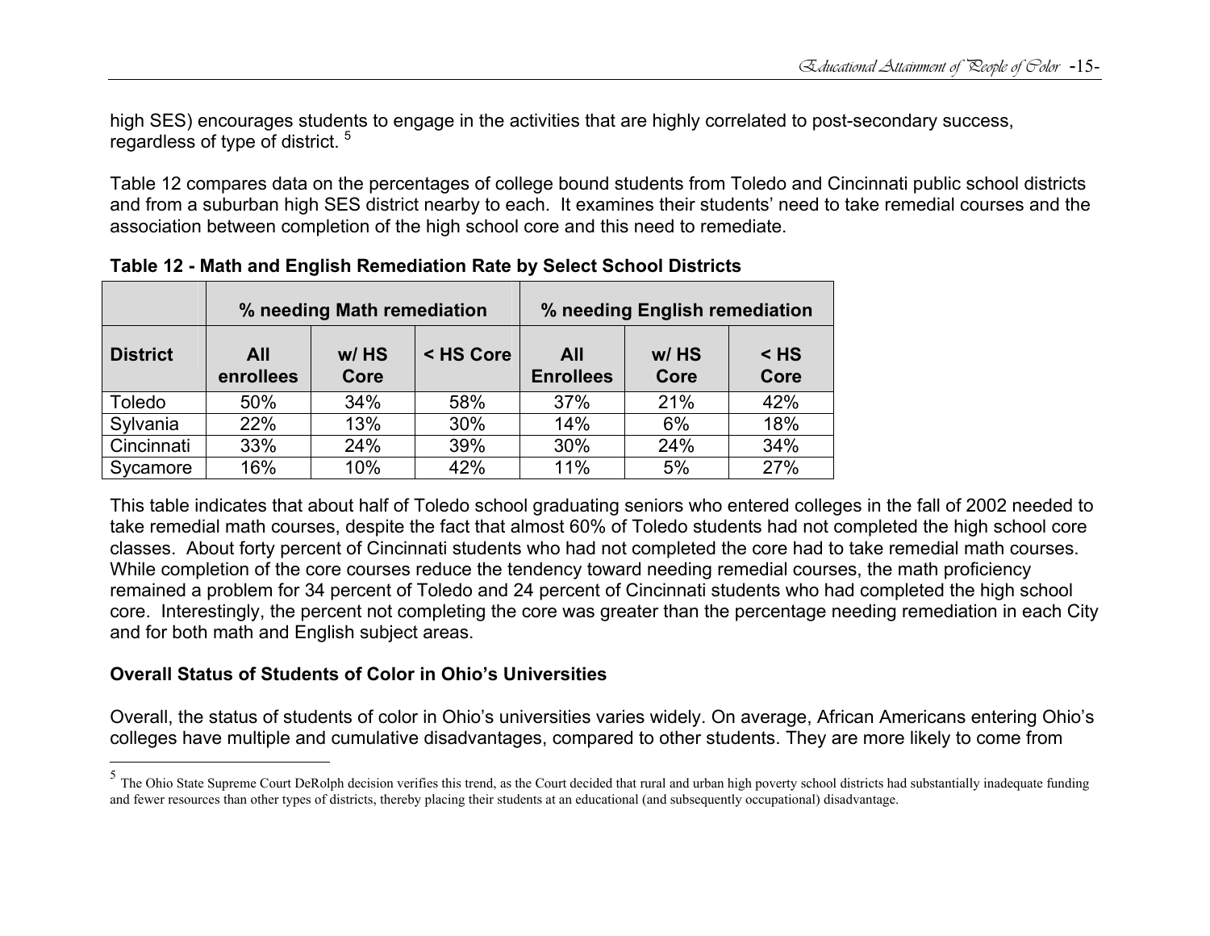high SES) encourages students to engage in the activities that are highly correlated to post-secondary success, regardless of type of district. [5]

Table 12 compares data on the percentages of college bound students from Toledo and Cincinnati public school districts and from a suburban high SES district nearby to each. It examines their students' need to take remedial courses and the association between completion of the high school core and this need to remediate.

**Table 12 - Math and English Remediation Rate by Select School Districts**

| | % needing Math remediation | | | % needing English remediation | | |
|---|---|---|---|---|---|---|
| **District** | **All enrollees** | **w/ HS Core** | **< HS Core** | **All Enrollees** | **w/ HS Core** | **< HS Core** |
| Toledo | 50% | 34% | 58% | 37% | 21% | 42% |
| Sylvania | 22% | 13% | 30% | 14% | 6% | 18% |
| Cincinnati | 33% | 24% | 39% | 30% | 24% | 34% |
| Sycamore | 16% | 10% | 42% | 11% | 5% | 27% |

This table indicates that about half of Toledo school graduating seniors who entered colleges in the fall of 2002 needed to take remedial math courses, despite the fact that almost 60% of Toledo students had not completed the high school core classes. About forty percent of Cincinnati students who had not completed the core had to take remedial math courses. While completion of the core courses reduce the tendency toward needing remedial courses, the math proficiency remained a problem for 34 percent of Toledo and 24 percent of Cincinnati students who had completed the high school core. Interestingly, the percent not completing the core was greater than the percentage needing remediation in each City and for both math and English subject areas.

**Overall Status of Students of Color in Ohio's Universities**

Overall, the status of students of color in Ohio's universities varies widely. On average, African Americans entering Ohio's colleges have multiple and cumulative disadvantages, compared to other students. They are more likely to come from

[5] The Ohio State Supreme Court DeRolph decision verifies this trend, as the Court decided that rural and urban high poverty school districts had substantially inadequate funding and fewer resources than other types of districts, thereby placing their students at an educational (and subsequently occupational) disadvantage.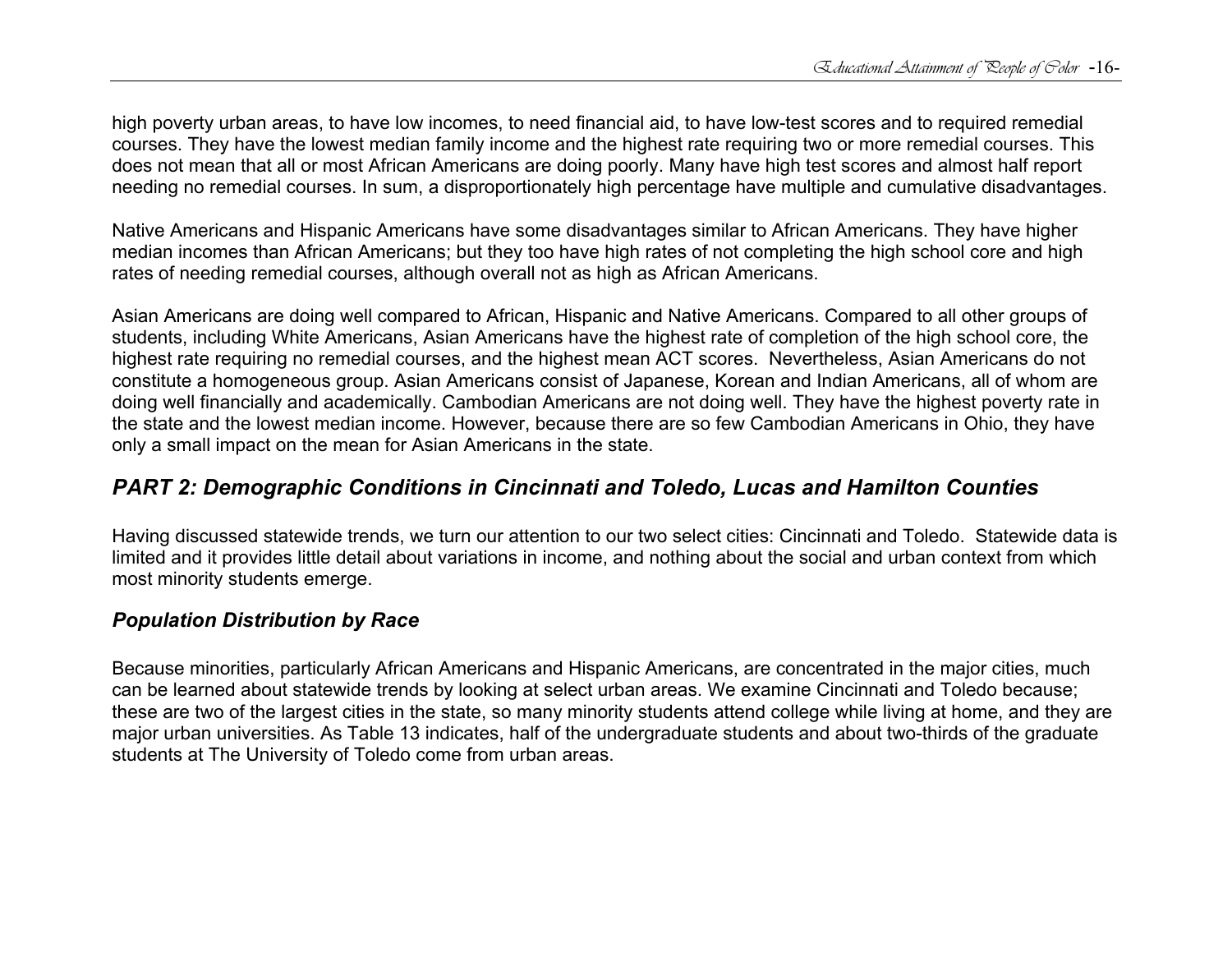high poverty urban areas, to have low incomes, to need financial aid, to have low-test scores and to required remedial courses. They have the lowest median family income and the highest rate requiring two or more remedial courses. This does not mean that all or most African Americans are doing poorly. Many have high test scores and almost half report needing no remedial courses. In sum, a disproportionately high percentage have multiple and cumulative disadvantages.

Native Americans and Hispanic Americans have some disadvantages similar to African Americans. They have higher median incomes than African Americans; but they too have high rates of not completing the high school core and high rates of needing remedial courses, although overall not as high as African Americans.

Asian Americans are doing well compared to African, Hispanic and Native Americans. Compared to all other groups of students, including White Americans, Asian Americans have the highest rate of completion of the high school core, the highest rate requiring no remedial courses, and the highest mean ACT scores. Nevertheless, Asian Americans do not constitute a homogeneous group. Asian Americans consist of Japanese, Korean and Indian Americans, all of whom are doing well financially and academically. Cambodian Americans are not doing well. They have the highest poverty rate in the state and the lowest median income. However, because there are so few Cambodian Americans in Ohio, they have only a small impact on the mean for Asian Americans in the state.

## *PART 2: Demographic Conditions in Cincinnati and Toledo, Lucas and Hamilton Counties*

Having discussed statewide trends, we turn our attention to our two select cities: Cincinnati and Toledo. Statewide data is limited and it provides little detail about variations in income, and nothing about the social and urban context from which most minority students emerge.

### *Population Distribution by Race*

Because minorities, particularly African Americans and Hispanic Americans, are concentrated in the major cities, much can be learned about statewide trends by looking at select urban areas. We examine Cincinnati and Toledo because; these are two of the largest cities in the state, so many minority students attend college while living at home, and they are major urban universities. As Table 13 indicates, half of the undergraduate students and about two-thirds of the graduate students at The University of Toledo come from urban areas.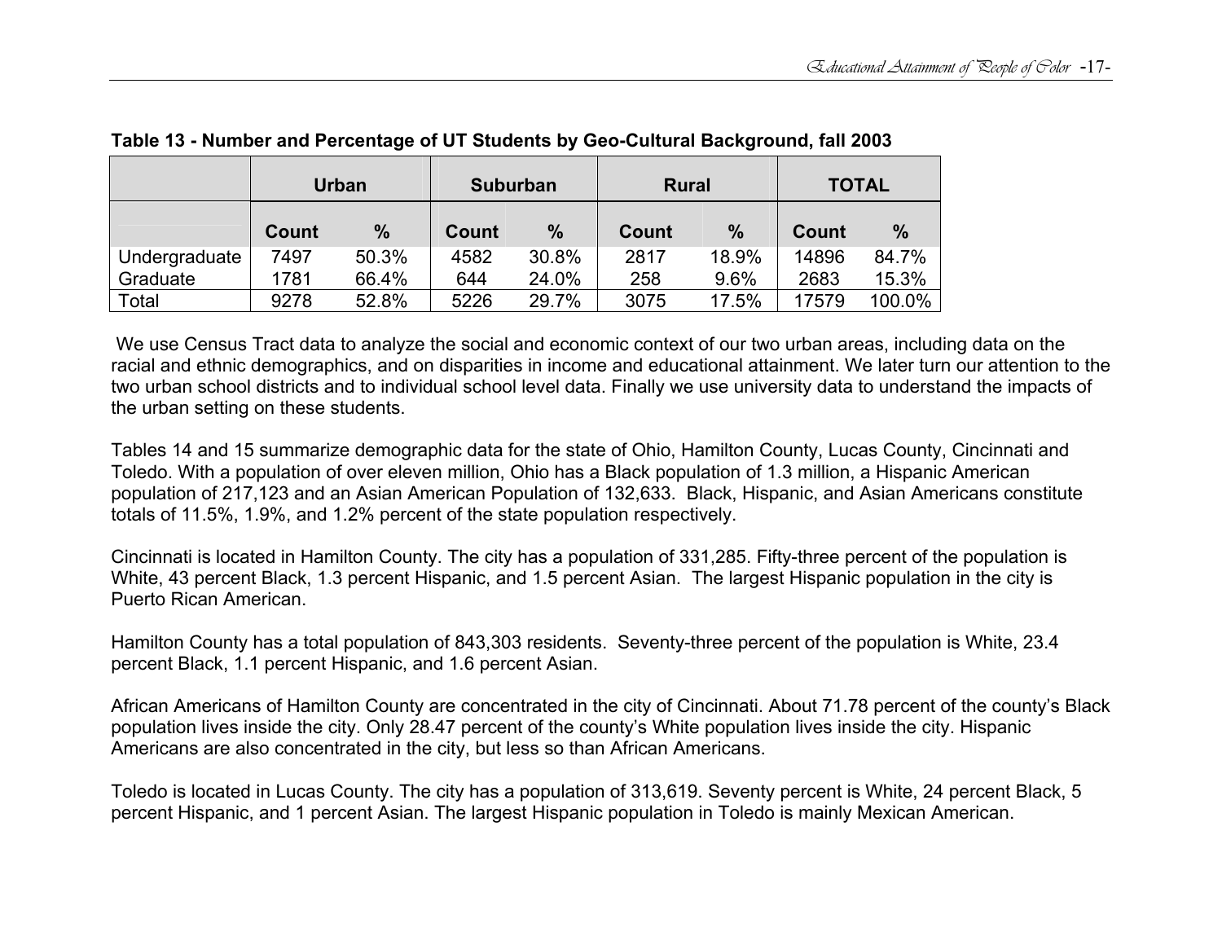**Table 13 - Number and Percentage of UT Students by Geo-Cultural Background, fall 2003**

| | Urban | | Suburban | | Rural | | TOTAL | |
|---|---|---|---|---|---|---|---|---|
| | Count | % | Count | % | Count | % | Count | % |
| Undergraduate | 7497 | 50.3% | 4582 | 30.8% | 2817 | 18.9% | 14896 | 84.7% |
| Graduate | 1781 | 66.4% | 644 | 24.0% | 258 | 9.6% | 2683 | 15.3% |
| Total | 9278 | 52.8% | 5226 | 29.7% | 3075 | 17.5% | 17579 | 100.0% |

We use Census Tract data to analyze the social and economic context of our two urban areas, including data on the racial and ethnic demographics, and on disparities in income and educational attainment. We later turn our attention to the two urban school districts and to individual school level data. Finally we use university data to understand the impacts of the urban setting on these students.

Tables 14 and 15 summarize demographic data for the state of Ohio, Hamilton County, Lucas County, Cincinnati and Toledo. With a population of over eleven million, Ohio has a Black population of 1.3 million, a Hispanic American population of 217,123 and an Asian American Population of 132,633. Black, Hispanic, and Asian Americans constitute totals of 11.5%, 1.9%, and 1.2% percent of the state population respectively.

Cincinnati is located in Hamilton County. The city has a population of 331,285. Fifty-three percent of the population is White, 43 percent Black, 1.3 percent Hispanic, and 1.5 percent Asian. The largest Hispanic population in the city is Puerto Rican American.

Hamilton County has a total population of 843,303 residents. Seventy-three percent of the population is White, 23.4 percent Black, 1.1 percent Hispanic, and 1.6 percent Asian.

African Americans of Hamilton County are concentrated in the city of Cincinnati. About 71.78 percent of the county's Black population lives inside the city. Only 28.47 percent of the county's White population lives inside the city. Hispanic Americans are also concentrated in the city, but less so than African Americans.

Toledo is located in Lucas County. The city has a population of 313,619. Seventy percent is White, 24 percent Black, 5 percent Hispanic, and 1 percent Asian. The largest Hispanic population in Toledo is mainly Mexican American.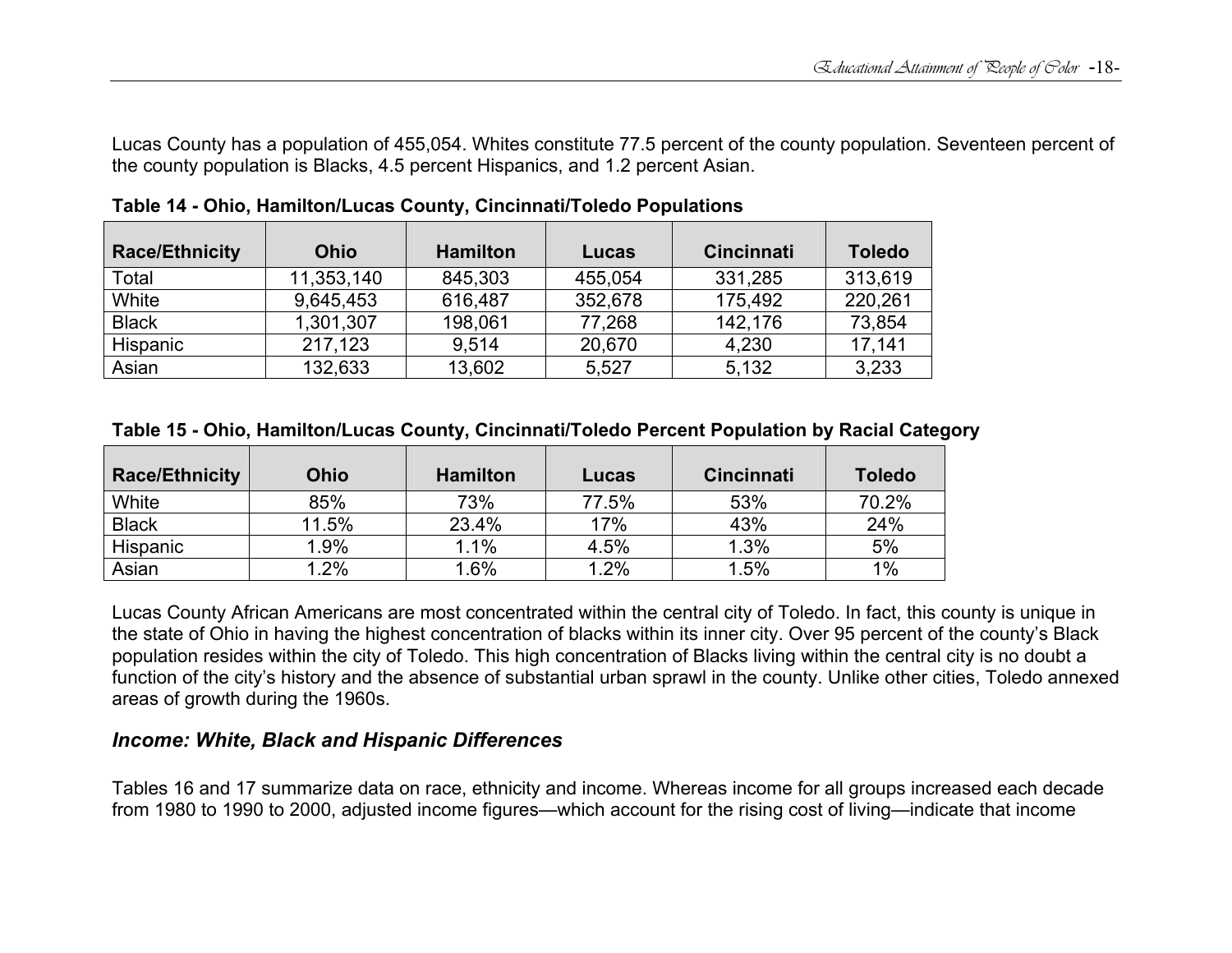Lucas County has a population of 455,054. Whites constitute 77.5 percent of the county population. Seventeen percent of the county population is Blacks, 4.5 percent Hispanics, and 1.2 percent Asian.

**Table 14 - Ohio, Hamilton/Lucas County, Cincinnati/Toledo Populations**

| Race/Ethnicity | Ohio | Hamilton | Lucas | Cincinnati | Toledo |
|---|---|---|---|---|---|
| Total | 11,353,140 | 845,303 | 455,054 | 331,285 | 313,619 |
| White | 9,645,453 | 616,487 | 352,678 | 175,492 | 220,261 |
| Black | 1,301,307 | 198,061 | 77,268 | 142,176 | 73,854 |
| Hispanic | 217,123 | 9,514 | 20,670 | 4,230 | 17,141 |
| Asian | 132,633 | 13,602 | 5,527 | 5,132 | 3,233 |

**Table 15 - Ohio, Hamilton/Lucas County, Cincinnati/Toledo Percent Population by Racial Category**

| Race/Ethnicity | Ohio | Hamilton | Lucas | Cincinnati | Toledo |
|---|---|---|---|---|---|
| White | 85% | 73% | 77.5% | 53% | 70.2% |
| Black | 11.5% | 23.4% | 17% | 43% | 24% |
| Hispanic | 1.9% | 1.1% | 4.5% | 1.3% | 5% |
| Asian | 1.2% | 1.6% | 1.2% | 1.5% | 1% |

Lucas County African Americans are most concentrated within the central city of Toledo. In fact, this county is unique in the state of Ohio in having the highest concentration of blacks within its inner city. Over 95 percent of the county's Black population resides within the city of Toledo. This high concentration of Blacks living within the central city is no doubt a function of the city's history and the absence of substantial urban sprawl in the county. Unlike other cities, Toledo annexed areas of growth during the 1960s.

### *Income: White, Black and Hispanic Differences*

Tables 16 and 17 summarize data on race, ethnicity and income. Whereas income for all groups increased each decade from 1980 to 1990 to 2000, adjusted income figures—which account for the rising cost of living—indicate that income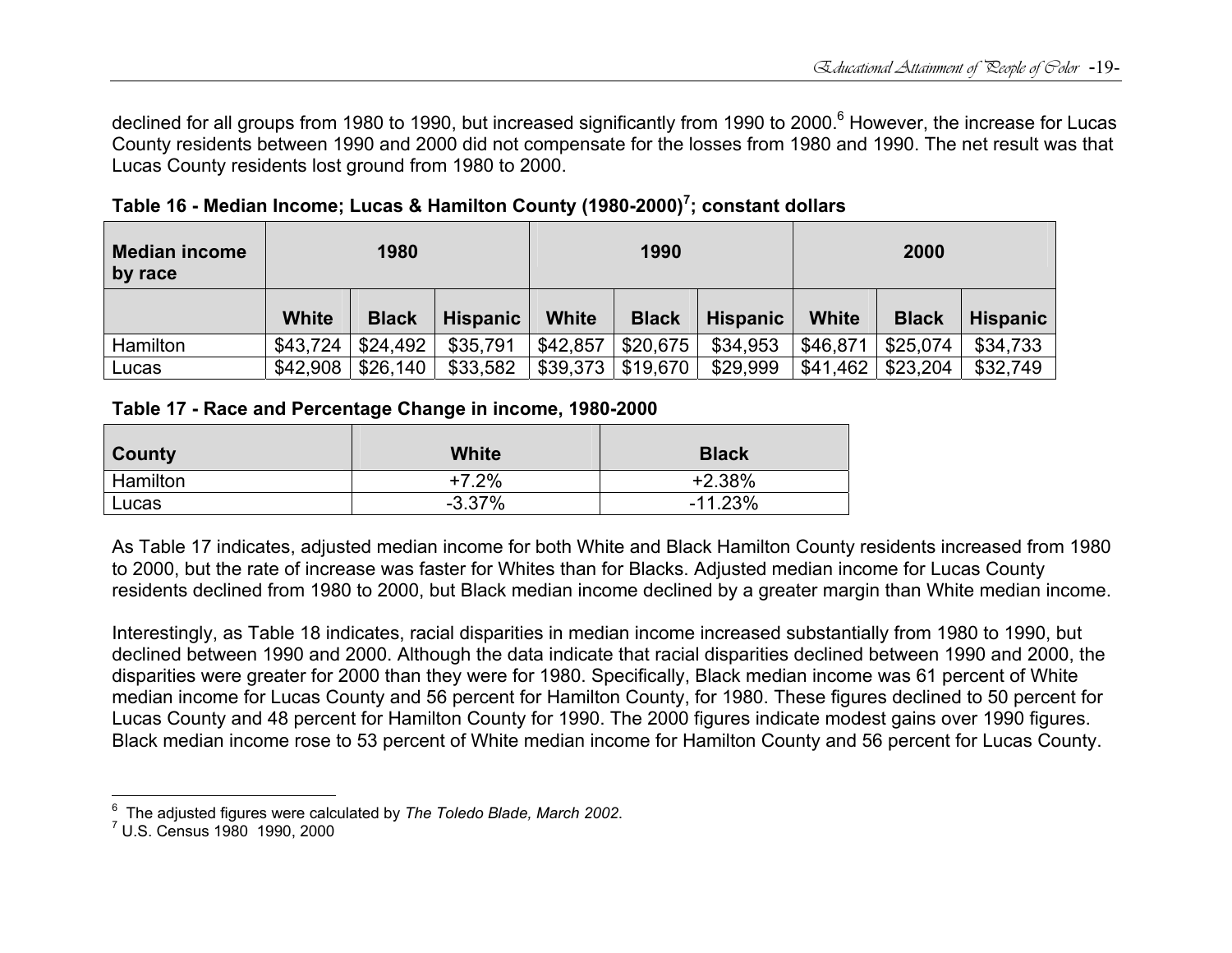declined for all groups from 1980 to 1990, but increased significantly from 1990 to 2000.[6] However, the increase for Lucas County residents between 1990 and 2000 did not compensate for the losses from 1980 and 1990. The net result was that Lucas County residents lost ground from 1980 to 2000.

**Table 16 - Median Income; Lucas & Hamilton County (1980-2000)[7]; constant dollars**

| Median income by race | 1980 | | | 1990 | | | 2000 | | |
|---|---|---|---|---|---|---|---|---|---|
| | White | Black | Hispanic | White | Black | Hispanic | White | Black | Hispanic |
| Hamilton | $43,724 | $24,492 | $35,791 | $42,857 | $20,675 | $34,953 | $46,871 | $25,074 | $34,733 |
| Lucas | $42,908 | $26,140 | $33,582 | $39,373 | $19,670 | $29,999 | $41,462 | $23,204 | $32,749 |

**Table 17 - Race and Percentage Change in income, 1980-2000**

| County | White | Black |
|---|---|---|
| Hamilton | +7.2% | +2.38% |
| Lucas | -3.37% | -11.23% |

As Table 17 indicates, adjusted median income for both White and Black Hamilton County residents increased from 1980 to 2000, but the rate of increase was faster for Whites than for Blacks. Adjusted median income for Lucas County residents declined from 1980 to 2000, but Black median income declined by a greater margin than White median income.

Interestingly, as Table 18 indicates, racial disparities in median income increased substantially from 1980 to 1990, but declined between 1990 and 2000. Although the data indicate that racial disparities declined between 1990 and 2000, the disparities were greater for 2000 than they were for 1980. Specifically, Black median income was 61 percent of White median income for Lucas County and 56 percent for Hamilton County, for 1980. These figures declined to 50 percent for Lucas County and 48 percent for Hamilton County for 1990. The 2000 figures indicate modest gains over 1990 figures. Black median income rose to 53 percent of White median income for Hamilton County and 56 percent for Lucas County.

[6] The adjusted figures were calculated by *The Toledo Blade, March 2002*.
[7] U.S. Census 1980 1990, 2000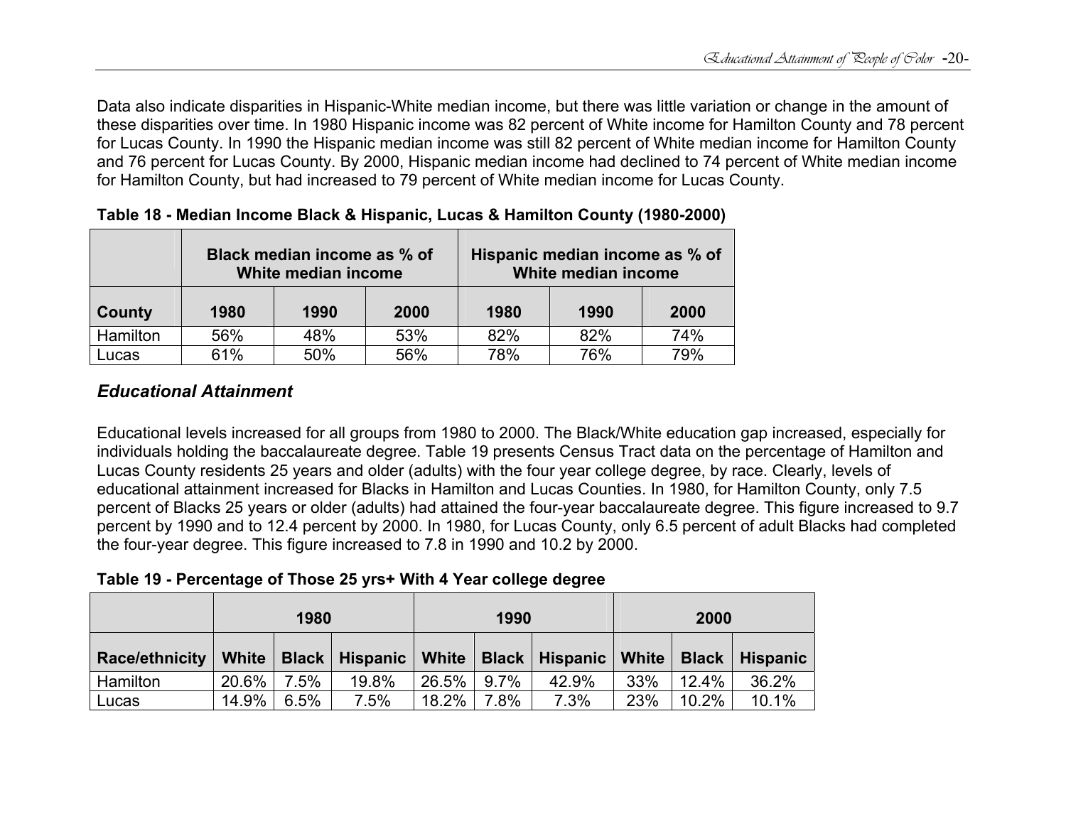Data also indicate disparities in Hispanic-White median income, but there was little variation or change in the amount of these disparities over time. In 1980 Hispanic income was 82 percent of White income for Hamilton County and 78 percent for Lucas County. In 1990 the Hispanic median income was still 82 percent of White median income for Hamilton County and 76 percent for Lucas County. By 2000, Hispanic median income had declined to 74 percent of White median income for Hamilton County, but had increased to 79 percent of White median income for Lucas County.

**Table 18 - Median Income Black & Hispanic, Lucas & Hamilton County (1980-2000)**

| | Black median income as % of White median income | | | Hispanic median income as % of White median income | | |
|---|---|---|---|---|---|---|
| **County** | **1980** | **1990** | **2000** | **1980** | **1990** | **2000** |
| Hamilton | 56% | 48% | 53% | 82% | 82% | 74% |
| Lucas | 61% | 50% | 56% | 78% | 76% | 79% |

## *Educational Attainment*

Educational levels increased for all groups from 1980 to 2000. The Black/White education gap increased, especially for individuals holding the baccalaureate degree. Table 19 presents Census Tract data on the percentage of Hamilton and Lucas County residents 25 years and older (adults) with the four year college degree, by race. Clearly, levels of educational attainment increased for Blacks in Hamilton and Lucas Counties. In 1980, for Hamilton County, only 7.5 percent of Blacks 25 years or older (adults) had attained the four-year baccalaureate degree. This figure increased to 9.7 percent by 1990 and to 12.4 percent by 2000. In 1980, for Lucas County, only 6.5 percent of adult Blacks had completed the four-year degree. This figure increased to 7.8 in 1990 and 10.2 by 2000.

**Table 19 - Percentage of Those 25 yrs+ With 4 Year college degree**

| | 1980 | | | 1990 | | | 2000 | | |
|---|---|---|---|---|---|---|---|---|---|
| **Race/ethnicity** | **White** | **Black** | **Hispanic** | **White** | **Black** | **Hispanic** | **White** | **Black** | **Hispanic** |
| Hamilton | 20.6% | 7.5% | 19.8% | 26.5% | 9.7% | 42.9% | 33% | 12.4% | 36.2% |
| Lucas | 14.9% | 6.5% | 7.5% | 18.2% | 7.8% | 7.3% | 23% | 10.2% | 10.1% |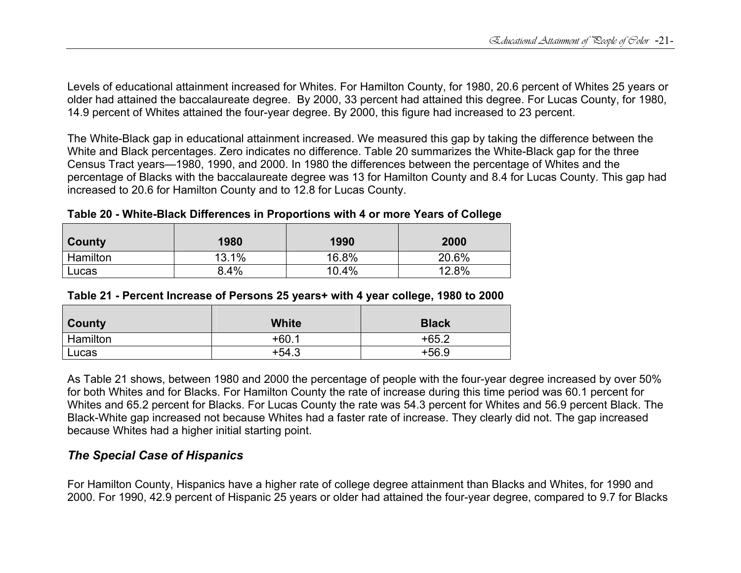Levels of educational attainment increased for Whites. For Hamilton County, for 1980, 20.6 percent of Whites 25 years or older had attained the baccalaureate degree. By 2000, 33 percent had attained this degree. For Lucas County, for 1980, 14.9 percent of Whites attained the four-year degree. By 2000, this figure had increased to 23 percent.

The White-Black gap in educational attainment increased. We measured this gap by taking the difference between the White and Black percentages. Zero indicates no difference. Table 20 summarizes the White-Black gap for the three Census Tract years—1980, 1990, and 2000. In 1980 the differences between the percentage of Whites and the percentage of Blacks with the baccalaureate degree was 13 for Hamilton County and 8.4 for Lucas County. This gap had increased to 20.6 for Hamilton County and to 12.8 for Lucas County.

**Table 20 - White-Black Differences in Proportions with 4 or more Years of College**

| County | 1980 | 1990 | 2000 |
|---|---|---|---|
| Hamilton | 13.1% | 16.8% | 20.6% |
| Lucas | 8.4% | 10.4% | 12.8% |

**Table 21 - Percent Increase of Persons 25 years+ with 4 year college, 1980 to 2000**

| County | White | Black |
|---|---|---|
| Hamilton | +60.1 | +65.2 |
| Lucas | +54.3 | +56.9 |

As Table 21 shows, between 1980 and 2000 the percentage of people with the four-year degree increased by over 50% for both Whites and for Blacks. For Hamilton County the rate of increase during this time period was 60.1 percent for Whites and 65.2 percent for Blacks. For Lucas County the rate was 54.3 percent for Whites and 56.9 percent Black. The Black-White gap increased not because Whites had a faster rate of increase. They clearly did not. The gap increased because Whites had a higher initial starting point.

### *The Special Case of Hispanics*

For Hamilton County, Hispanics have a higher rate of college degree attainment than Blacks and Whites, for 1990 and 2000. For 1990, 42.9 percent of Hispanic 25 years or older had attained the four-year degree, compared to 9.7 for Blacks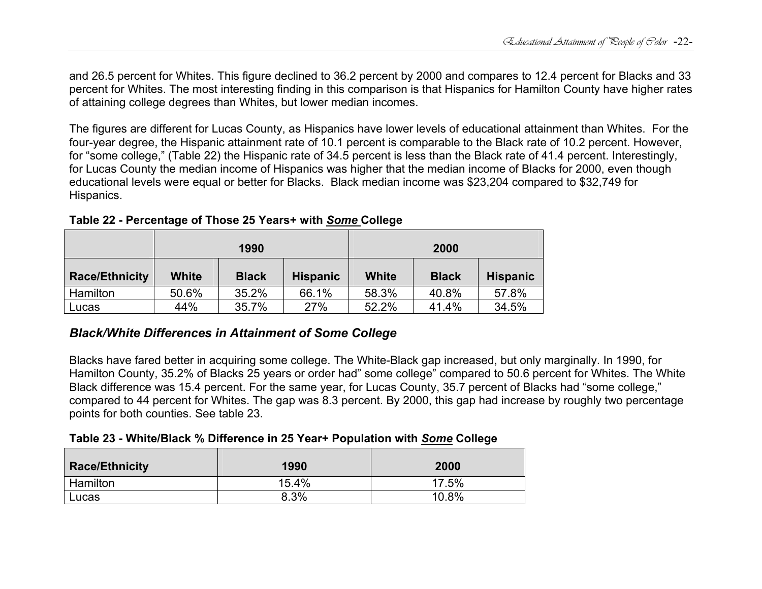and 26.5 percent for Whites. This figure declined to 36.2 percent by 2000 and compares to 12.4 percent for Blacks and 33 percent for Whites. The most interesting finding in this comparison is that Hispanics for Hamilton County have higher rates of attaining college degrees than Whites, but lower median incomes.

The figures are different for Lucas County, as Hispanics have lower levels of educational attainment than Whites. For the four-year degree, the Hispanic attainment rate of 10.1 percent is comparable to the Black rate of 10.2 percent. However, for "some college," (Table 22) the Hispanic rate of 34.5 percent is less than the Black rate of 41.4 percent. Interestingly, for Lucas County the median income of Hispanics was higher that the median income of Blacks for 2000, even though educational levels were equal or better for Blacks. Black median income was $23,204 compared to $32,749 for Hispanics.

**Table 22 - Percentage of Those 25 Years+ with *Some* College**

| | 1990 | | | 2000 | | |
|---|---|---|---|---|---|---|
| **Race/Ethnicity** | **White** | **Black** | **Hispanic** | **White** | **Black** | **Hispanic** |
| Hamilton | 50.6% | 35.2% | 66.1% | 58.3% | 40.8% | 57.8% |
| Lucas | 44% | 35.7% | 27% | 52.2% | 41.4% | 34.5% |

### *Black/White Differences in Attainment of Some College*

Blacks have fared better in acquiring some college. The White-Black gap increased, but only marginally. In 1990, for Hamilton County, 35.2% of Blacks 25 years or order had" some college" compared to 50.6 percent for Whites. The White Black difference was 15.4 percent. For the same year, for Lucas County, 35.7 percent of Blacks had "some college," compared to 44 percent for Whites. The gap was 8.3 percent. By 2000, this gap had increase by roughly two percentage points for both counties. See table 23.

**Table 23 - White/Black % Difference in 25 Year+ Population with *Some* College**

| Race/Ethnicity | 1990 | 2000 |
|---|---|---|
| Hamilton | 15.4% | 17.5% |
| Lucas | 8.3% | 10.8% |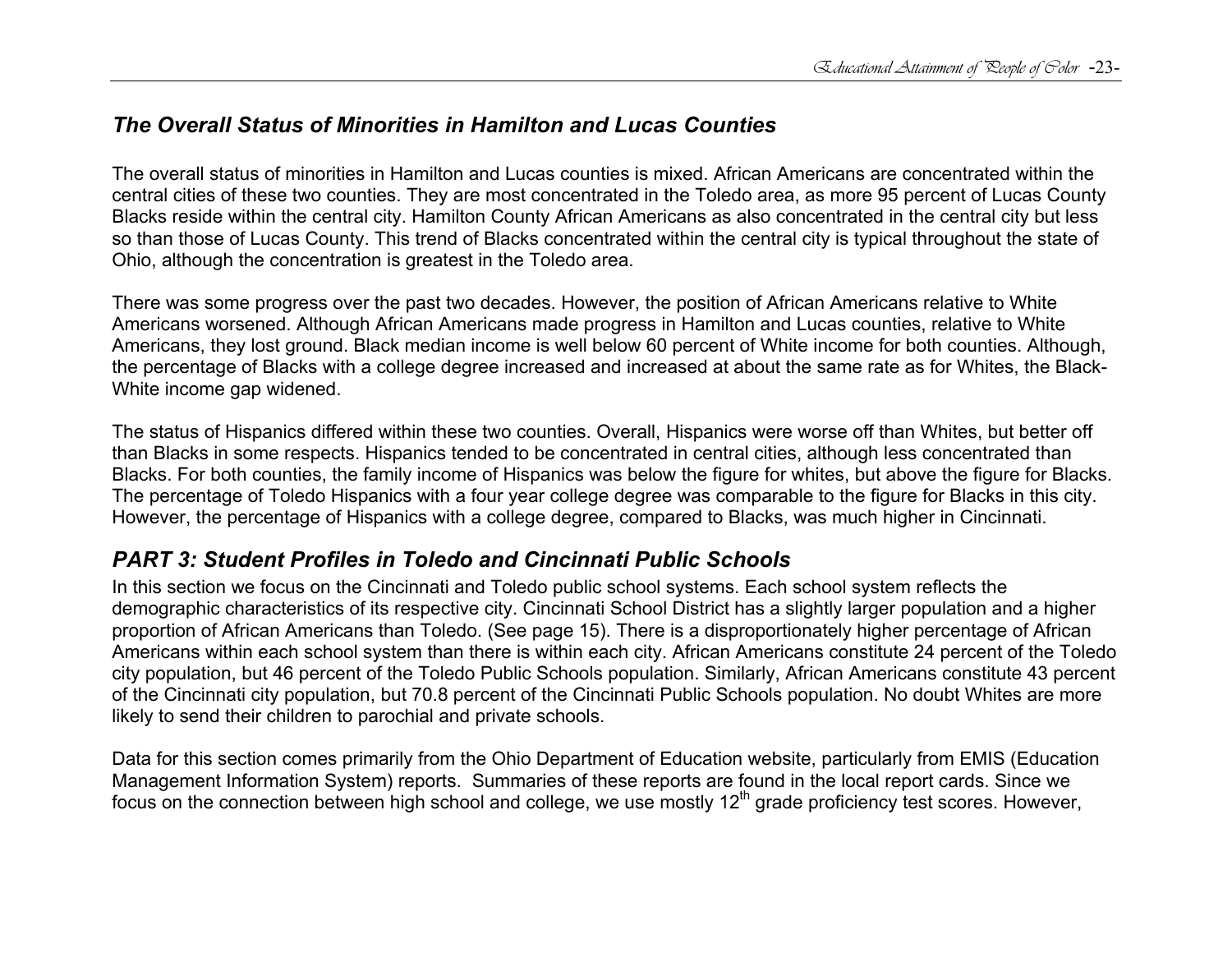### *The Overall Status of Minorities in Hamilton and Lucas Counties*

The overall status of minorities in Hamilton and Lucas counties is mixed. African Americans are concentrated within the central cities of these two counties. They are most concentrated in the Toledo area, as more 95 percent of Lucas County Blacks reside within the central city. Hamilton County African Americans as also concentrated in the central city but less so than those of Lucas County. This trend of Blacks concentrated within the central city is typical throughout the state of Ohio, although the concentration is greatest in the Toledo area.

There was some progress over the past two decades. However, the position of African Americans relative to White Americans worsened. Although African Americans made progress in Hamilton and Lucas counties, relative to White Americans, they lost ground. Black median income is well below 60 percent of White income for both counties. Although, the percentage of Blacks with a college degree increased and increased at about the same rate as for Whites, the Black-White income gap widened.

The status of Hispanics differed within these two counties. Overall, Hispanics were worse off than Whites, but better off than Blacks in some respects. Hispanics tended to be concentrated in central cities, although less concentrated than Blacks. For both counties, the family income of Hispanics was below the figure for whites, but above the figure for Blacks. The percentage of Toledo Hispanics with a four year college degree was comparable to the figure for Blacks in this city. However, the percentage of Hispanics with a college degree, compared to Blacks, was much higher in Cincinnati.

## *PART 3: Student Profiles in Toledo and Cincinnati Public Schools*

In this section we focus on the Cincinnati and Toledo public school systems. Each school system reflects the demographic characteristics of its respective city. Cincinnati School District has a slightly larger population and a higher proportion of African Americans than Toledo. (See page 15). There is a disproportionately higher percentage of African Americans within each school system than there is within each city. African Americans constitute 24 percent of the Toledo city population, but 46 percent of the Toledo Public Schools population. Similarly, African Americans constitute 43 percent of the Cincinnati city population, but 70.8 percent of the Cincinnati Public Schools population. No doubt Whites are more likely to send their children to parochial and private schools.

Data for this section comes primarily from the Ohio Department of Education website, particularly from EMIS (Education Management Information System) reports. Summaries of these reports are found in the local report cards. Since we focus on the connection between high school and college, we use mostly 12th grade proficiency test scores. However,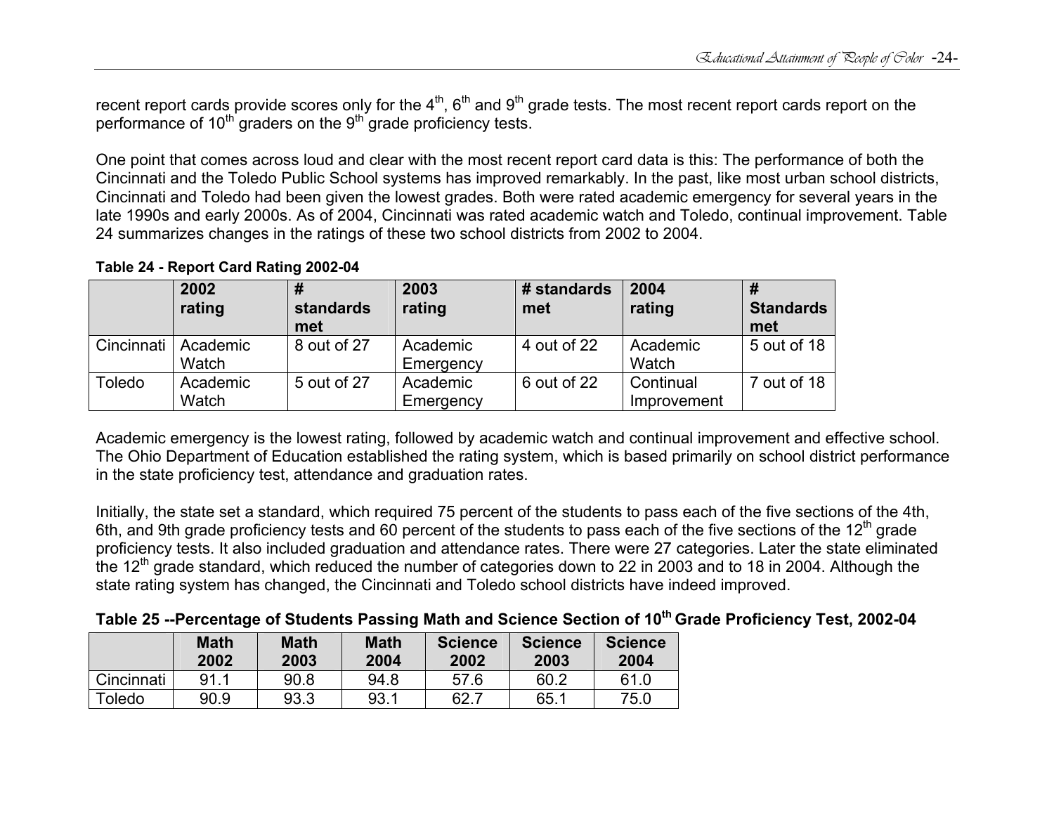recent report cards provide scores only for the 4th, 6th and 9th grade tests. The most recent report cards report on the performance of 10th graders on the 9th grade proficiency tests.

One point that comes across loud and clear with the most recent report card data is this: The performance of both the Cincinnati and the Toledo Public School systems has improved remarkably. In the past, like most urban school districts, Cincinnati and Toledo had been given the lowest grades. Both were rated academic emergency for several years in the late 1990s and early 2000s. As of 2004, Cincinnati was rated academic watch and Toledo, continual improvement. Table 24 summarizes changes in the ratings of these two school districts from 2002 to 2004.

**Table 24 - Report Card Rating 2002-04**

| | 2002 rating | # standards met | 2003 rating | # standards met | 2004 rating | # Standards met |
|---|---|---|---|---|---|---|
| Cincinnati | Academic Watch | 8 out of 27 | Academic Emergency | 4 out of 22 | Academic Watch | 5 out of 18 |
| Toledo | Academic Watch | 5 out of 27 | Academic Emergency | 6 out of 22 | Continual Improvement | 7 out of 18 |

Academic emergency is the lowest rating, followed by academic watch and continual improvement and effective school. The Ohio Department of Education established the rating system, which is based primarily on school district performance in the state proficiency test, attendance and graduation rates.

Initially, the state set a standard, which required 75 percent of the students to pass each of the five sections of the 4th, 6th, and 9th grade proficiency tests and 60 percent of the students to pass each of the five sections of the 12th grade proficiency tests. It also included graduation and attendance rates. There were 27 categories. Later the state eliminated the 12th grade standard, which reduced the number of categories down to 22 in 2003 and to 18 in 2004. Although the state rating system has changed, the Cincinnati and Toledo school districts have indeed improved.

**Table 25 --Percentage of Students Passing Math and Science Section of 10th Grade Proficiency Test, 2002-04**

| | Math 2002 | Math 2003 | Math 2004 | Science 2002 | Science 2003 | Science 2004 |
|---|---|---|---|---|---|---|
| Cincinnati | 91.1 | 90.8 | 94.8 | 57.6 | 60.2 | 61.0 |
| Toledo | 90.9 | 93.3 | 93.1 | 62.7 | 65.1 | 75.0 |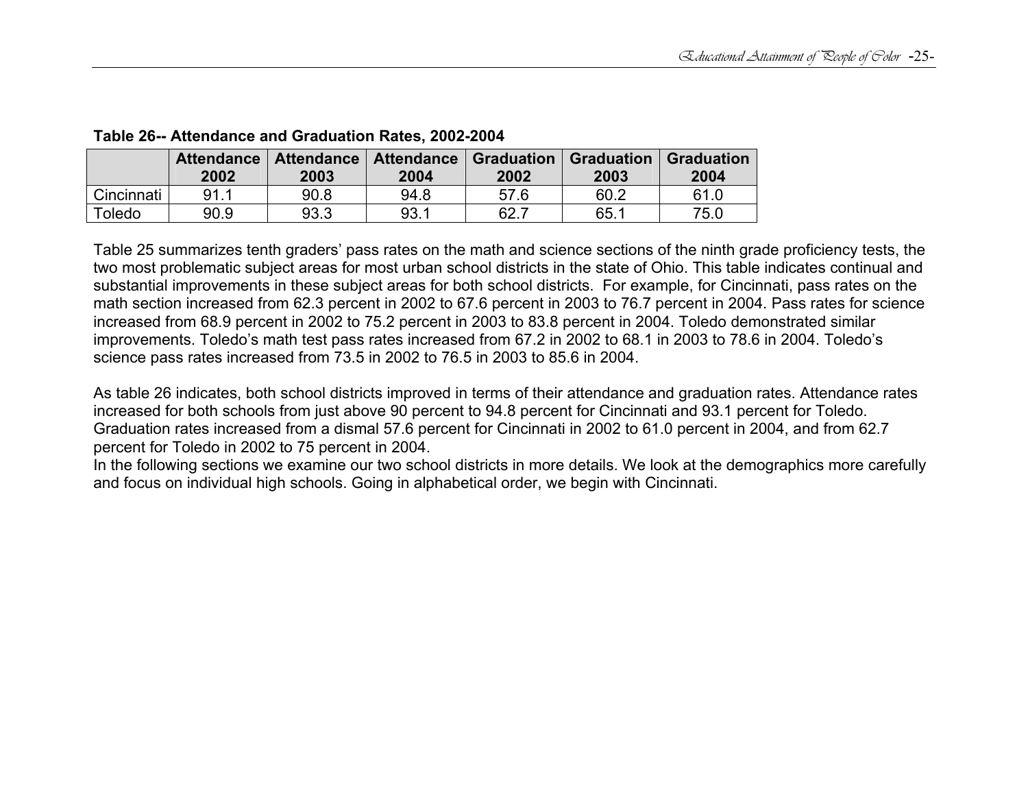**Table 26-- Attendance and Graduation Rates, 2002-2004**

| | Attendance 2002 | Attendance 2003 | Attendance 2004 | Graduation 2002 | Graduation 2003 | Graduation 2004 |
|---|---|---|---|---|---|---|
| Cincinnati | 91.1 | 90.8 | 94.8 | 57.6 | 60.2 | 61.0 |
| Toledo | 90.9 | 93.3 | 93.1 | 62.7 | 65.1 | 75.0 |

Table 25 summarizes tenth graders' pass rates on the math and science sections of the ninth grade proficiency tests, the two most problematic subject areas for most urban school districts in the state of Ohio. This table indicates continual and substantial improvements in these subject areas for both school districts. For example, for Cincinnati, pass rates on the math section increased from 62.3 percent in 2002 to 67.6 percent in 2003 to 76.7 percent in 2004. Pass rates for science increased from 68.9 percent in 2002 to 75.2 percent in 2003 to 83.8 percent in 2004. Toledo demonstrated similar improvements. Toledo's math test pass rates increased from 67.2 in 2002 to 68.1 in 2003 to 78.6 in 2004. Toledo's science pass rates increased from 73.5 in 2002 to 76.5 in 2003 to 85.6 in 2004.

As table 26 indicates, both school districts improved in terms of their attendance and graduation rates. Attendance rates increased for both schools from just above 90 percent to 94.8 percent for Cincinnati and 93.1 percent for Toledo. Graduation rates increased from a dismal 57.6 percent for Cincinnati in 2002 to 61.0 percent in 2004, and from 62.7 percent for Toledo in 2002 to 75 percent in 2004.

In the following sections we examine our two school districts in more details. We look at the demographics more carefully and focus on individual high schools. Going in alphabetical order, we begin with Cincinnati.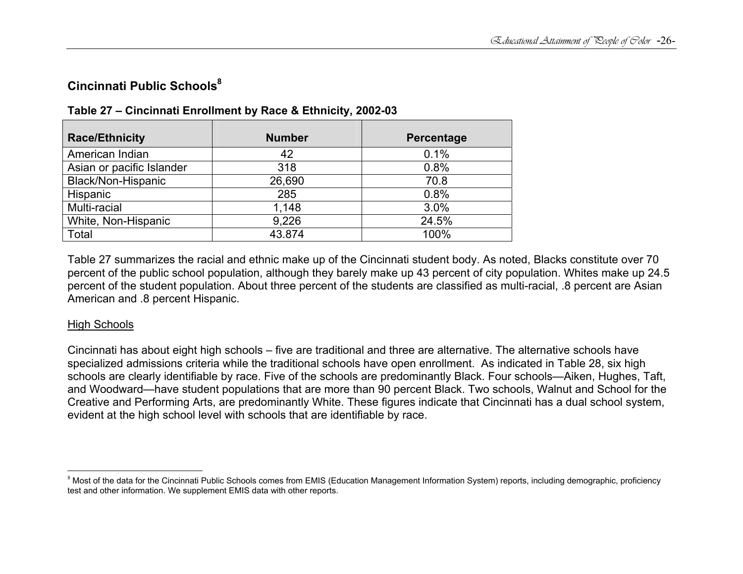## Cincinnati Public Schools[8]

**Table 27 – Cincinnati Enrollment by Race & Ethnicity, 2002-03**

| Race/Ethnicity | Number | Percentage |
|---|---|---|
| American Indian | 42 | 0.1% |
| Asian or pacific Islander | 318 | 0.8% |
| Black/Non-Hispanic | 26,690 | 70.8 |
| Hispanic | 285 | 0.8% |
| Multi-racial | 1,148 | 3.0% |
| White, Non-Hispanic | 9,226 | 24.5% |
| Total | 43.874 | 100% |

Table 27 summarizes the racial and ethnic make up of the Cincinnati student body. As noted, Blacks constitute over 70 percent of the public school population, although they barely make up 43 percent of city population. Whites make up 24.5 percent of the student population. About three percent of the students are classified as multi-racial, .8 percent are Asian American and .8 percent Hispanic.

<u>High Schools</u>

Cincinnati has about eight high schools – five are traditional and three are alternative. The alternative schools have specialized admissions criteria while the traditional schools have open enrollment. As indicated in Table 28, six high schools are clearly identifiable by race. Five of the schools are predominantly Black. Four schools—Aiken, Hughes, Taft, and Woodward—have student populations that are more than 90 percent Black. Two schools, Walnut and School for the Creative and Performing Arts, are predominantly White. These figures indicate that Cincinnati has a dual school system, evident at the high school level with schools that are identifiable by race.

---

[8] Most of the data for the Cincinnati Public Schools comes from EMIS (Education Management Information System) reports, including demographic, proficiency test and other information. We supplement EMIS data with other reports.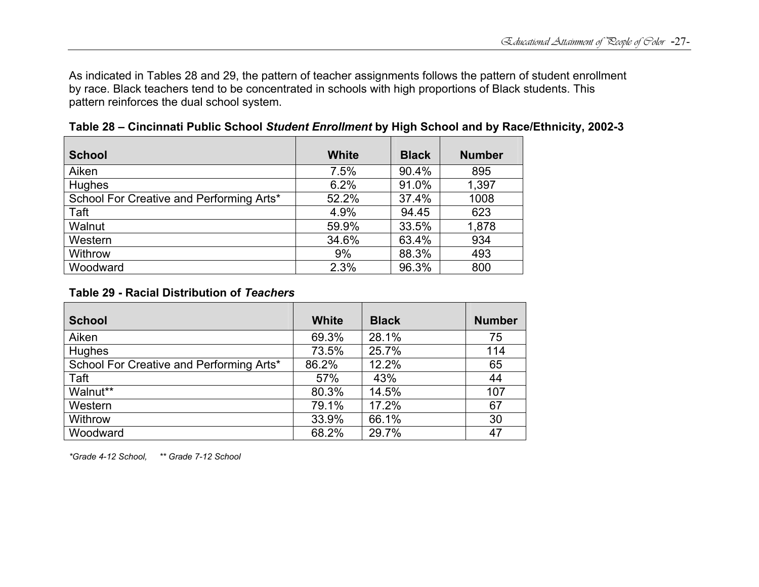As indicated in Tables 28 and 29, the pattern of teacher assignments follows the pattern of student enrollment by race. Black teachers tend to be concentrated in schools with high proportions of Black students. This pattern reinforces the dual school system.

**Table 28 – Cincinnati Public School *Student Enrollment* by High School and by Race/Ethnicity, 2002-3**

| School | White | Black | Number |
|---|---|---|---|
| Aiken | 7.5% | 90.4% | 895 |
| Hughes | 6.2% | 91.0% | 1,397 |
| School For Creative and Performing Arts* | 52.2% | 37.4% | 1008 |
| Taft | 4.9% | 94.45 | 623 |
| Walnut | 59.9% | 33.5% | 1,878 |
| Western | 34.6% | 63.4% | 934 |
| Withrow | 9% | 88.3% | 493 |
| Woodward | 2.3% | 96.3% | 800 |

**Table 29 - Racial Distribution of *Teachers***

| School | White | Black | Number |
|---|---|---|---|
| Aiken | 69.3% | 28.1% | 75 |
| Hughes | 73.5% | 25.7% | 114 |
| School For Creative and Performing Arts* | 86.2% | 12.2% | 65 |
| Taft | 57% | 43% | 44 |
| Walnut** | 80.3% | 14.5% | 107 |
| Western | 79.1% | 17.2% | 67 |
| Withrow | 33.9% | 66.1% | 30 |
| Woodward | 68.2% | 29.7% | 47 |

*\*Grade 4-12 School, \*\* Grade 7-12 School*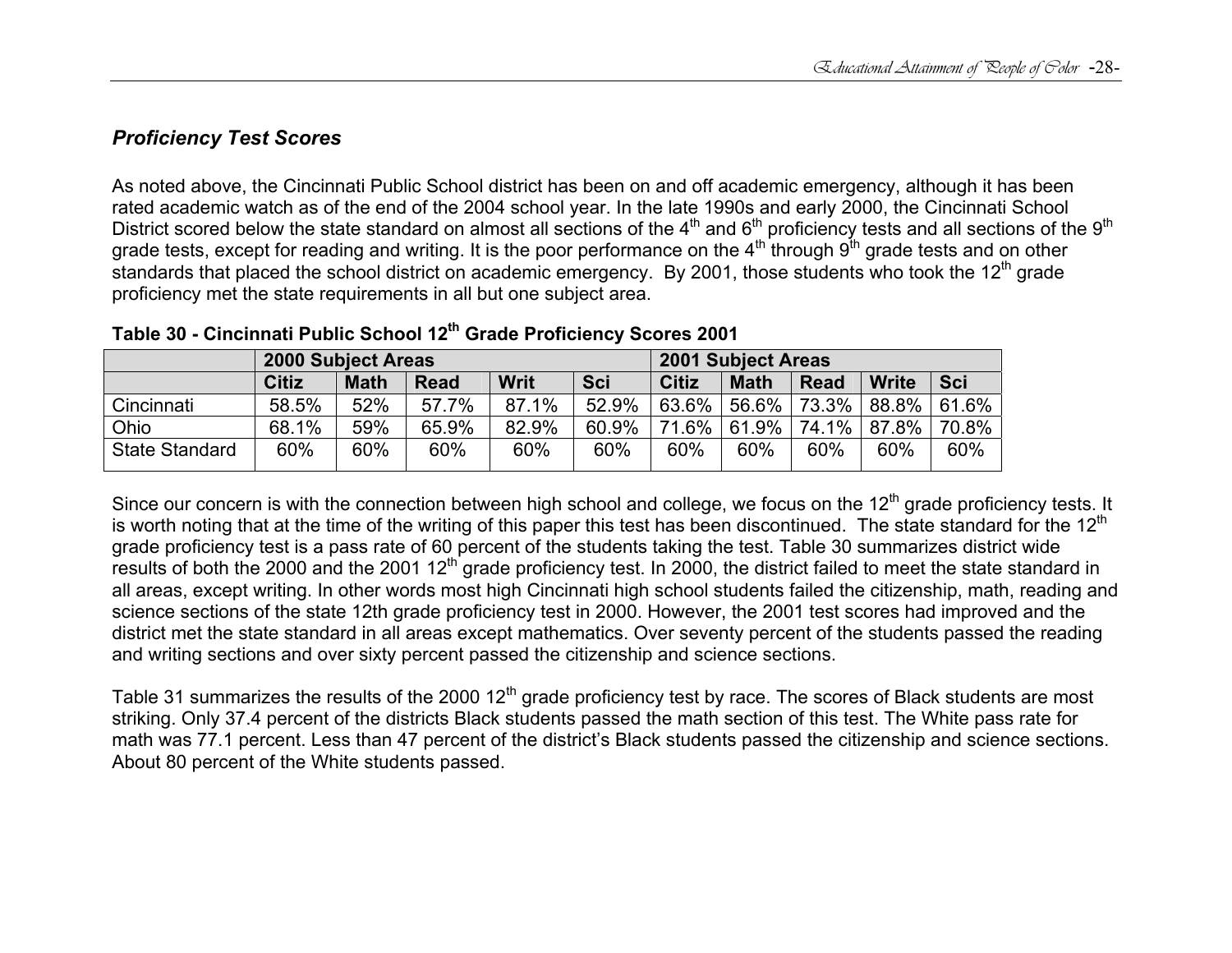### *Proficiency Test Scores*

As noted above, the Cincinnati Public School district has been on and off academic emergency, although it has been rated academic watch as of the end of the 2004 school year. In the late 1990s and early 2000, the Cincinnati School District scored below the state standard on almost all sections of the 4th and 6th proficiency tests and all sections of the 9th grade tests, except for reading and writing. It is the poor performance on the 4th through 9th grade tests and on other standards that placed the school district on academic emergency. By 2001, those students who took the 12th grade proficiency met the state requirements in all but one subject area.

**Table 30 - Cincinnati Public School 12th Grade Proficiency Scores 2001**

| | 2000 Subject Areas | | | | | 2001 Subject Areas | | | | |
|---|---|---|---|---|---|---|---|---|---|---|
| | **Citiz** | **Math** | **Read** | **Writ** | **Sci** | **Citiz** | **Math** | **Read** | **Write** | **Sci** |
| Cincinnati | 58.5% | 52% | 57.7% | 87.1% | 52.9% | 63.6% | 56.6% | 73.3% | 88.8% | 61.6% |
| Ohio | 68.1% | 59% | 65.9% | 82.9% | 60.9% | 71.6% | 61.9% | 74.1% | 87.8% | 70.8% |
| State Standard | 60% | 60% | 60% | 60% | 60% | 60% | 60% | 60% | 60% | 60% |

Since our concern is with the connection between high school and college, we focus on the 12th grade proficiency tests. It is worth noting that at the time of the writing of this paper this test has been discontinued. The state standard for the 12th grade proficiency test is a pass rate of 60 percent of the students taking the test. Table 30 summarizes district wide results of both the 2000 and the 2001 12th grade proficiency test. In 2000, the district failed to meet the state standard in all areas, except writing. In other words most high Cincinnati high school students failed the citizenship, math, reading and science sections of the state 12th grade proficiency test in 2000. However, the 2001 test scores had improved and the district met the state standard in all areas except mathematics. Over seventy percent of the students passed the reading and writing sections and over sixty percent passed the citizenship and science sections.

Table 31 summarizes the results of the 2000 12th grade proficiency test by race. The scores of Black students are most striking. Only 37.4 percent of the districts Black students passed the math section of this test. The White pass rate for math was 77.1 percent. Less than 47 percent of the district's Black students passed the citizenship and science sections. About 80 percent of the White students passed.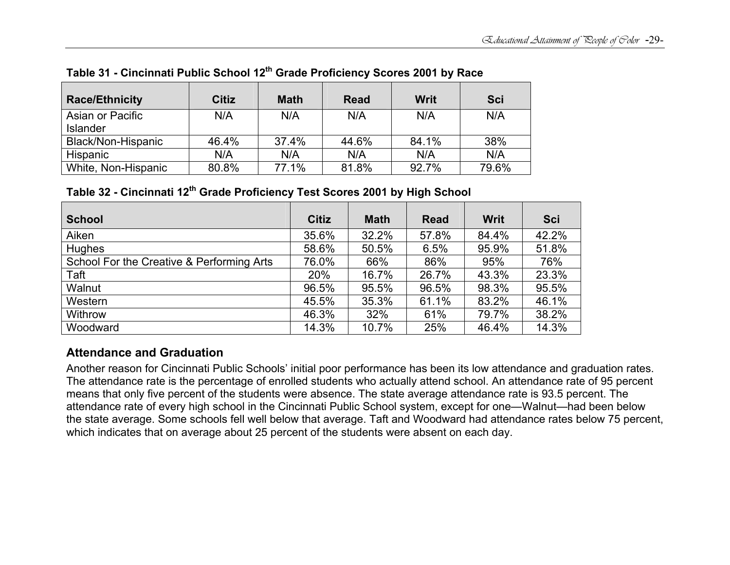**Table 31 - Cincinnati Public School 12th Grade Proficiency Scores 2001 by Race**

| Race/Ethnicity | Citiz | Math | Read | Writ | Sci |
|---|---|---|---|---|---|
| Asian or Pacific Islander | N/A | N/A | N/A | N/A | N/A |
| Black/Non-Hispanic | 46.4% | 37.4% | 44.6% | 84.1% | 38% |
| Hispanic | N/A | N/A | N/A | N/A | N/A |
| White, Non-Hispanic | 80.8% | 77.1% | 81.8% | 92.7% | 79.6% |

**Table 32 - Cincinnati 12th Grade Proficiency Test Scores 2001 by High School**

| School | Citiz | Math | Read | Writ | Sci |
|---|---|---|---|---|---|
| Aiken | 35.6% | 32.2% | 57.8% | 84.4% | 42.2% |
| Hughes | 58.6% | 50.5% | 6.5% | 95.9% | 51.8% |
| School For the Creative & Performing Arts | 76.0% | 66% | 86% | 95% | 76% |
| Taft | 20% | 16.7% | 26.7% | 43.3% | 23.3% |
| Walnut | 96.5% | 95.5% | 96.5% | 98.3% | 95.5% |
| Western | 45.5% | 35.3% | 61.1% | 83.2% | 46.1% |
| Withrow | 46.3% | 32% | 61% | 79.7% | 38.2% |
| Woodward | 14.3% | 10.7% | 25% | 46.4% | 14.3% |

### Attendance and Graduation

Another reason for Cincinnati Public Schools' initial poor performance has been its low attendance and graduation rates. The attendance rate is the percentage of enrolled students who actually attend school. An attendance rate of 95 percent means that only five percent of the students were absence. The state average attendance rate is 93.5 percent. The attendance rate of every high school in the Cincinnati Public School system, except for one—Walnut—had been below the state average. Some schools fell well below that average. Taft and Woodward had attendance rates below 75 percent, which indicates that on average about 25 percent of the students were absent on each day.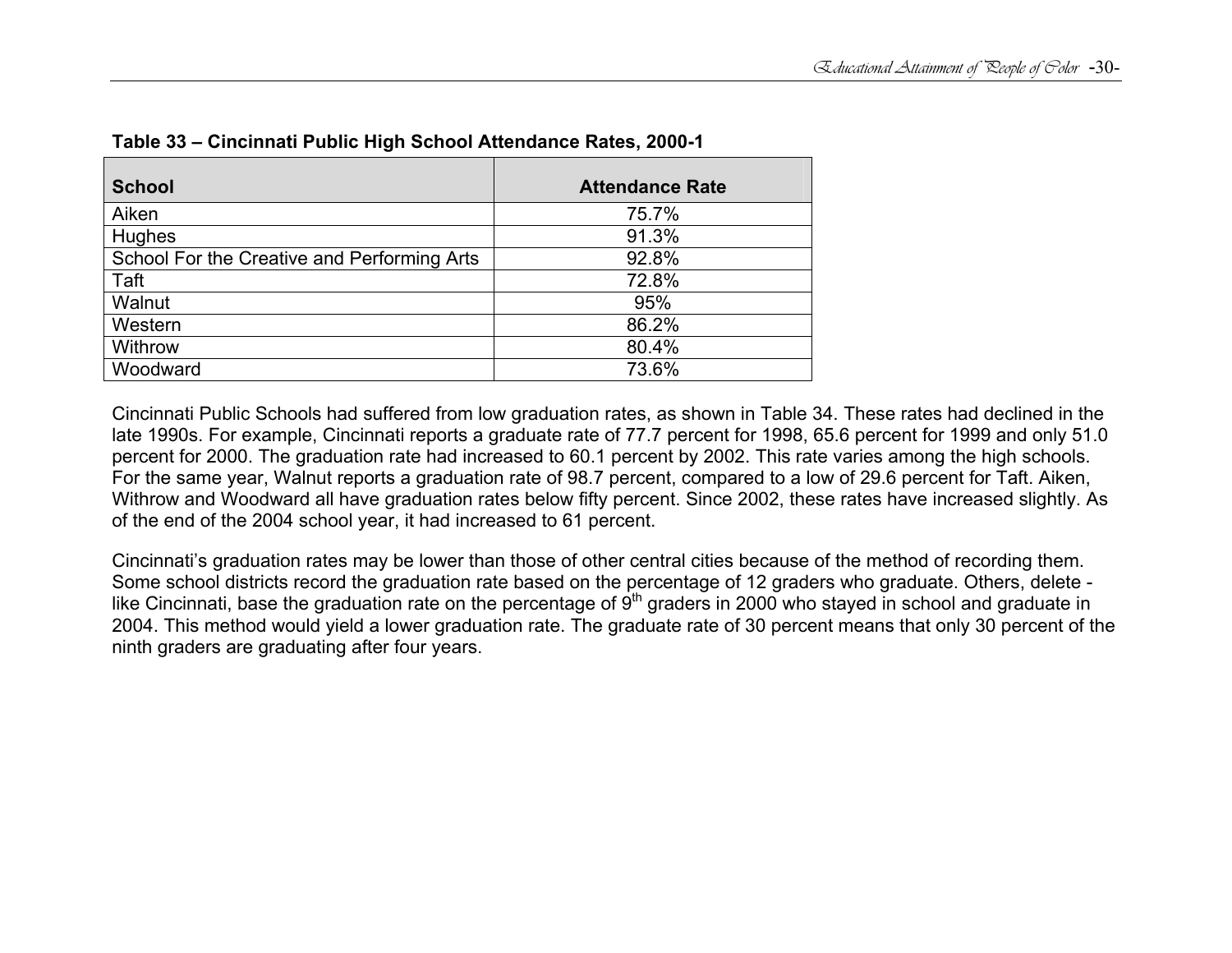**Table 33 – Cincinnati Public High School Attendance Rates, 2000-1**

| School | Attendance Rate |
| --- | --- |
| Aiken | 75.7% |
| Hughes | 91.3% |
| School For the Creative and Performing Arts | 92.8% |
| Taft | 72.8% |
| Walnut | 95% |
| Western | 86.2% |
| Withrow | 80.4% |
| Woodward | 73.6% |

Cincinnati Public Schools had suffered from low graduation rates, as shown in Table 34. These rates had declined in the late 1990s. For example, Cincinnati reports a graduate rate of 77.7 percent for 1998, 65.6 percent for 1999 and only 51.0 percent for 2000. The graduation rate had increased to 60.1 percent by 2002. This rate varies among the high schools. For the same year, Walnut reports a graduation rate of 98.7 percent, compared to a low of 29.6 percent for Taft. Aiken, Withrow and Woodward all have graduation rates below fifty percent. Since 2002, these rates have increased slightly. As of the end of the 2004 school year, it had increased to 61 percent.

Cincinnati's graduation rates may be lower than those of other central cities because of the method of recording them. Some school districts record the graduation rate based on the percentage of 12 graders who graduate. Others, delete - like Cincinnati, base the graduation rate on the percentage of 9th graders in 2000 who stayed in school and graduate in 2004. This method would yield a lower graduation rate. The graduate rate of 30 percent means that only 30 percent of the ninth graders are graduating after four years.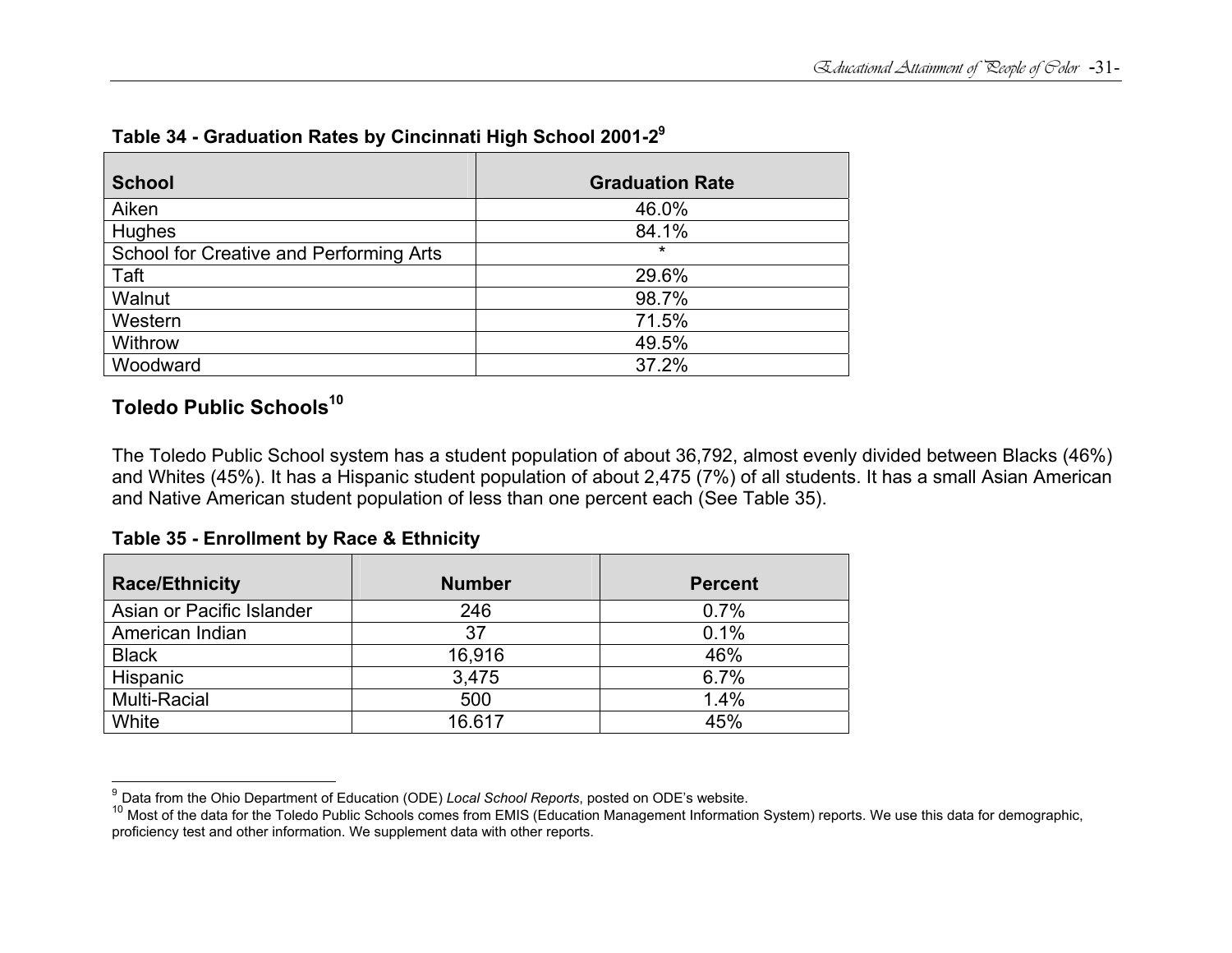**Table 34 - Graduation Rates by Cincinnati High School 2001-2[9]**

| School | Graduation Rate |
|---|---|
| Aiken | 46.0% |
| Hughes | 84.1% |
| School for Creative and Performing Arts | * |
| Taft | 29.6% |
| Walnut | 98.7% |
| Western | 71.5% |
| Withrow | 49.5% |
| Woodward | 37.2% |

## Toledo Public Schools[10]

The Toledo Public School system has a student population of about 36,792, almost evenly divided between Blacks (46%) and Whites (45%). It has a Hispanic student population of about 2,475 (7%) of all students. It has a small Asian American and Native American student population of less than one percent each (See Table 35).

**Table 35 - Enrollment by Race & Ethnicity**

| Race/Ethnicity | Number | Percent |
|---|---|---|
| Asian or Pacific Islander | 246 | 0.7% |
| American Indian | 37 | 0.1% |
| Black | 16,916 | 46% |
| Hispanic | 3,475 | 6.7% |
| Multi-Racial | 500 | 1.4% |
| White | 16.617 | 45% |

---

[9] Data from the Ohio Department of Education (ODE) *Local School Reports*, posted on ODE's website.

[10] Most of the data for the Toledo Public Schools comes from EMIS (Education Management Information System) reports. We use this data for demographic, proficiency test and other information. We supplement data with other reports.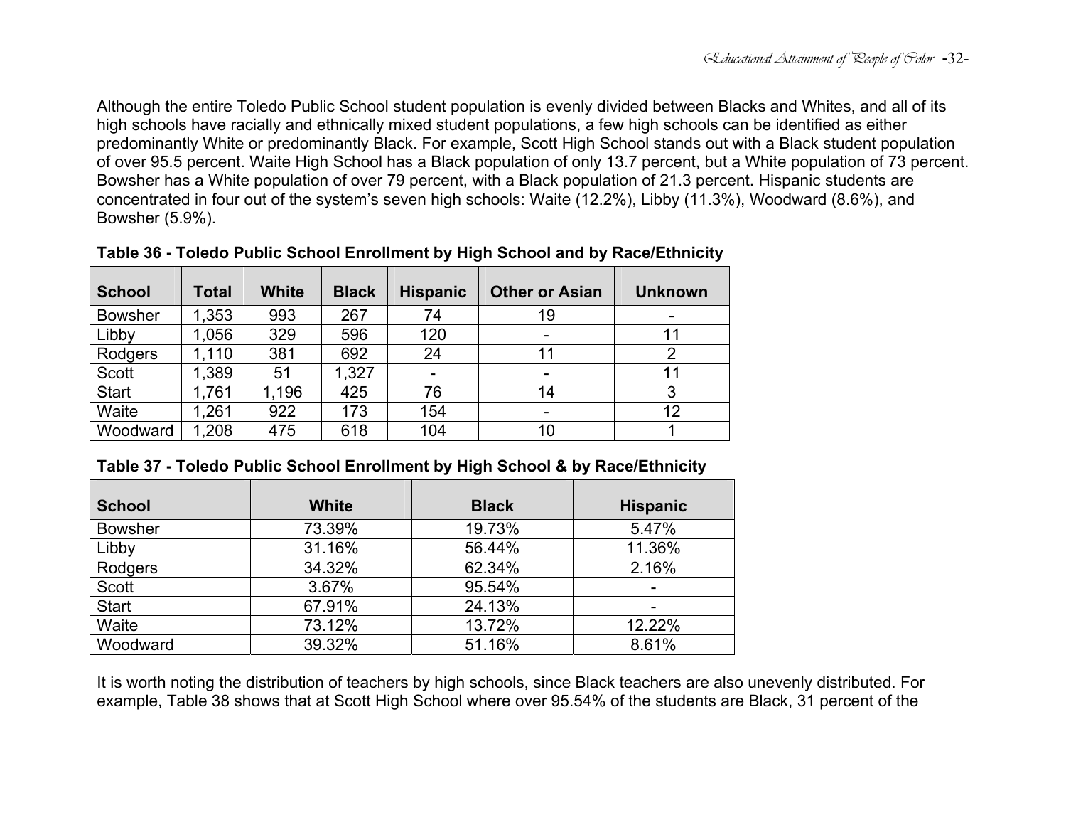Although the entire Toledo Public School student population is evenly divided between Blacks and Whites, and all of its high schools have racially and ethnically mixed student populations, a few high schools can be identified as either predominantly White or predominantly Black. For example, Scott High School stands out with a Black student population of over 95.5 percent. Waite High School has a Black population of only 13.7 percent, but a White population of 73 percent. Bowsher has a White population of over 79 percent, with a Black population of 21.3 percent. Hispanic students are concentrated in four out of the system's seven high schools: Waite (12.2%), Libby (11.3%), Woodward (8.6%), and Bowsher (5.9%).

**Table 36 - Toledo Public School Enrollment by High School and by Race/Ethnicity**

| School | Total | White | Black | Hispanic | Other or Asian | Unknown |
|---|---|---|---|---|---|---|
| Bowsher | 1,353 | 993 | 267 | 74 | 19 | - |
| Libby | 1,056 | 329 | 596 | 120 | - | 11 |
| Rodgers | 1,110 | 381 | 692 | 24 | 11 | 2 |
| Scott | 1,389 | 51 | 1,327 | - | - | 11 |
| Start | 1,761 | 1,196 | 425 | 76 | 14 | 3 |
| Waite | 1,261 | 922 | 173 | 154 | - | 12 |
| Woodward | 1,208 | 475 | 618 | 104 | 10 | 1 |

**Table 37 - Toledo Public School Enrollment by High School & by Race/Ethnicity**

| School | White | Black | Hispanic |
|---|---|---|---|
| Bowsher | 73.39% | 19.73% | 5.47% |
| Libby | 31.16% | 56.44% | 11.36% |
| Rodgers | 34.32% | 62.34% | 2.16% |
| Scott | 3.67% | 95.54% | - |
| Start | 67.91% | 24.13% | - |
| Waite | 73.12% | 13.72% | 12.22% |
| Woodward | 39.32% | 51.16% | 8.61% |

It is worth noting the distribution of teachers by high schools, since Black teachers are also unevenly distributed. For example, Table 38 shows that at Scott High School where over 95.54% of the students are Black, 31 percent of the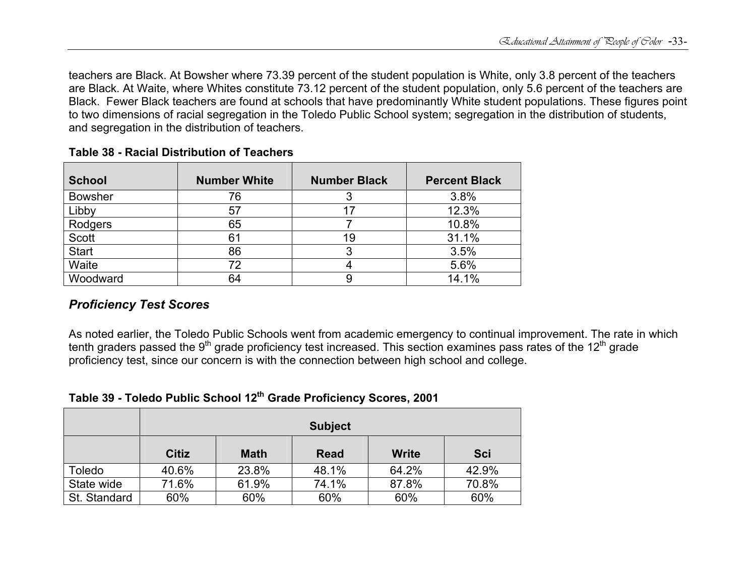teachers are Black. At Bowsher where 73.39 percent of the student population is White, only 3.8 percent of the teachers are Black. At Waite, where Whites constitute 73.12 percent of the student population, only 5.6 percent of the teachers are Black. Fewer Black teachers are found at schools that have predominantly White student populations. These figures point to two dimensions of racial segregation in the Toledo Public School system; segregation in the distribution of students, and segregation in the distribution of teachers.

**Table 38 - Racial Distribution of Teachers**

| School | Number White | Number Black | Percent Black |
|---|---|---|---|
| Bowsher | 76 | 3 | 3.8% |
| Libby | 57 | 17 | 12.3% |
| Rodgers | 65 | 7 | 10.8% |
| Scott | 61 | 19 | 31.1% |
| Start | 86 | 3 | 3.5% |
| Waite | 72 | 4 | 5.6% |
| Woodward | 64 | 9 | 14.1% |

### *Proficiency Test Scores*

As noted earlier, the Toledo Public Schools went from academic emergency to continual improvement. The rate in which tenth graders passed the 9th grade proficiency test increased. This section examines pass rates of the 12th grade proficiency test, since our concern is with the connection between high school and college.

**Table 39 - Toledo Public School 12th Grade Proficiency Scores, 2001**

| | Subject | | | | |
|---|---|---|---|---|---|
| | Citiz | Math | Read | Write | Sci |
| Toledo | 40.6% | 23.8% | 48.1% | 64.2% | 42.9% |
| State wide | 71.6% | 61.9% | 74.1% | 87.8% | 70.8% |
| St. Standard | 60% | 60% | 60% | 60% | 60% |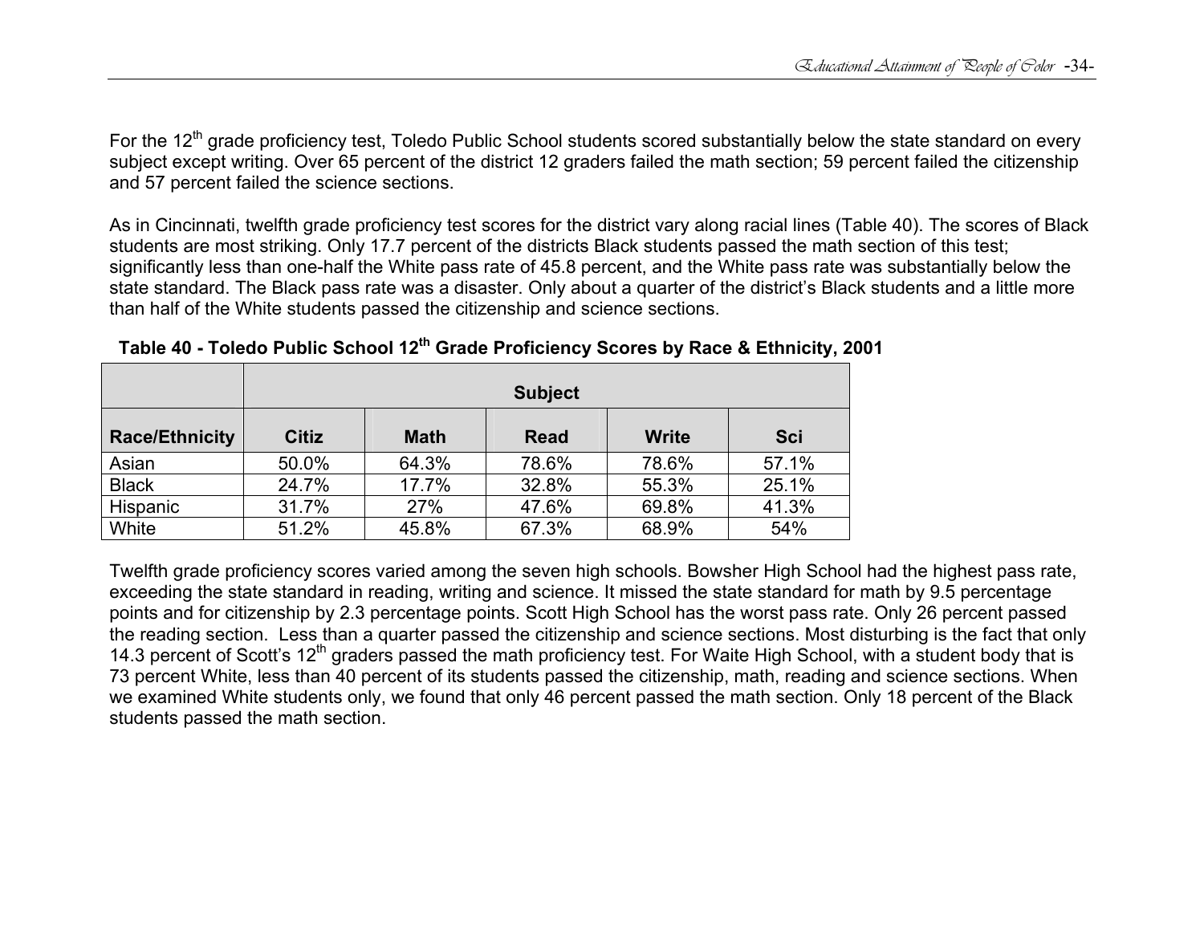For the 12th grade proficiency test, Toledo Public School students scored substantially below the state standard on every subject except writing. Over 65 percent of the district 12 graders failed the math section; 59 percent failed the citizenship and 57 percent failed the science sections.

As in Cincinnati, twelfth grade proficiency test scores for the district vary along racial lines (Table 40). The scores of Black students are most striking. Only 17.7 percent of the districts Black students passed the math section of this test; significantly less than one-half the White pass rate of 45.8 percent, and the White pass rate was substantially below the state standard. The Black pass rate was a disaster. Only about a quarter of the district's Black students and a little more than half of the White students passed the citizenship and science sections.

**Table 40 - Toledo Public School 12th Grade Proficiency Scores by Race & Ethnicity, 2001**

| | Subject | | | | |
|---|---|---|---|---|---|
| **Race/Ethnicity** | **Citiz** | **Math** | **Read** | **Write** | **Sci** |
| Asian | 50.0% | 64.3% | 78.6% | 78.6% | 57.1% |
| Black | 24.7% | 17.7% | 32.8% | 55.3% | 25.1% |
| Hispanic | 31.7% | 27% | 47.6% | 69.8% | 41.3% |
| White | 51.2% | 45.8% | 67.3% | 68.9% | 54% |

Twelfth grade proficiency scores varied among the seven high schools. Bowsher High School had the highest pass rate, exceeding the state standard in reading, writing and science. It missed the state standard for math by 9.5 percentage points and for citizenship by 2.3 percentage points. Scott High School has the worst pass rate. Only 26 percent passed the reading section. Less than a quarter passed the citizenship and science sections. Most disturbing is the fact that only 14.3 percent of Scott's 12th graders passed the math proficiency test. For Waite High School, with a student body that is 73 percent White, less than 40 percent of its students passed the citizenship, math, reading and science sections. When we examined White students only, we found that only 46 percent passed the math section. Only 18 percent of the Black students passed the math section.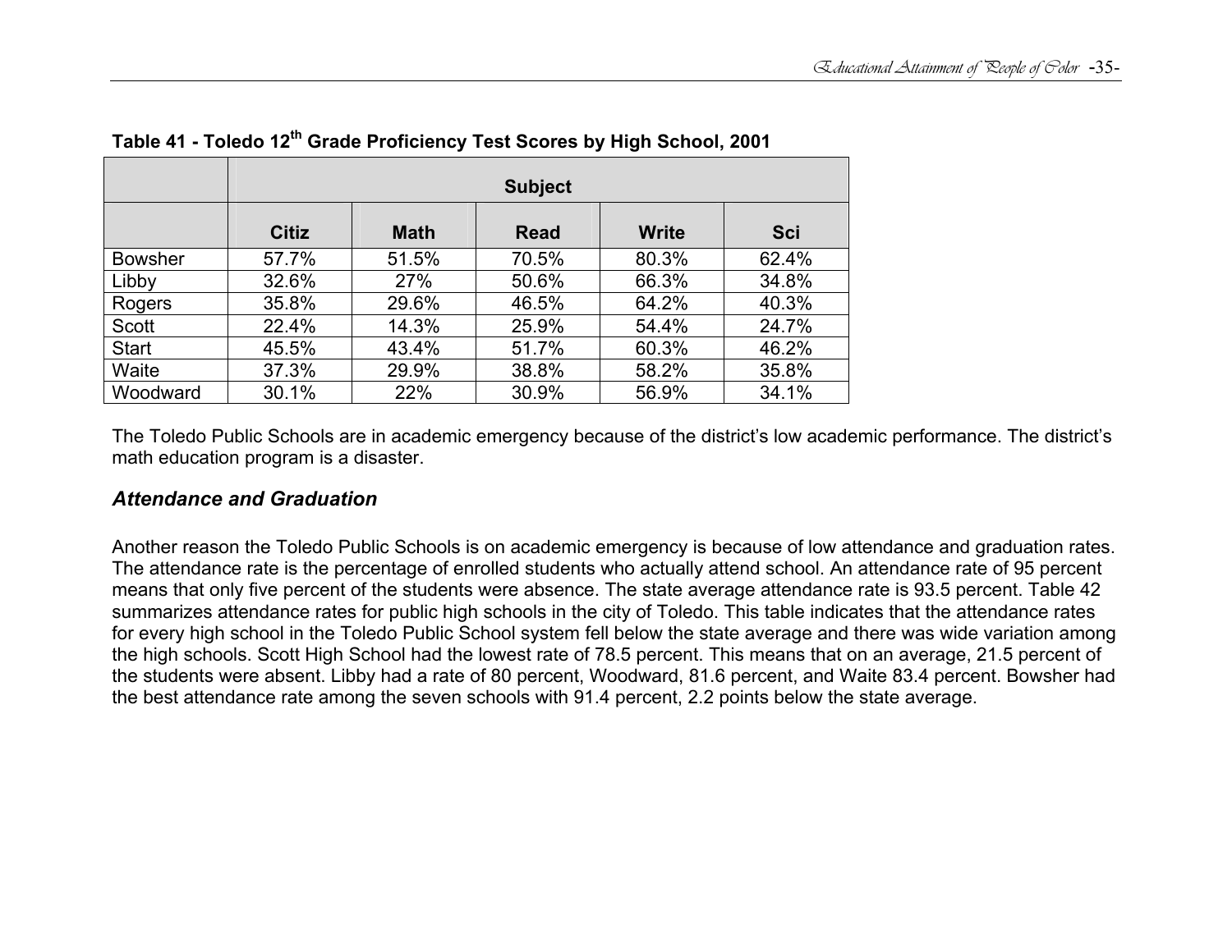**Table 41 - Toledo 12th Grade Proficiency Test Scores by High School, 2001**

| | Subject | | | | |
|---|---|---|---|---|---|
| | Citiz | Math | Read | Write | Sci |
| Bowsher | 57.7% | 51.5% | 70.5% | 80.3% | 62.4% |
| Libby | 32.6% | 27% | 50.6% | 66.3% | 34.8% |
| Rogers | 35.8% | 29.6% | 46.5% | 64.2% | 40.3% |
| Scott | 22.4% | 14.3% | 25.9% | 54.4% | 24.7% |
| Start | 45.5% | 43.4% | 51.7% | 60.3% | 46.2% |
| Waite | 37.3% | 29.9% | 38.8% | 58.2% | 35.8% |
| Woodward | 30.1% | 22% | 30.9% | 56.9% | 34.1% |

The Toledo Public Schools are in academic emergency because of the district's low academic performance. The district's math education program is a disaster.

### *Attendance and Graduation*

Another reason the Toledo Public Schools is on academic emergency is because of low attendance and graduation rates. The attendance rate is the percentage of enrolled students who actually attend school. An attendance rate of 95 percent means that only five percent of the students were absence. The state average attendance rate is 93.5 percent. Table 42 summarizes attendance rates for public high schools in the city of Toledo. This table indicates that the attendance rates for every high school in the Toledo Public School system fell below the state average and there was wide variation among the high schools. Scott High School had the lowest rate of 78.5 percent. This means that on an average, 21.5 percent of the students were absent. Libby had a rate of 80 percent, Woodward, 81.6 percent, and Waite 83.4 percent. Bowsher had the best attendance rate among the seven schools with 91.4 percent, 2.2 points below the state average.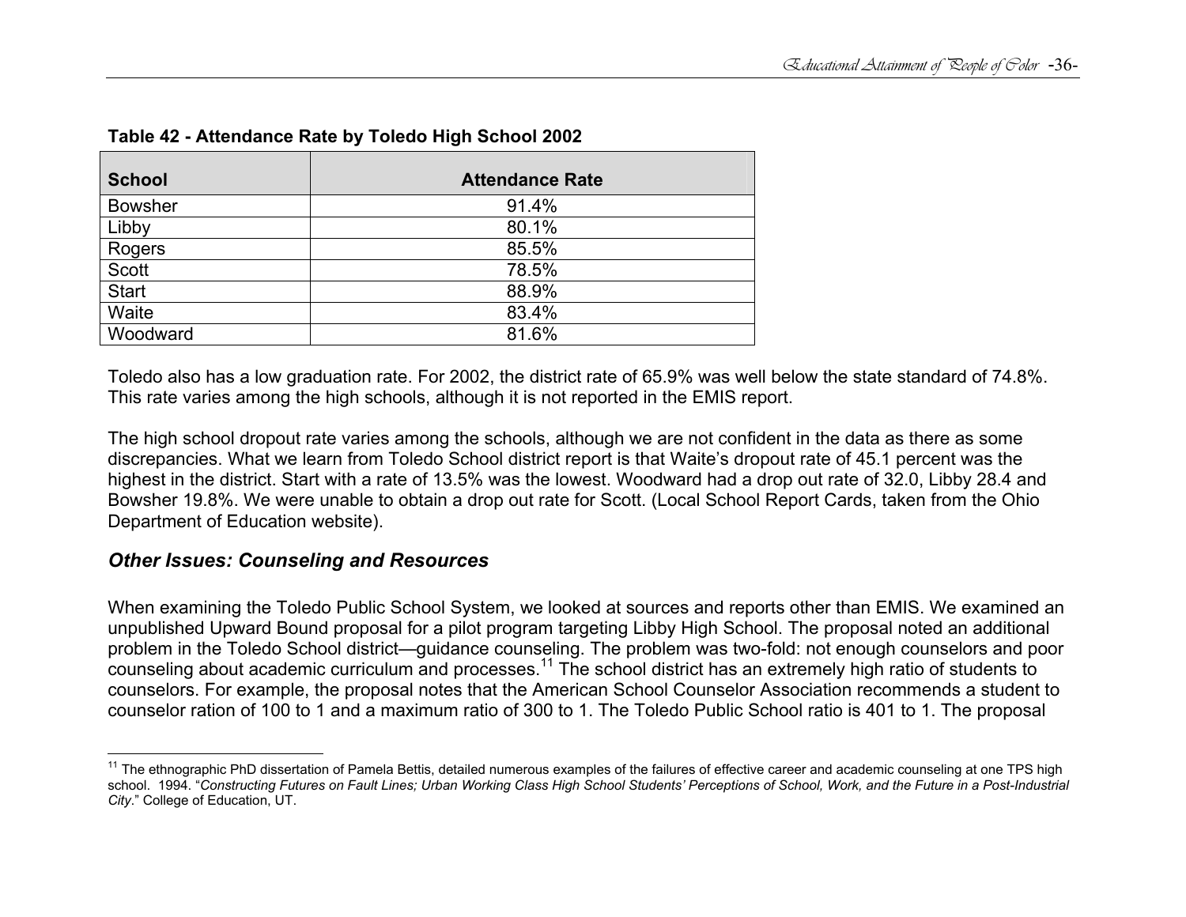**Table 42 - Attendance Rate by Toledo High School 2002**

| School | Attendance Rate |
|---|---|
| Bowsher | 91.4% |
| Libby | 80.1% |
| Rogers | 85.5% |
| Scott | 78.5% |
| Start | 88.9% |
| Waite | 83.4% |
| Woodward | 81.6% |

Toledo also has a low graduation rate. For 2002, the district rate of 65.9% was well below the state standard of 74.8%. This rate varies among the high schools, although it is not reported in the EMIS report.

The high school dropout rate varies among the schools, although we are not confident in the data as there as some discrepancies. What we learn from Toledo School district report is that Waite's dropout rate of 45.1 percent was the highest in the district. Start with a rate of 13.5% was the lowest. Woodward had a drop out rate of 32.0, Libby 28.4 and Bowsher 19.8%. We were unable to obtain a drop out rate for Scott. (Local School Report Cards, taken from the Ohio Department of Education website).

### *Other Issues: Counseling and Resources*

When examining the Toledo Public School System, we looked at sources and reports other than EMIS. We examined an unpublished Upward Bound proposal for a pilot program targeting Libby High School. The proposal noted an additional problem in the Toledo School district—guidance counseling. The problem was two-fold: not enough counselors and poor counseling about academic curriculum and processes.[11] The school district has an extremely high ratio of students to counselors. For example, the proposal notes that the American School Counselor Association recommends a student to counselor ration of 100 to 1 and a maximum ratio of 300 to 1. The Toledo Public School ratio is 401 to 1. The proposal

[11] The ethnographic PhD dissertation of Pamela Bettis, detailed numerous examples of the failures of effective career and academic counseling at one TPS high school. 1994. "*Constructing Futures on Fault Lines; Urban Working Class High School Students' Perceptions of School, Work, and the Future in a Post-Industrial City*." College of Education, UT.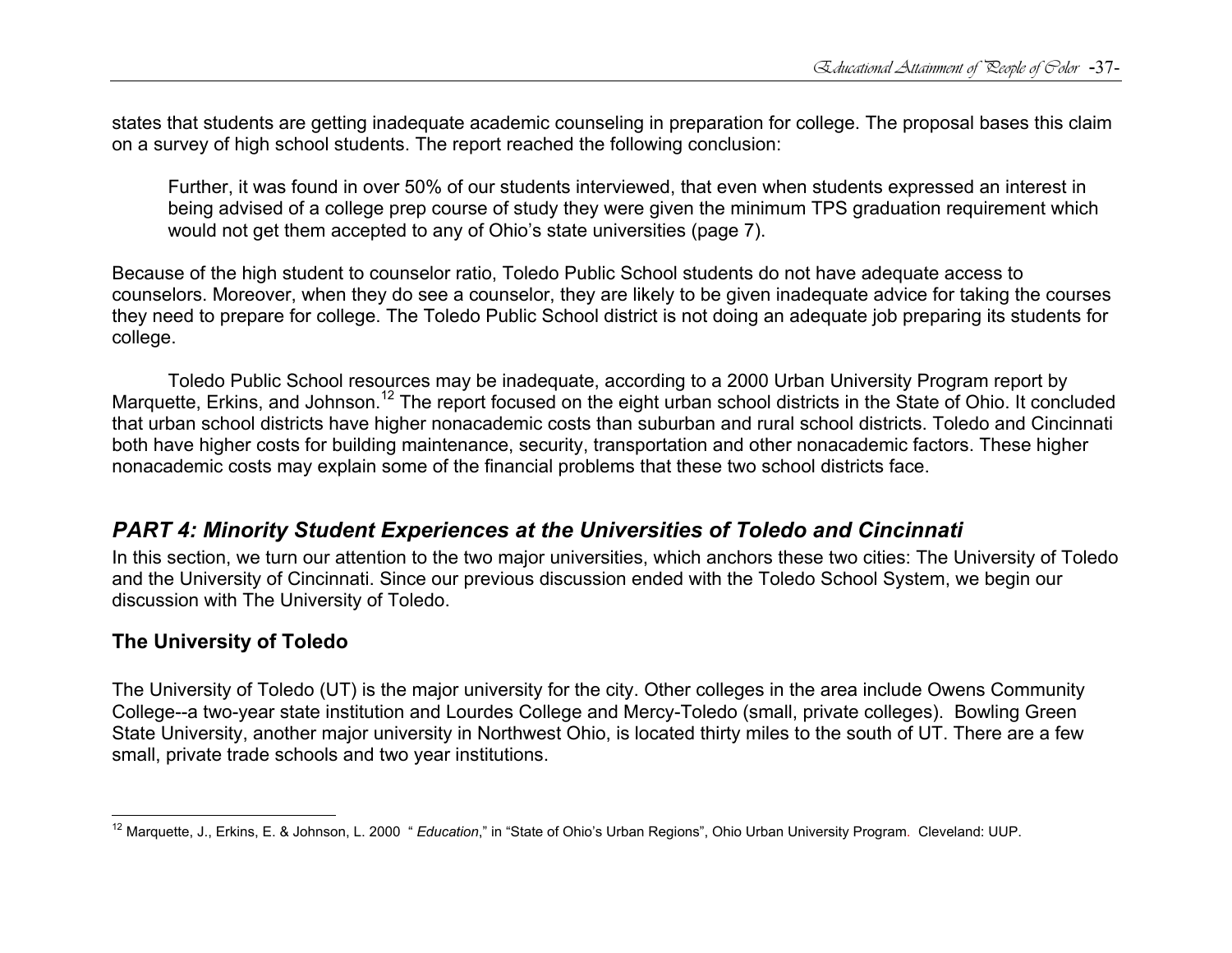states that students are getting inadequate academic counseling in preparation for college. The proposal bases this claim on a survey of high school students. The report reached the following conclusion:

> Further, it was found in over 50% of our students interviewed, that even when students expressed an interest in being advised of a college prep course of study they were given the minimum TPS graduation requirement which would not get them accepted to any of Ohio's state universities (page 7).

Because of the high student to counselor ratio, Toledo Public School students do not have adequate access to counselors. Moreover, when they do see a counselor, they are likely to be given inadequate advice for taking the courses they need to prepare for college. The Toledo Public School district is not doing an adequate job preparing its students for college.

Toledo Public School resources may be inadequate, according to a 2000 Urban University Program report by Marquette, Erkins, and Johnson.[12] The report focused on the eight urban school districts in the State of Ohio. It concluded that urban school districts have higher nonacademic costs than suburban and rural school districts. Toledo and Cincinnati both have higher costs for building maintenance, security, transportation and other nonacademic factors. These higher nonacademic costs may explain some of the financial problems that these two school districts face.

## *PART 4: Minority Student Experiences at the Universities of Toledo and Cincinnati*

In this section, we turn our attention to the two major universities, which anchors these two cities: The University of Toledo and the University of Cincinnati. Since our previous discussion ended with the Toledo School System, we begin our discussion with The University of Toledo.

### The University of Toledo

The University of Toledo (UT) is the major university for the city. Other colleges in the area include Owens Community College--a two-year state institution and Lourdes College and Mercy-Toledo (small, private colleges). Bowling Green State University, another major university in Northwest Ohio, is located thirty miles to the south of UT. There are a few small, private trade schools and two year institutions.

---

[12] Marquette, J., Erkins, E. & Johnson, L. 2000 " *Education*," in "State of Ohio's Urban Regions", Ohio Urban University Program. Cleveland: UUP.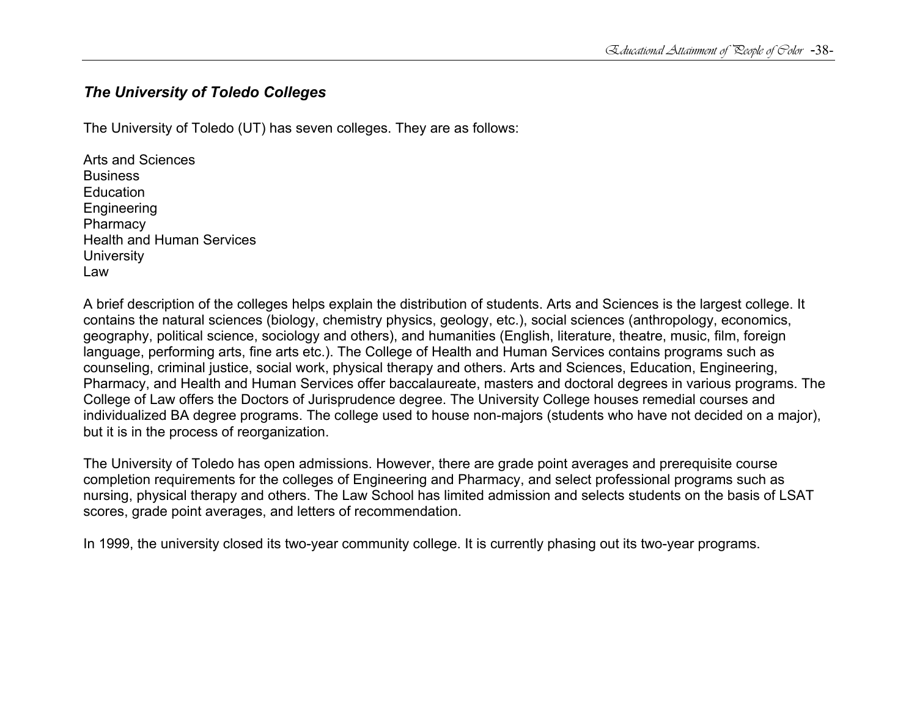### *The University of Toledo Colleges*

The University of Toledo (UT) has seven colleges. They are as follows:

Arts and Sciences
Business
Education
Engineering
Pharmacy
Health and Human Services
University
Law

A brief description of the colleges helps explain the distribution of students. Arts and Sciences is the largest college. It contains the natural sciences (biology, chemistry physics, geology, etc.), social sciences (anthropology, economics, geography, political science, sociology and others), and humanities (English, literature, theatre, music, film, foreign language, performing arts, fine arts etc.). The College of Health and Human Services contains programs such as counseling, criminal justice, social work, physical therapy and others. Arts and Sciences, Education, Engineering, Pharmacy, and Health and Human Services offer baccalaureate, masters and doctoral degrees in various programs. The College of Law offers the Doctors of Jurisprudence degree. The University College houses remedial courses and individualized BA degree programs. The college used to house non-majors (students who have not decided on a major), but it is in the process of reorganization.

The University of Toledo has open admissions. However, there are grade point averages and prerequisite course completion requirements for the colleges of Engineering and Pharmacy, and select professional programs such as nursing, physical therapy and others. The Law School has limited admission and selects students on the basis of LSAT scores, grade point averages, and letters of recommendation.

In 1999, the university closed its two-year community college. It is currently phasing out its two-year programs.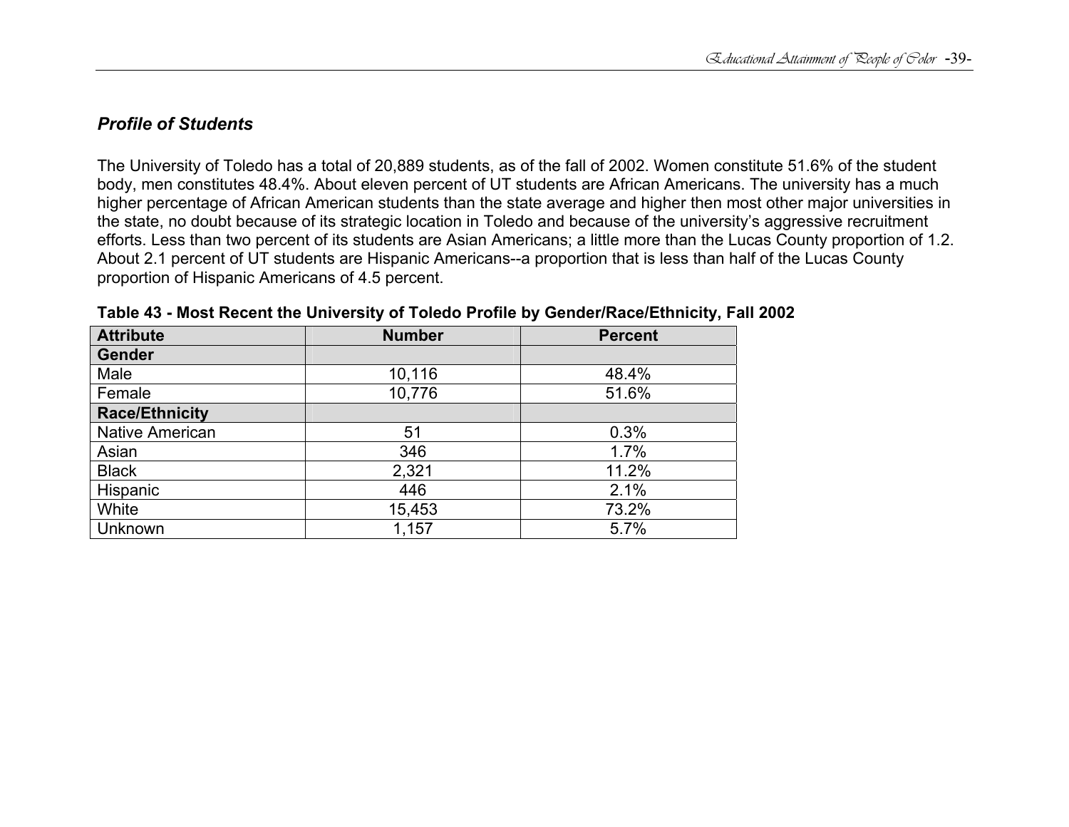## *Profile of Students*

The University of Toledo has a total of 20,889 students, as of the fall of 2002. Women constitute 51.6% of the student body, men constitutes 48.4%. About eleven percent of UT students are African Americans. The university has a much higher percentage of African American students than the state average and higher then most other major universities in the state, no doubt because of its strategic location in Toledo and because of the university's aggressive recruitment efforts. Less than two percent of its students are Asian Americans; a little more than the Lucas County proportion of 1.2. About 2.1 percent of UT students are Hispanic Americans--a proportion that is less than half of the Lucas County proportion of Hispanic Americans of 4.5 percent.

**Table 43 - Most Recent the University of Toledo Profile by Gender/Race/Ethnicity, Fall 2002**

| Attribute | Number | Percent |
|---|---|---|
| **Gender** | | |
| Male | 10,116 | 48.4% |
| Female | 10,776 | 51.6% |
| **Race/Ethnicity** | | |
| Native American | 51 | 0.3% |
| Asian | 346 | 1.7% |
| Black | 2,321 | 11.2% |
| Hispanic | 446 | 2.1% |
| White | 15,453 | 73.2% |
| Unknown | 1,157 | 5.7% |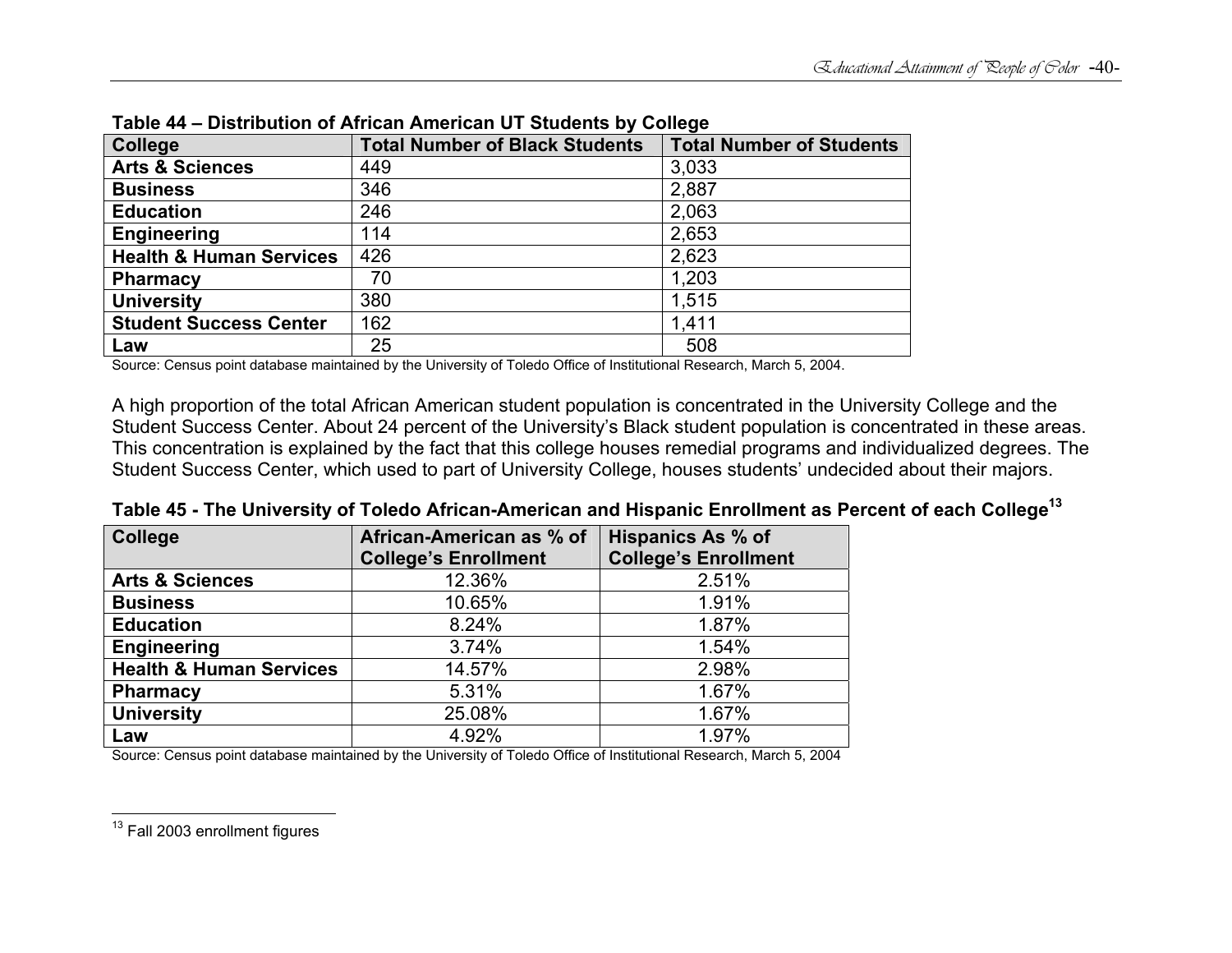**Table 44 – Distribution of African American UT Students by College**

| College | Total Number of Black Students | Total Number of Students |
|---|---|---|
| **Arts & Sciences** | 449 | 3,033 |
| **Business** | 346 | 2,887 |
| **Education** | 246 | 2,063 |
| **Engineering** | 114 | 2,653 |
| **Health & Human Services** | 426 | 2,623 |
| **Pharmacy** | 70 | 1,203 |
| **University** | 380 | 1,515 |
| **Student Success Center** | 162 | 1,411 |
| **Law** | 25 | 508 |

Source: Census point database maintained by the University of Toledo Office of Institutional Research, March 5, 2004.

A high proportion of the total African American student population is concentrated in the University College and the Student Success Center. About 24 percent of the University's Black student population is concentrated in these areas. This concentration is explained by the fact that this college houses remedial programs and individualized degrees. The Student Success Center, which used to part of University College, houses students' undecided about their majors.

**Table 45 - The University of Toledo African-American and Hispanic Enrollment as Percent of each College[13]**

| College | African-American as % of College's Enrollment | Hispanics As % of College's Enrollment |
|---|---|---|
| **Arts & Sciences** | 12.36% | 2.51% |
| **Business** | 10.65% | 1.91% |
| **Education** | 8.24% | 1.87% |
| **Engineering** | 3.74% | 1.54% |
| **Health & Human Services** | 14.57% | 2.98% |
| **Pharmacy** | 5.31% | 1.67% |
| **University** | 25.08% | 1.67% |
| **Law** | 4.92% | 1.97% |

Source: Census point database maintained by the University of Toledo Office of Institutional Research, March 5, 2004

[13] Fall 2003 enrollment figures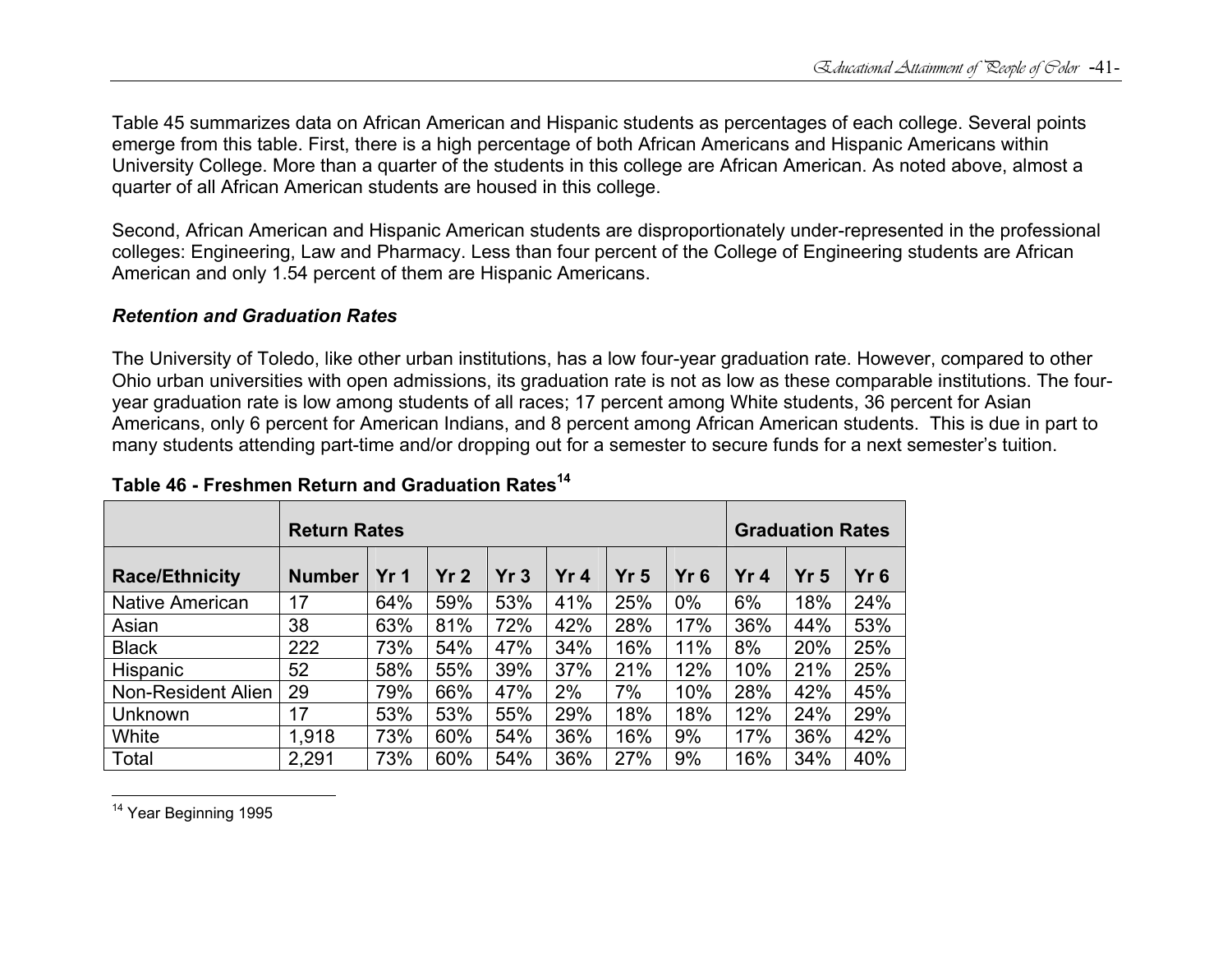Table 45 summarizes data on African American and Hispanic students as percentages of each college. Several points emerge from this table. First, there is a high percentage of both African Americans and Hispanic Americans within University College. More than a quarter of the students in this college are African American. As noted above, almost a quarter of all African American students are housed in this college.

Second, African American and Hispanic American students are disproportionately under-represented in the professional colleges: Engineering, Law and Pharmacy. Less than four percent of the College of Engineering students are African American and only 1.54 percent of them are Hispanic Americans.

### *Retention and Graduation Rates*

The University of Toledo, like other urban institutions, has a low four-year graduation rate. However, compared to other Ohio urban universities with open admissions, its graduation rate is not as low as these comparable institutions. The four-year graduation rate is low among students of all races; 17 percent among White students, 36 percent for Asian Americans, only 6 percent for American Indians, and 8 percent among African American students. This is due in part to many students attending part-time and/or dropping out for a semester to secure funds for a next semester's tuition.

**Table 46 - Freshmen Return and Graduation Rates[14]**

| | Return Rates | | | | | | | Graduation Rates | | |
|---|---|---|---|---|---|---|---|---|---|---|
| **Race/Ethnicity** | **Number** | **Yr 1** | **Yr 2** | **Yr 3** | **Yr 4** | **Yr 5** | **Yr 6** | **Yr 4** | **Yr 5** | **Yr 6** |
| Native American | 17 | 64% | 59% | 53% | 41% | 25% | 0% | 6% | 18% | 24% |
| Asian | 38 | 63% | 81% | 72% | 42% | 28% | 17% | 36% | 44% | 53% |
| Black | 222 | 73% | 54% | 47% | 34% | 16% | 11% | 8% | 20% | 25% |
| Hispanic | 52 | 58% | 55% | 39% | 37% | 21% | 12% | 10% | 21% | 25% |
| Non-Resident Alien | 29 | 79% | 66% | 47% | 2% | 7% | 10% | 28% | 42% | 45% |
| Unknown | 17 | 53% | 53% | 55% | 29% | 18% | 18% | 12% | 24% | 29% |
| White | 1,918 | 73% | 60% | 54% | 36% | 16% | 9% | 17% | 36% | 42% |
| Total | 2,291 | 73% | 60% | 54% | 36% | 27% | 9% | 16% | 34% | 40% |

[14] Year Beginning 1995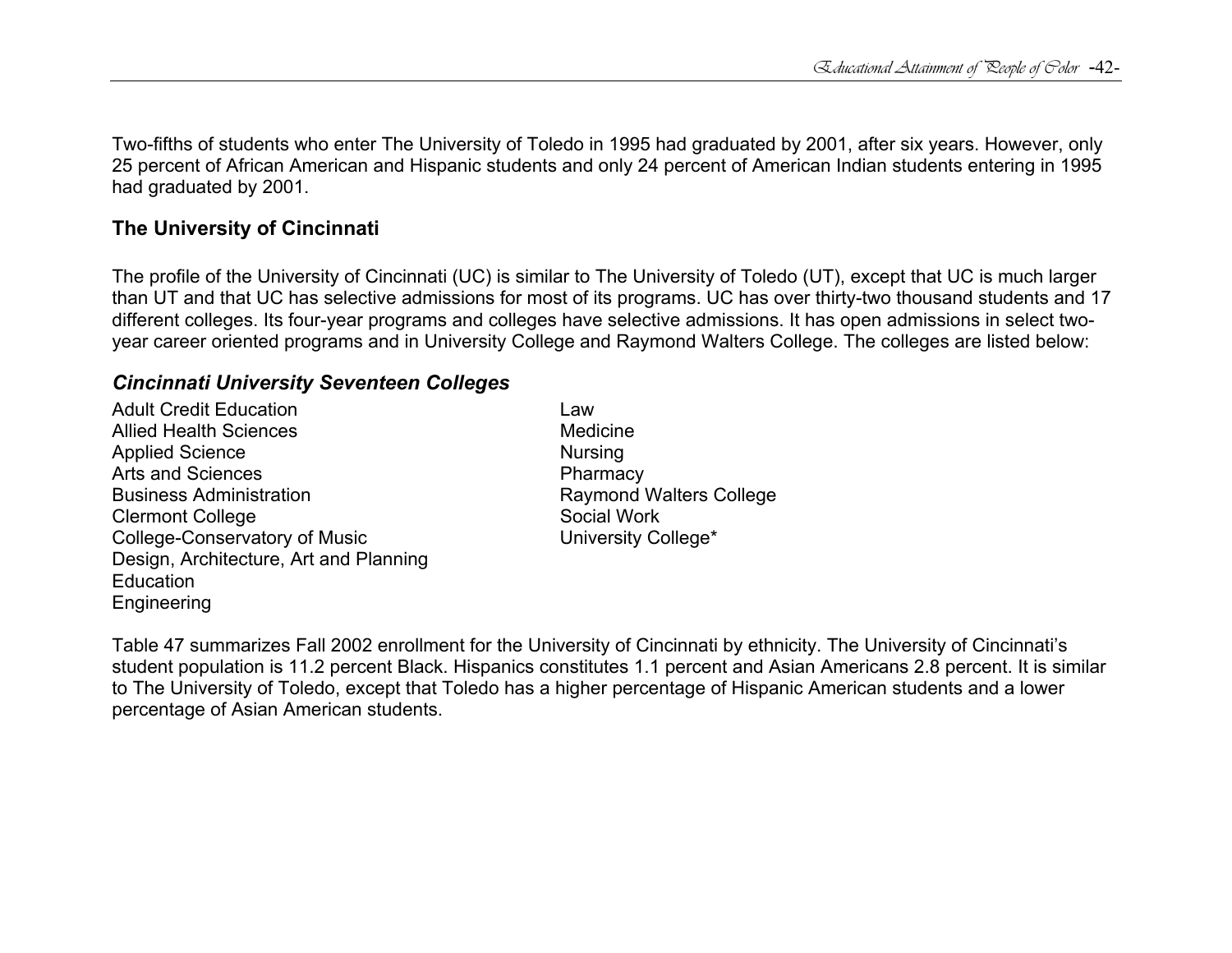Two-fifths of students who enter The University of Toledo in 1995 had graduated by 2001, after six years. However, only 25 percent of African American and Hispanic students and only 24 percent of American Indian students entering in 1995 had graduated by 2001.

## The University of Cincinnati

The profile of the University of Cincinnati (UC) is similar to The University of Toledo (UT), except that UC is much larger than UT and that UC has selective admissions for most of its programs. UC has over thirty-two thousand students and 17 different colleges. Its four-year programs and colleges have selective admissions. It has open admissions in select two-year career oriented programs and in University College and Raymond Walters College. The colleges are listed below:

### *Cincinnati University Seventeen Colleges*

Adult Credit Education
Allied Health Sciences
Applied Science
Arts and Sciences
Business Administration
Clermont College
College-Conservatory of Music
Design, Architecture, Art and Planning
Education
Engineering
Law
Medicine
Nursing
Pharmacy
Raymond Walters College
Social Work
University College*

Table 47 summarizes Fall 2002 enrollment for the University of Cincinnati by ethnicity. The University of Cincinnati's student population is 11.2 percent Black. Hispanics constitutes 1.1 percent and Asian Americans 2.8 percent. It is similar to The University of Toledo, except that Toledo has a higher percentage of Hispanic American students and a lower percentage of Asian American students.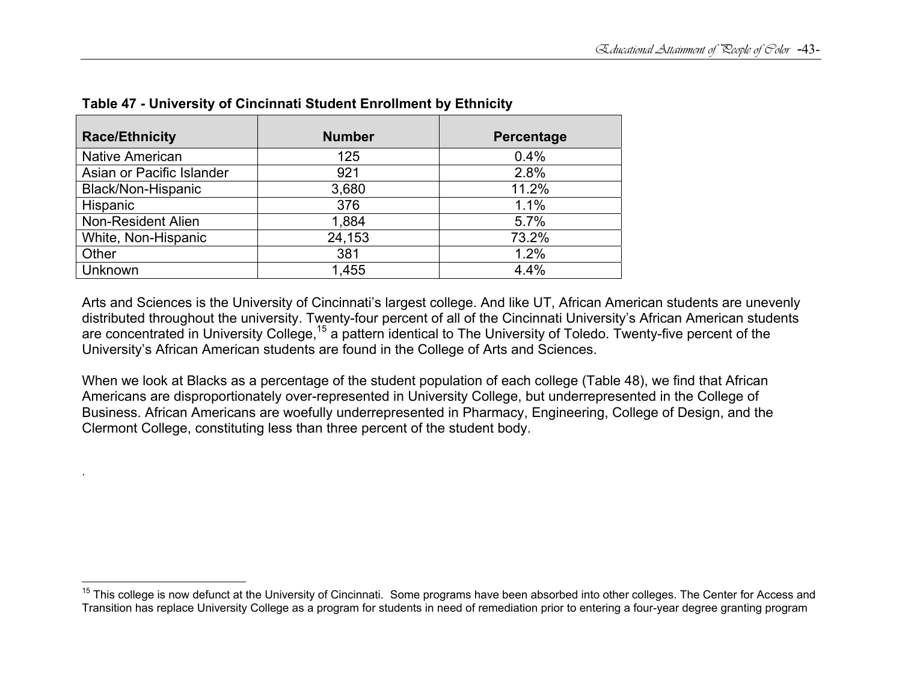**Table 47 - University of Cincinnati Student Enrollment by Ethnicity**

| Race/Ethnicity | Number | Percentage |
|---|---|---|
| Native American | 125 | 0.4% |
| Asian or Pacific Islander | 921 | 2.8% |
| Black/Non-Hispanic | 3,680 | 11.2% |
| Hispanic | 376 | 1.1% |
| Non-Resident Alien | 1,884 | 5.7% |
| White, Non-Hispanic | 24,153 | 73.2% |
| Other | 381 | 1.2% |
| Unknown | 1,455 | 4.4% |

Arts and Sciences is the University of Cincinnati's largest college. And like UT, African American students are unevenly distributed throughout the university. Twenty-four percent of all of the Cincinnati University's African American students are concentrated in University College,[15] a pattern identical to The University of Toledo. Twenty-five percent of the University's African American students are found in the College of Arts and Sciences.

When we look at Blacks as a percentage of the student population of each college (Table 48), we find that African Americans are disproportionately over-represented in University College, but underrepresented in the College of Business. African Americans are woefully underrepresented in Pharmacy, Engineering, College of Design, and the Clermont College, constituting less than three percent of the student body.

.

[15] This college is now defunct at the University of Cincinnati. Some programs have been absorbed into other colleges. The Center for Access and Transition has replace University College as a program for students in need of remediation prior to entering a four-year degree granting program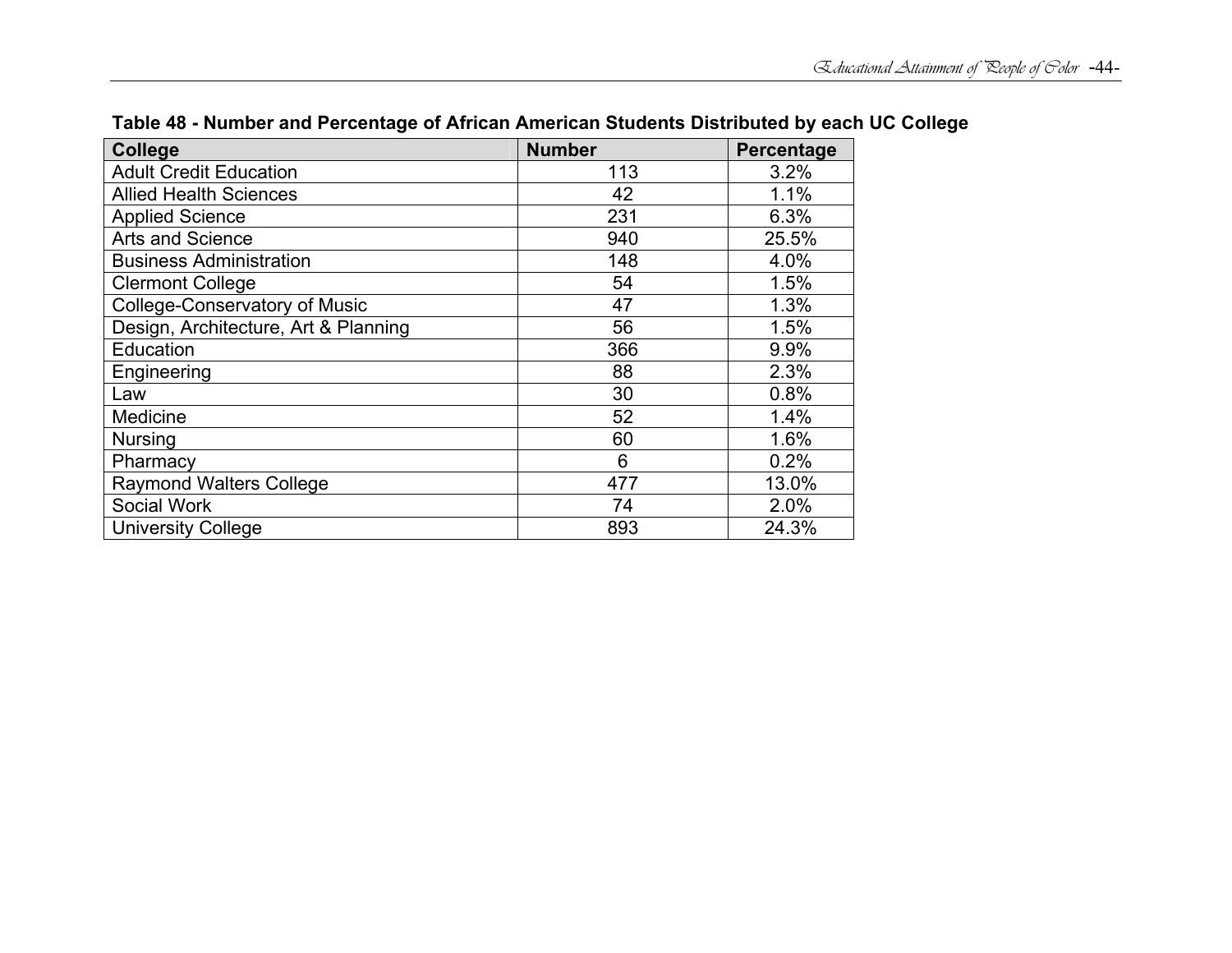**Table 48 - Number and Percentage of African American Students Distributed by each UC College**

| College | Number | Percentage |
|---|---|---|
| Adult Credit Education | 113 | 3.2% |
| Allied Health Sciences | 42 | 1.1% |
| Applied Science | 231 | 6.3% |
| Arts and Science | 940 | 25.5% |
| Business Administration | 148 | 4.0% |
| Clermont College | 54 | 1.5% |
| College-Conservatory of Music | 47 | 1.3% |
| Design, Architecture, Art & Planning | 56 | 1.5% |
| Education | 366 | 9.9% |
| Engineering | 88 | 2.3% |
| Law | 30 | 0.8% |
| Medicine | 52 | 1.4% |
| Nursing | 60 | 1.6% |
| Pharmacy | 6 | 0.2% |
| Raymond Walters College | 477 | 13.0% |
| Social Work | 74 | 2.0% |
| University College | 893 | 24.3% |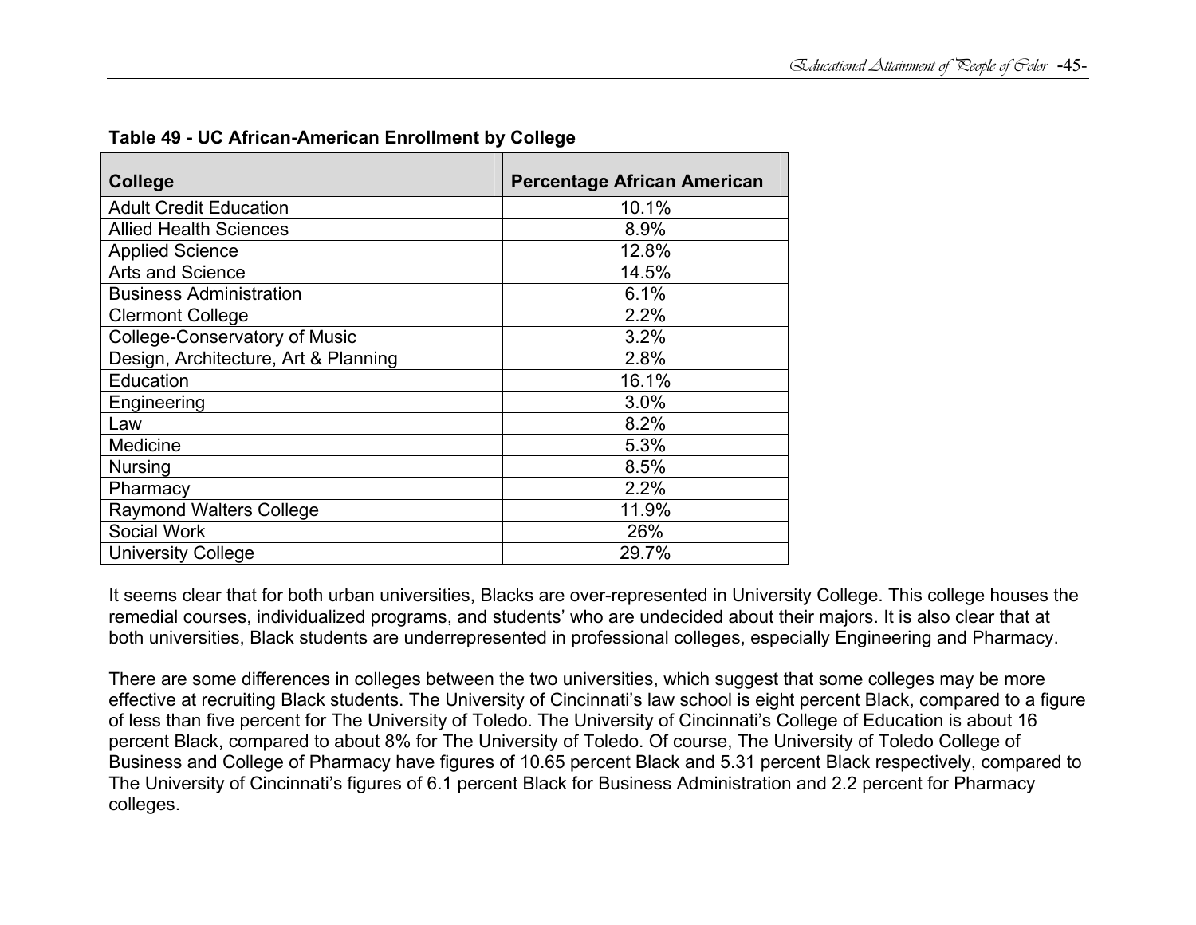**Table 49 - UC African-American Enrollment by College**

| College | Percentage African American |
|---|---|
| Adult Credit Education | 10.1% |
| Allied Health Sciences | 8.9% |
| Applied Science | 12.8% |
| Arts and Science | 14.5% |
| Business Administration | 6.1% |
| Clermont College | 2.2% |
| College-Conservatory of Music | 3.2% |
| Design, Architecture, Art & Planning | 2.8% |
| Education | 16.1% |
| Engineering | 3.0% |
| Law | 8.2% |
| Medicine | 5.3% |
| Nursing | 8.5% |
| Pharmacy | 2.2% |
| Raymond Walters College | 11.9% |
| Social Work | 26% |
| University College | 29.7% |

It seems clear that for both urban universities, Blacks are over-represented in University College. This college houses the remedial courses, individualized programs, and students' who are undecided about their majors. It is also clear that at both universities, Black students are underrepresented in professional colleges, especially Engineering and Pharmacy.

There are some differences in colleges between the two universities, which suggest that some colleges may be more effective at recruiting Black students. The University of Cincinnati's law school is eight percent Black, compared to a figure of less than five percent for The University of Toledo. The University of Cincinnati's College of Education is about 16 percent Black, compared to about 8% for The University of Toledo. Of course, The University of Toledo College of Business and College of Pharmacy have figures of 10.65 percent Black and 5.31 percent Black respectively, compared to The University of Cincinnati's figures of 6.1 percent Black for Business Administration and 2.2 percent for Pharmacy colleges.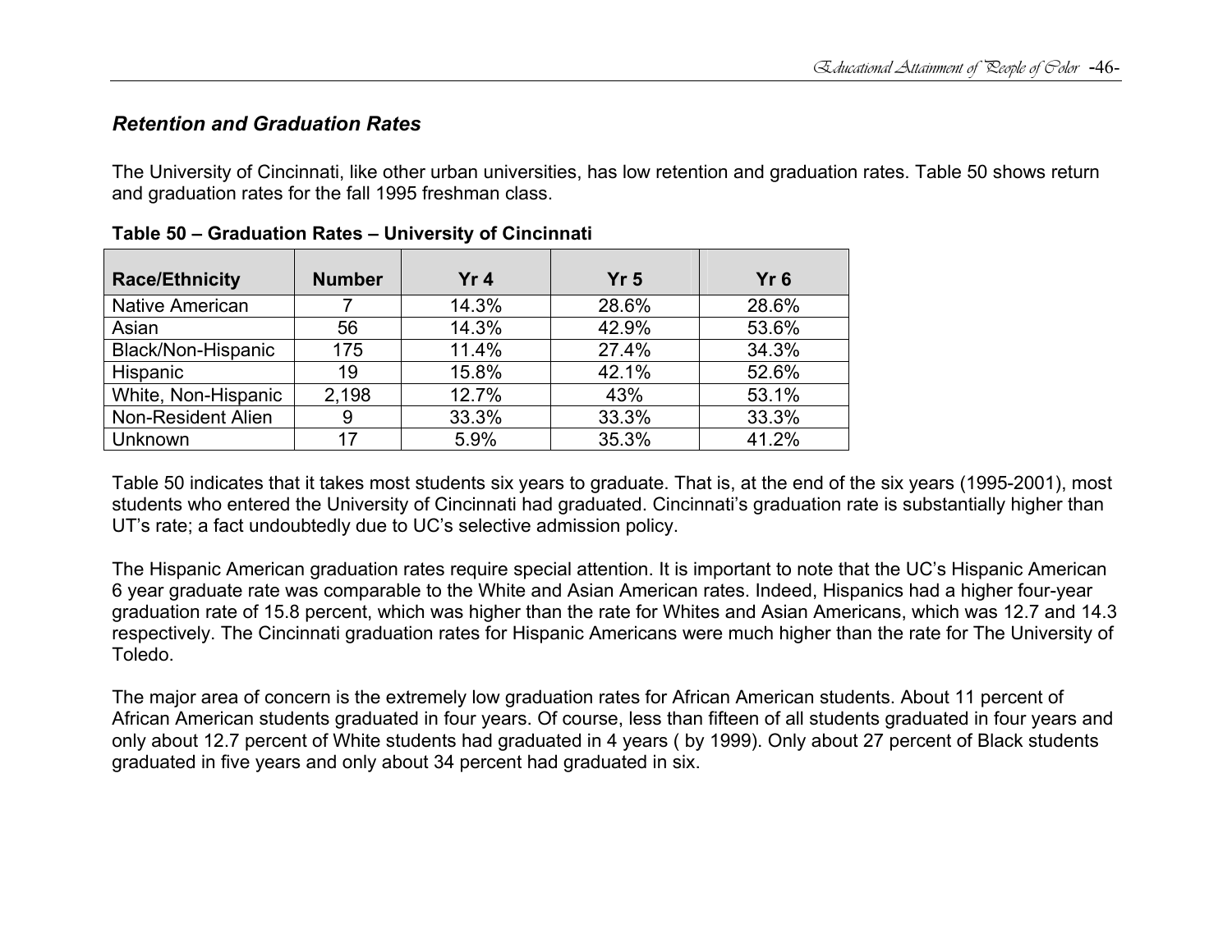### *Retention and Graduation Rates*

The University of Cincinnati, like other urban universities, has low retention and graduation rates. Table 50 shows return and graduation rates for the fall 1995 freshman class.

**Table 50 – Graduation Rates – University of Cincinnati**

| Race/Ethnicity | Number | Yr 4 | Yr 5 | Yr 6 |
|---|---|---|---|---|
| Native American | 7 | 14.3% | 28.6% | 28.6% |
| Asian | 56 | 14.3% | 42.9% | 53.6% |
| Black/Non-Hispanic | 175 | 11.4% | 27.4% | 34.3% |
| Hispanic | 19 | 15.8% | 42.1% | 52.6% |
| White, Non-Hispanic | 2,198 | 12.7% | 43% | 53.1% |
| Non-Resident Alien | 9 | 33.3% | 33.3% | 33.3% |
| Unknown | 17 | 5.9% | 35.3% | 41.2% |

Table 50 indicates that it takes most students six years to graduate. That is, at the end of the six years (1995-2001), most students who entered the University of Cincinnati had graduated. Cincinnati's graduation rate is substantially higher than UT's rate; a fact undoubtedly due to UC's selective admission policy.

The Hispanic American graduation rates require special attention. It is important to note that the UC's Hispanic American 6 year graduate rate was comparable to the White and Asian American rates. Indeed, Hispanics had a higher four-year graduation rate of 15.8 percent, which was higher than the rate for Whites and Asian Americans, which was 12.7 and 14.3 respectively. The Cincinnati graduation rates for Hispanic Americans were much higher than the rate for The University of Toledo.

The major area of concern is the extremely low graduation rates for African American students. About 11 percent of African American students graduated in four years. Of course, less than fifteen of all students graduated in four years and only about 12.7 percent of White students had graduated in 4 years ( by 1999). Only about 27 percent of Black students graduated in five years and only about 34 percent had graduated in six.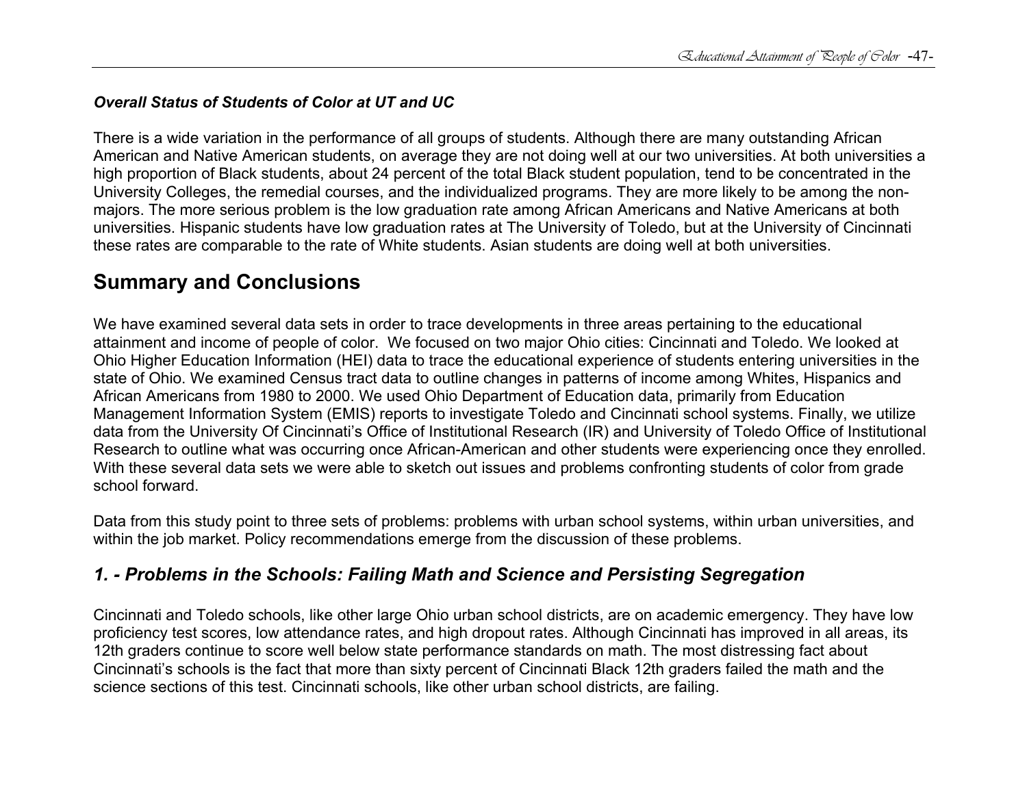*Overall Status of Students of Color at UT and UC*

There is a wide variation in the performance of all groups of students. Although there are many outstanding African American and Native American students, on average they are not doing well at our two universities. At both universities a high proportion of Black students, about 24 percent of the total Black student population, tend to be concentrated in the University Colleges, the remedial courses, and the individualized programs. They are more likely to be among the non-majors. The more serious problem is the low graduation rate among African Americans and Native Americans at both universities. Hispanic students have low graduation rates at The University of Toledo, but at the University of Cincinnati these rates are comparable to the rate of White students. Asian students are doing well at both universities.

## Summary and Conclusions

We have examined several data sets in order to trace developments in three areas pertaining to the educational attainment and income of people of color. We focused on two major Ohio cities: Cincinnati and Toledo. We looked at Ohio Higher Education Information (HEI) data to trace the educational experience of students entering universities in the state of Ohio. We examined Census tract data to outline changes in patterns of income among Whites, Hispanics and African Americans from 1980 to 2000. We used Ohio Department of Education data, primarily from Education Management Information System (EMIS) reports to investigate Toledo and Cincinnati school systems. Finally, we utilize data from the University Of Cincinnati's Office of Institutional Research (IR) and University of Toledo Office of Institutional Research to outline what was occurring once African-American and other students were experiencing once they enrolled. With these several data sets we were able to sketch out issues and problems confronting students of color from grade school forward.

Data from this study point to three sets of problems: problems with urban school systems, within urban universities, and within the job market. Policy recommendations emerge from the discussion of these problems.

### *1. - Problems in the Schools: Failing Math and Science and Persisting Segregation*

Cincinnati and Toledo schools, like other large Ohio urban school districts, are on academic emergency. They have low proficiency test scores, low attendance rates, and high dropout rates. Although Cincinnati has improved in all areas, its 12th graders continue to score well below state performance standards on math. The most distressing fact about Cincinnati's schools is the fact that more than sixty percent of Cincinnati Black 12th graders failed the math and the science sections of this test. Cincinnati schools, like other urban school districts, are failing.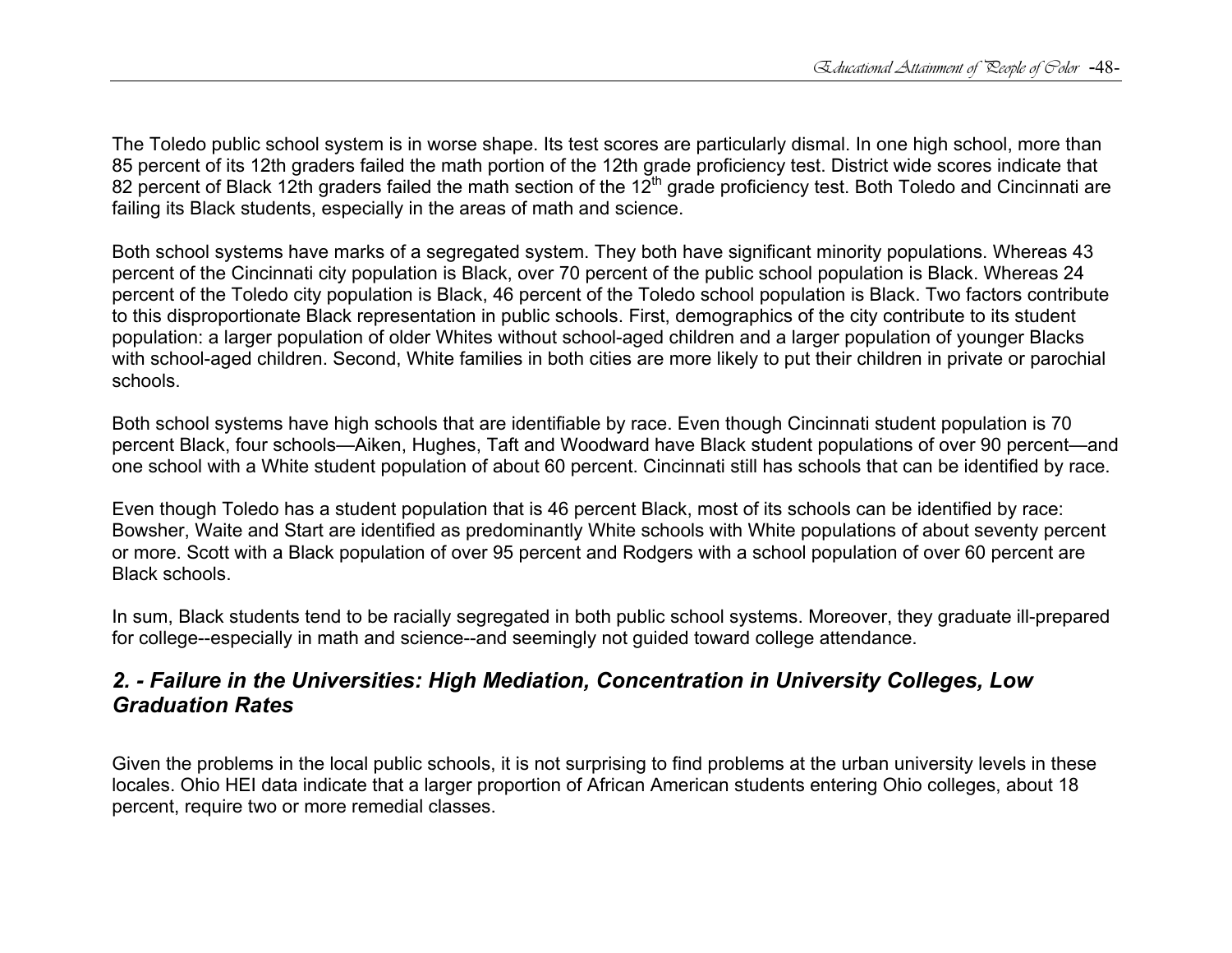The Toledo public school system is in worse shape. Its test scores are particularly dismal. In one high school, more than 85 percent of its 12th graders failed the math portion of the 12th grade proficiency test. District wide scores indicate that 82 percent of Black 12th graders failed the math section of the 12$^{th}$ grade proficiency test. Both Toledo and Cincinnati are failing its Black students, especially in the areas of math and science.

Both school systems have marks of a segregated system. They both have significant minority populations. Whereas 43 percent of the Cincinnati city population is Black, over 70 percent of the public school population is Black. Whereas 24 percent of the Toledo city population is Black, 46 percent of the Toledo school population is Black. Two factors contribute to this disproportionate Black representation in public schools. First, demographics of the city contribute to its student population: a larger population of older Whites without school-aged children and a larger population of younger Blacks with school-aged children. Second, White families in both cities are more likely to put their children in private or parochial schools.

Both school systems have high schools that are identifiable by race. Even though Cincinnati student population is 70 percent Black, four schools—Aiken, Hughes, Taft and Woodward have Black student populations of over 90 percent—and one school with a White student population of about 60 percent. Cincinnati still has schools that can be identified by race.

Even though Toledo has a student population that is 46 percent Black, most of its schools can be identified by race: Bowsher, Waite and Start are identified as predominantly White schools with White populations of about seventy percent or more. Scott with a Black population of over 95 percent and Rodgers with a school population of over 60 percent are Black schools.

In sum, Black students tend to be racially segregated in both public school systems. Moreover, they graduate ill-prepared for college--especially in math and science--and seemingly not guided toward college attendance.

## *2. - Failure in the Universities: High Mediation, Concentration in University Colleges, Low Graduation Rates*

Given the problems in the local public schools, it is not surprising to find problems at the urban university levels in these locales. Ohio HEI data indicate that a larger proportion of African American students entering Ohio colleges, about 18 percent, require two or more remedial classes.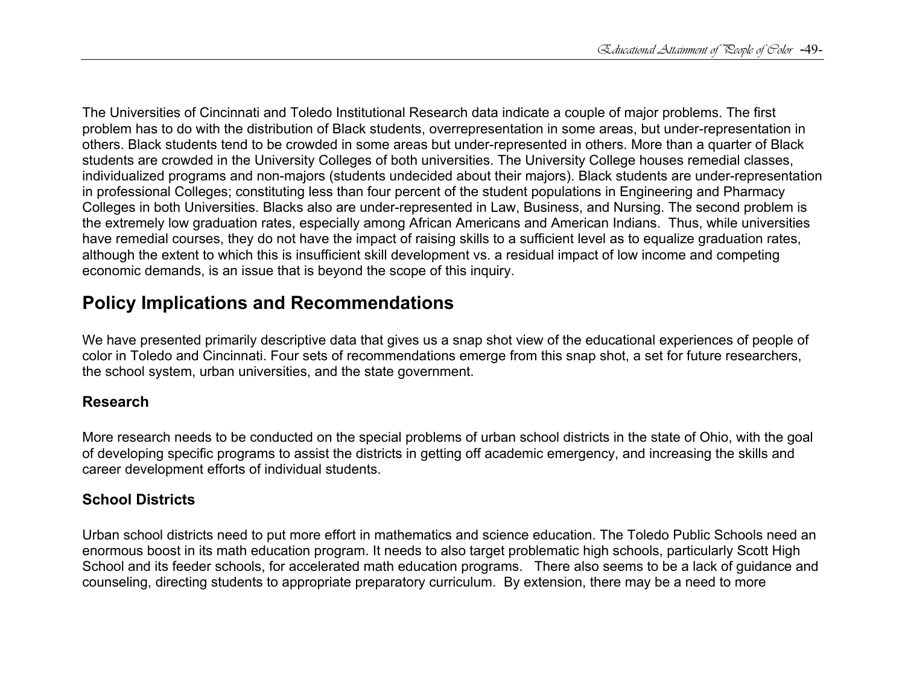The Universities of Cincinnati and Toledo Institutional Research data indicate a couple of major problems. The first problem has to do with the distribution of Black students, overrepresentation in some areas, but under-representation in others. Black students tend to be crowded in some areas but under-represented in others. More than a quarter of Black students are crowded in the University Colleges of both universities. The University College houses remedial classes, individualized programs and non-majors (students undecided about their majors). Black students are under-representation in professional Colleges; constituting less than four percent of the student populations in Engineering and Pharmacy Colleges in both Universities. Blacks also are under-represented in Law, Business, and Nursing. The second problem is the extremely low graduation rates, especially among African Americans and American Indians. Thus, while universities have remedial courses, they do not have the impact of raising skills to a sufficient level as to equalize graduation rates, although the extent to which this is insufficient skill development vs. a residual impact of low income and competing economic demands, is an issue that is beyond the scope of this inquiry.

## Policy Implications and Recommendations

We have presented primarily descriptive data that gives us a snap shot view of the educational experiences of people of color in Toledo and Cincinnati. Four sets of recommendations emerge from this snap shot, a set for future researchers, the school system, urban universities, and the state government.

### Research

More research needs to be conducted on the special problems of urban school districts in the state of Ohio, with the goal of developing specific programs to assist the districts in getting off academic emergency, and increasing the skills and career development efforts of individual students.

### School Districts

Urban school districts need to put more effort in mathematics and science education. The Toledo Public Schools need an enormous boost in its math education program. It needs to also target problematic high schools, particularly Scott High School and its feeder schools, for accelerated math education programs. There also seems to be a lack of guidance and counseling, directing students to appropriate preparatory curriculum. By extension, there may be a need to more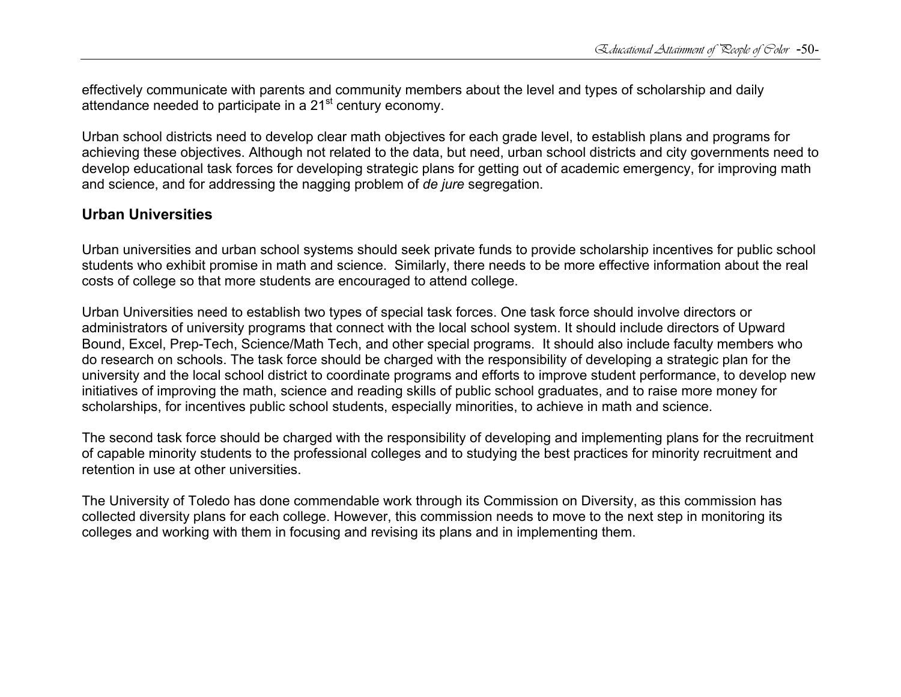effectively communicate with parents and community members about the level and types of scholarship and daily attendance needed to participate in a 21st century economy.

Urban school districts need to develop clear math objectives for each grade level, to establish plans and programs for achieving these objectives. Although not related to the data, but need, urban school districts and city governments need to develop educational task forces for developing strategic plans for getting out of academic emergency, for improving math and science, and for addressing the nagging problem of *de jure* segregation.

## Urban Universities

Urban universities and urban school systems should seek private funds to provide scholarship incentives for public school students who exhibit promise in math and science. Similarly, there needs to be more effective information about the real costs of college so that more students are encouraged to attend college.

Urban Universities need to establish two types of special task forces. One task force should involve directors or administrators of university programs that connect with the local school system. It should include directors of Upward Bound, Excel, Prep-Tech, Science/Math Tech, and other special programs. It should also include faculty members who do research on schools. The task force should be charged with the responsibility of developing a strategic plan for the university and the local school district to coordinate programs and efforts to improve student performance, to develop new initiatives of improving the math, science and reading skills of public school graduates, and to raise more money for scholarships, for incentives public school students, especially minorities, to achieve in math and science.

The second task force should be charged with the responsibility of developing and implementing plans for the recruitment of capable minority students to the professional colleges and to studying the best practices for minority recruitment and retention in use at other universities.

The University of Toledo has done commendable work through its Commission on Diversity, as this commission has collected diversity plans for each college. However, this commission needs to move to the next step in monitoring its colleges and working with them in focusing and revising its plans and in implementing them.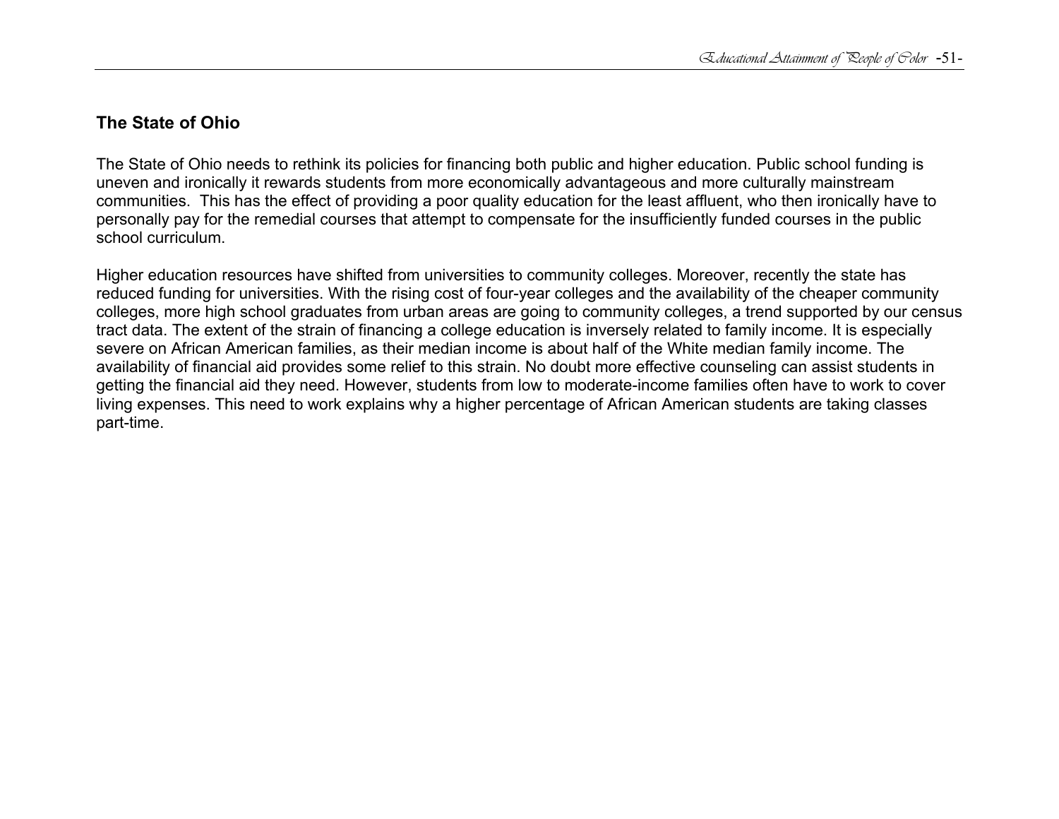## The State of Ohio

The State of Ohio needs to rethink its policies for financing both public and higher education. Public school funding is uneven and ironically it rewards students from more economically advantageous and more culturally mainstream communities. This has the effect of providing a poor quality education for the least affluent, who then ironically have to personally pay for the remedial courses that attempt to compensate for the insufficiently funded courses in the public school curriculum.

Higher education resources have shifted from universities to community colleges. Moreover, recently the state has reduced funding for universities. With the rising cost of four-year colleges and the availability of the cheaper community colleges, more high school graduates from urban areas are going to community colleges, a trend supported by our census tract data. The extent of the strain of financing a college education is inversely related to family income. It is especially severe on African American families, as their median income is about half of the White median family income. The availability of financial aid provides some relief to this strain. No doubt more effective counseling can assist students in getting the financial aid they need. However, students from low to moderate-income families often have to work to cover living expenses. This need to work explains why a higher percentage of African American students are taking classes part-time.